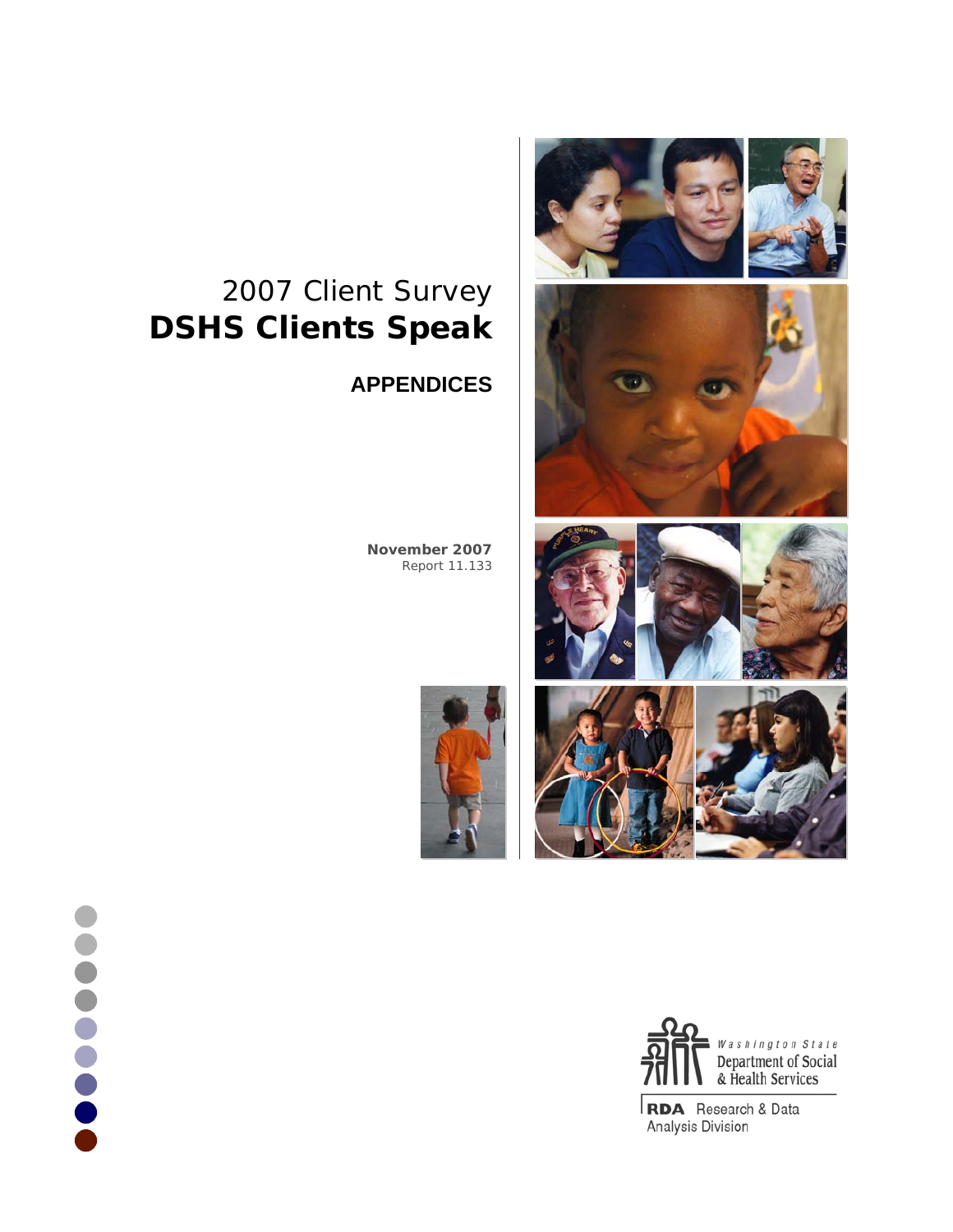# 2007 Client Survey
# DSHS Clients Speak

## APPENDICES

**November 2007**
Report 11.133

Washington State Department of Social & Health Services

RDA Research & Data Analysis Division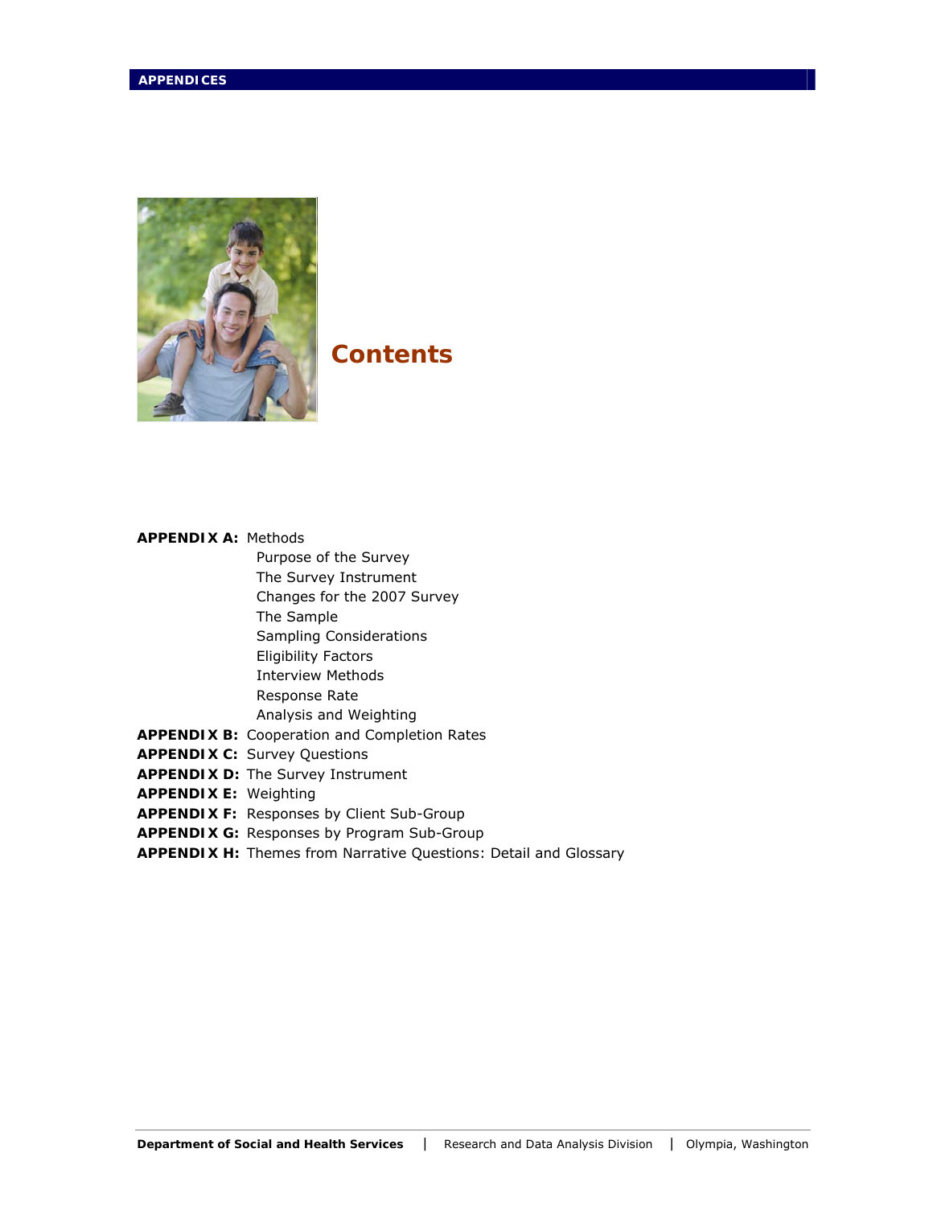# Contents

**APPENDIX A:** Methods

- Purpose of the Survey
- The Survey Instrument
- Changes for the 2007 Survey
- The Sample
- Sampling Considerations
- Eligibility Factors
- Interview Methods
- Response Rate
- Analysis and Weighting

**APPENDIX B:** Cooperation and Completion Rates

**APPENDIX C:** Survey Questions

**APPENDIX D:** The Survey Instrument

**APPENDIX E:** Weighting

**APPENDIX F:** Responses by Client Sub-Group

**APPENDIX G:** Responses by Program Sub-Group

**APPENDIX H:** Themes from Narrative Questions: Detail and Glossary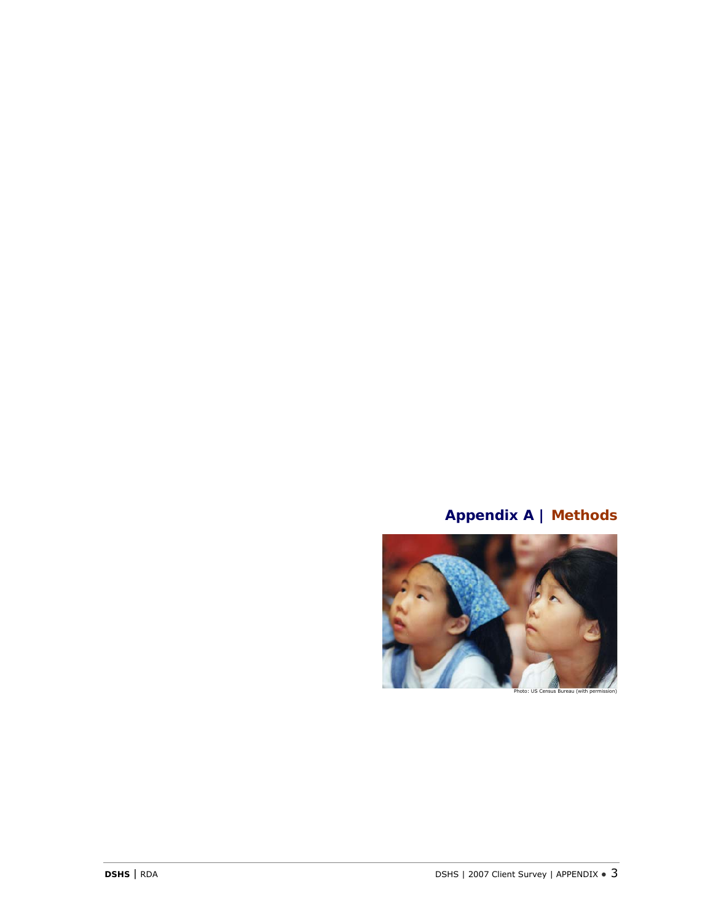## Appendix A | Methods

Photo: US Census Bureau (with permission)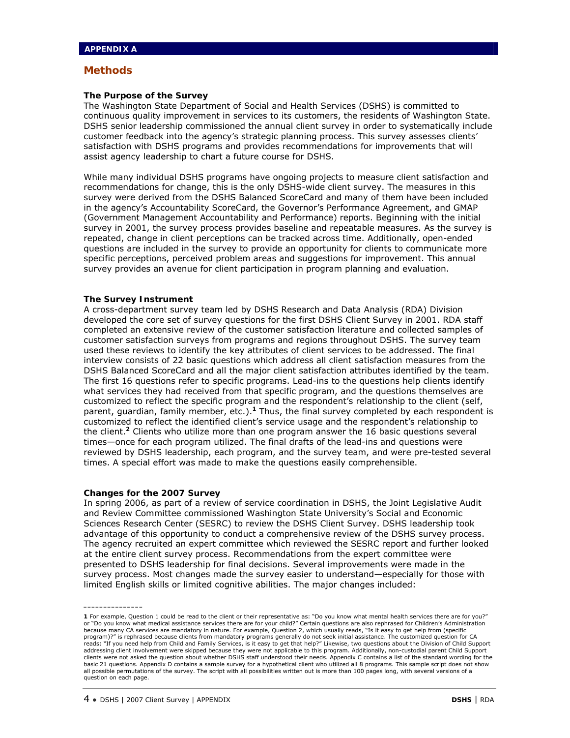**APPENDIX A**

## Methods

### The Purpose of the Survey

The Washington State Department of Social and Health Services (DSHS) is committed to continuous quality improvement in services to its customers, the residents of Washington State. DSHS senior leadership commissioned the annual client survey in order to systematically include customer feedback into the agency's strategic planning process. This survey assesses clients' satisfaction with DSHS programs and provides recommendations for improvements that will assist agency leadership to chart a future course for DSHS.

While many individual DSHS programs have ongoing projects to measure client satisfaction and recommendations for change, this is the only DSHS-wide client survey. The measures in this survey were derived from the DSHS Balanced ScoreCard and many of them have been included in the agency's Accountability ScoreCard, the Governor's Performance Agreement, and GMAP (Government Management Accountability and Performance) reports. Beginning with the initial survey in 2001, the survey process provides baseline and repeatable measures. As the survey is repeated, change in client perceptions can be tracked across time. Additionally, open-ended questions are included in the survey to provide an opportunity for clients to communicate more specific perceptions, perceived problem areas and suggestions for improvement. This annual survey provides an avenue for client participation in program planning and evaluation.

### The Survey Instrument

A cross-department survey team led by DSHS Research and Data Analysis (RDA) Division developed the core set of survey questions for the first DSHS Client Survey in 2001. RDA staff completed an extensive review of the customer satisfaction literature and collected samples of customer satisfaction surveys from programs and regions throughout DSHS. The survey team used these reviews to identify the key attributes of client services to be addressed. The final interview consists of 22 basic questions which address all client satisfaction measures from the DSHS Balanced ScoreCard and all the major client satisfaction attributes identified by the team. The first 16 questions refer to specific programs. Lead-ins to the questions help clients identify what services they had received from that specific program, and the questions themselves are customized to reflect the specific program and the respondent's relationship to the client (self, parent, guardian, family member, etc.).[1] Thus, the final survey completed by each respondent is customized to reflect the identified client's service usage and the respondent's relationship to the client.[2] Clients who utilize more than one program answer the 16 basic questions several times—once for each program utilized. The final drafts of the lead-ins and questions were reviewed by DSHS leadership, each program, and the survey team, and were pre-tested several times. A special effort was made to make the questions easily comprehensible.

### Changes for the 2007 Survey

In spring 2006, as part of a review of service coordination in DSHS, the Joint Legislative Audit and Review Committee commissioned Washington State University's Social and Economic Sciences Research Center (SESRC) to review the DSHS Client Survey. DSHS leadership took advantage of this opportunity to conduct a comprehensive review of the DSHS survey process. The agency recruited an expert committee which reviewed the SESRC report and further looked at the entire client survey process. Recommendations from the expert committee were presented to DSHS leadership for final decisions. Several improvements were made in the survey process. Most changes made the survey easier to understand—especially for those with limited English skills or limited cognitive abilities. The major changes included:

---

**1** For example, Question 1 could be read to the client or their representative as: "Do you know what mental health services there are for you?" or "Do you know what medical assistance services there are for your child?" Certain questions are also rephrased for Children's Administration because many CA services are mandatory in nature. For example, Question 2, which usually reads, "Is it easy to get help from (specific program)?" is rephrased because clients from mandatory programs generally do not seek initial assistance. The customized question for CA reads: "If you need help from Child and Family Services, is it easy to get that help?" Likewise, two questions about the Division of Child Support addressing client involvement were skipped because they were not applicable to this program. Additionally, non-custodial parent Child Support clients were not asked the question about whether DSHS staff understood their needs. Appendix C contains a list of the standard wording for the basic 21 questions. Appendix D contains a sample survey for a hypothetical client who utilized all 8 programs. This sample script does not show all possible permutations of the survey. The script with all possibilities written out is more than 100 pages long, with several versions of a question on each page.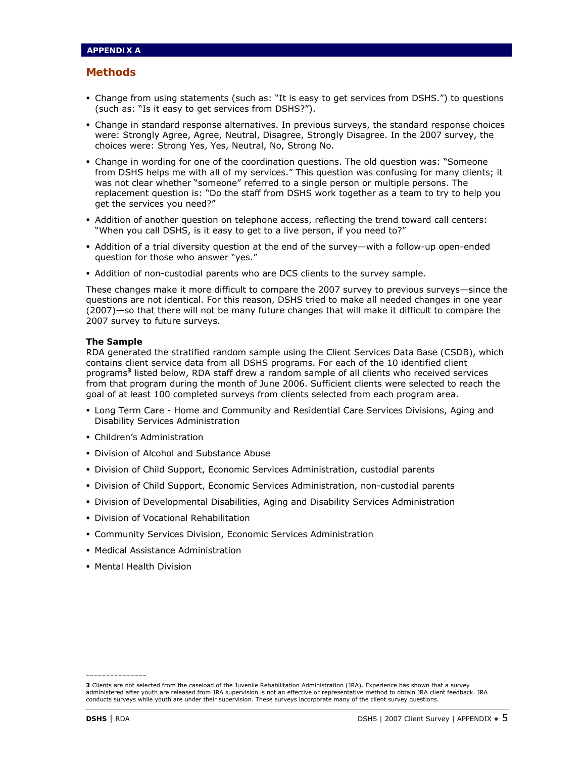APPENDIX A

## Methods

- Change from using statements (such as: "It is easy to get services from DSHS.") to questions (such as: "Is it easy to get services from DSHS?").
- Change in standard response alternatives. In previous surveys, the standard response choices were: Strongly Agree, Agree, Neutral, Disagree, Strongly Disagree. In the 2007 survey, the choices were: Strong Yes, Yes, Neutral, No, Strong No.
- Change in wording for one of the coordination questions. The old question was: "Someone from DSHS helps me with all of my services." This question was confusing for many clients; it was not clear whether "someone" referred to a single person or multiple persons. The replacement question is: "Do the staff from DSHS work together as a team to try to help you get the services you need?"
- Addition of another question on telephone access, reflecting the trend toward call centers: "When you call DSHS, is it easy to get to a live person, if you need to?"
- Addition of a trial diversity question at the end of the survey—with a follow-up open-ended question for those who answer "yes."
- Addition of non-custodial parents who are DCS clients to the survey sample.

These changes make it more difficult to compare the 2007 survey to previous surveys—since the questions are not identical. For this reason, DSHS tried to make all needed changes in one year (2007)—so that there will not be many future changes that will make it difficult to compare the 2007 survey to future surveys.

**The Sample**

RDA generated the stratified random sample using the Client Services Data Base (CSDB), which contains client service data from all DSHS programs. For each of the 10 identified client programs[3] listed below, RDA staff drew a random sample of all clients who received services from that program during the month of June 2006. Sufficient clients were selected to reach the goal of at least 100 completed surveys from clients selected from each program area.

- Long Term Care - Home and Community and Residential Care Services Divisions, Aging and Disability Services Administration
- Children's Administration
- Division of Alcohol and Substance Abuse
- Division of Child Support, Economic Services Administration, custodial parents
- Division of Child Support, Economic Services Administration, non-custodial parents
- Division of Developmental Disabilities, Aging and Disability Services Administration
- Division of Vocational Rehabilitation
- Community Services Division, Economic Services Administration
- Medical Assistance Administration
- Mental Health Division

---

[3] Clients are not selected from the caseload of the Juvenile Rehabilitation Administration (JRA). Experience has shown that a survey administered after youth are released from JRA supervision is not an effective or representative method to obtain JRA client feedback. JRA conducts surveys while youth are under their supervision. These surveys incorporate many of the client survey questions.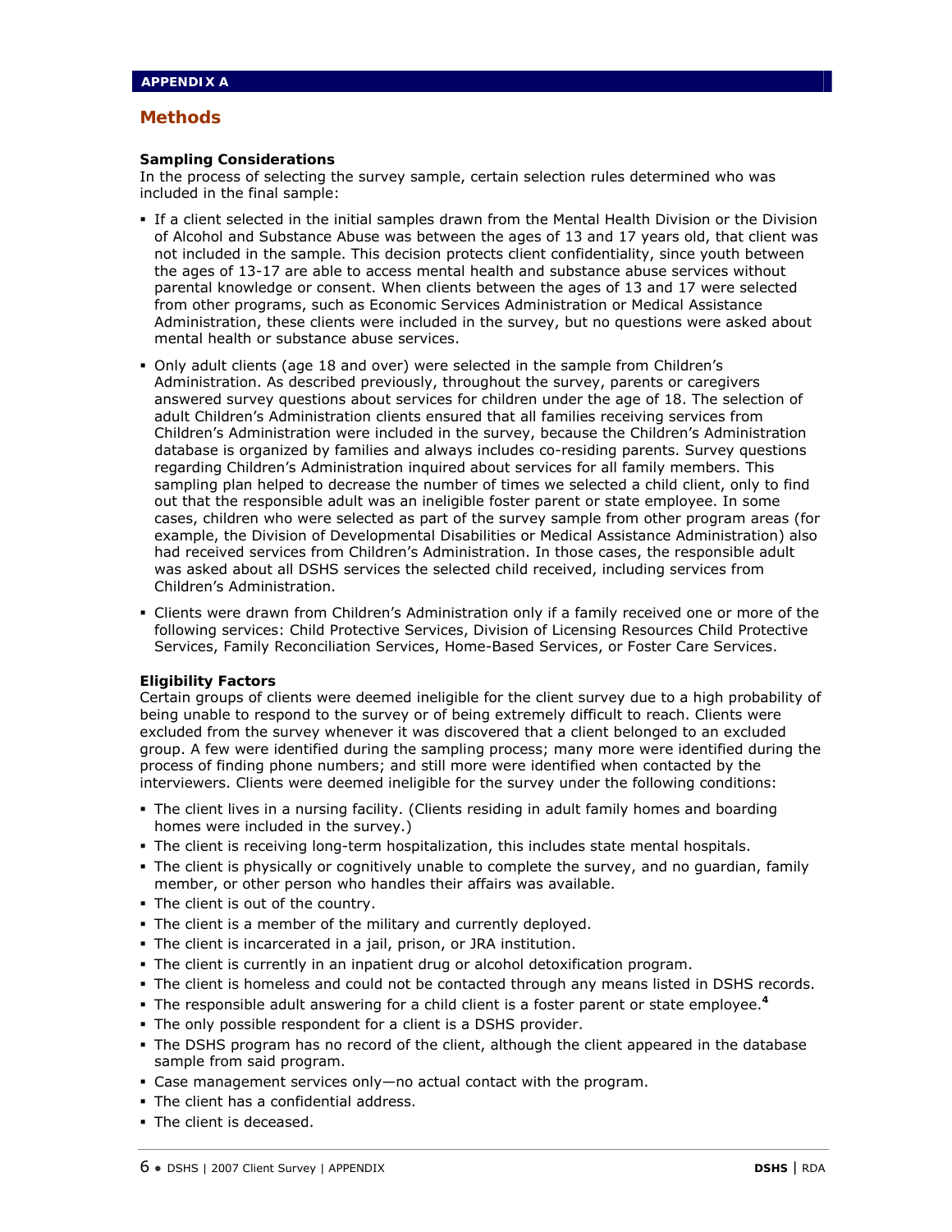## APPENDIX A

# Methods

**Sampling Considerations**

In the process of selecting the survey sample, certain selection rules determined who was included in the final sample:

- If a client selected in the initial samples drawn from the Mental Health Division or the Division of Alcohol and Substance Abuse was between the ages of 13 and 17 years old, that client was not included in the sample. This decision protects client confidentiality, since youth between the ages of 13-17 are able to access mental health and substance abuse services without parental knowledge or consent. When clients between the ages of 13 and 17 were selected from other programs, such as Economic Services Administration or Medical Assistance Administration, these clients were included in the survey, but no questions were asked about mental health or substance abuse services.
- Only adult clients (age 18 and over) were selected in the sample from Children's Administration. As described previously, throughout the survey, parents or caregivers answered survey questions about services for children under the age of 18. The selection of adult Children's Administration clients ensured that all families receiving services from Children's Administration were included in the survey, because the Children's Administration database is organized by families and always includes co-residing parents. Survey questions regarding Children's Administration inquired about services for all family members. This sampling plan helped to decrease the number of times we selected a child client, only to find out that the responsible adult was an ineligible foster parent or state employee. In some cases, children who were selected as part of the survey sample from other program areas (for example, the Division of Developmental Disabilities or Medical Assistance Administration) also had received services from Children's Administration. In those cases, the responsible adult was asked about all DSHS services the selected child received, including services from Children's Administration.
- Clients were drawn from Children's Administration only if a family received one or more of the following services: Child Protective Services, Division of Licensing Resources Child Protective Services, Family Reconciliation Services, Home-Based Services, or Foster Care Services.

**Eligibility Factors**

Certain groups of clients were deemed ineligible for the client survey due to a high probability of being unable to respond to the survey or of being extremely difficult to reach. Clients were excluded from the survey whenever it was discovered that a client belonged to an excluded group. A few were identified during the sampling process; many more were identified during the process of finding phone numbers; and still more were identified when contacted by the interviewers. Clients were deemed ineligible for the survey under the following conditions:

- The client lives in a nursing facility. (Clients residing in adult family homes and boarding homes were included in the survey.)
- The client is receiving long-term hospitalization, this includes state mental hospitals.
- The client is physically or cognitively unable to complete the survey, and no guardian, family member, or other person who handles their affairs was available.
- The client is out of the country.
- The client is a member of the military and currently deployed.
- The client is incarcerated in a jail, prison, or JRA institution.
- The client is currently in an inpatient drug or alcohol detoxification program.
- The client is homeless and could not be contacted through any means listed in DSHS records.
- The responsible adult answering for a child client is a foster parent or state employee.[4]
- The only possible respondent for a client is a DSHS provider.
- The DSHS program has no record of the client, although the client appeared in the database sample from said program.
- Case management services only—no actual contact with the program.
- The client has a confidential address.
- The client is deceased.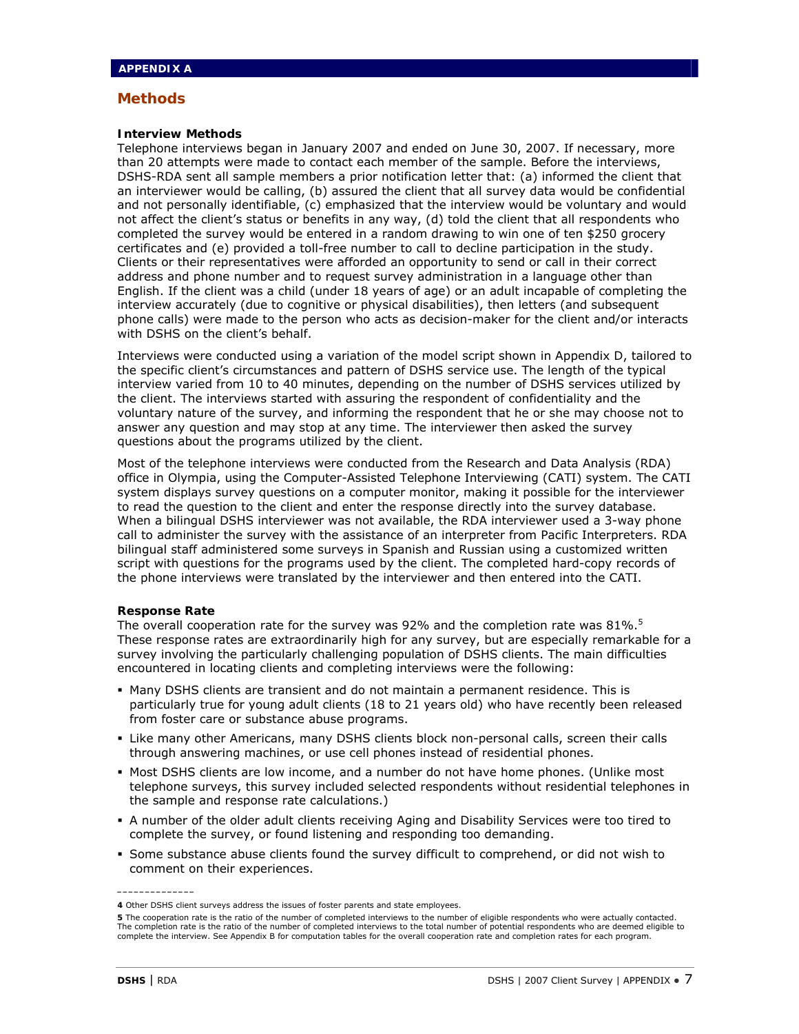**APPENDIX A**

## Methods

### Interview Methods

Telephone interviews began in January 2007 and ended on June 30, 2007. If necessary, more than 20 attempts were made to contact each member of the sample. Before the interviews, DSHS-RDA sent all sample members a prior notification letter that: (a) informed the client that an interviewer would be calling, (b) assured the client that all survey data would be confidential and not personally identifiable, (c) emphasized that the interview would be voluntary and would not affect the client's status or benefits in any way, (d) told the client that all respondents who completed the survey would be entered in a random drawing to win one of ten $250 grocery certificates and (e) provided a toll-free number to call to decline participation in the study. Clients or their representatives were afforded an opportunity to send or call in their correct address and phone number and to request survey administration in a language other than English. If the client was a child (under 18 years of age) or an adult incapable of completing the interview accurately (due to cognitive or physical disabilities), then letters (and subsequent phone calls) were made to the person who acts as decision-maker for the client and/or interacts with DSHS on the client's behalf.

Interviews were conducted using a variation of the model script shown in Appendix D, tailored to the specific client's circumstances and pattern of DSHS service use. The length of the typical interview varied from 10 to 40 minutes, depending on the number of DSHS services utilized by the client. The interviews started with assuring the respondent of confidentiality and the voluntary nature of the survey, and informing the respondent that he or she may choose not to answer any question and may stop at any time. The interviewer then asked the survey questions about the programs utilized by the client.

Most of the telephone interviews were conducted from the Research and Data Analysis (RDA) office in Olympia, using the Computer-Assisted Telephone Interviewing (CATI) system. The CATI system displays survey questions on a computer monitor, making it possible for the interviewer to read the question to the client and enter the response directly into the survey database. When a bilingual DSHS interviewer was not available, the RDA interviewer used a 3-way phone call to administer the survey with the assistance of an interpreter from Pacific Interpreters. RDA bilingual staff administered some surveys in Spanish and Russian using a customized written script with questions for the programs used by the client. The completed hard-copy records of the phone interviews were translated by the interviewer and then entered into the CATI.

### Response Rate

The overall cooperation rate for the survey was 92% and the completion rate was 81%.[5] These response rates are extraordinarily high for any survey, but are especially remarkable for a survey involving the particularly challenging population of DSHS clients. The main difficulties encountered in locating clients and completing interviews were the following:

- Many DSHS clients are transient and do not maintain a permanent residence. This is particularly true for young adult clients (18 to 21 years old) who have recently been released from foster care or substance abuse programs.
- Like many other Americans, many DSHS clients block non-personal calls, screen their calls through answering machines, or use cell phones instead of residential phones.
- Most DSHS clients are low income, and a number do not have home phones. (Unlike most telephone surveys, this survey included selected respondents without residential telephones in the sample and response rate calculations.)
- A number of the older adult clients receiving Aging and Disability Services were too tired to complete the survey, or found listening and responding too demanding.
- Some substance abuse clients found the survey difficult to comprehend, or did not wish to comment on their experiences.

---

**4** Other DSHS client surveys address the issues of foster parents and state employees.

**5** The cooperation rate is the ratio of the number of completed interviews to the number of eligible respondents who were actually contacted. The completion rate is the ratio of the number of completed interviews to the total number of potential respondents who are deemed eligible to complete the interview. See Appendix B for computation tables for the overall cooperation rate and completion rates for each program.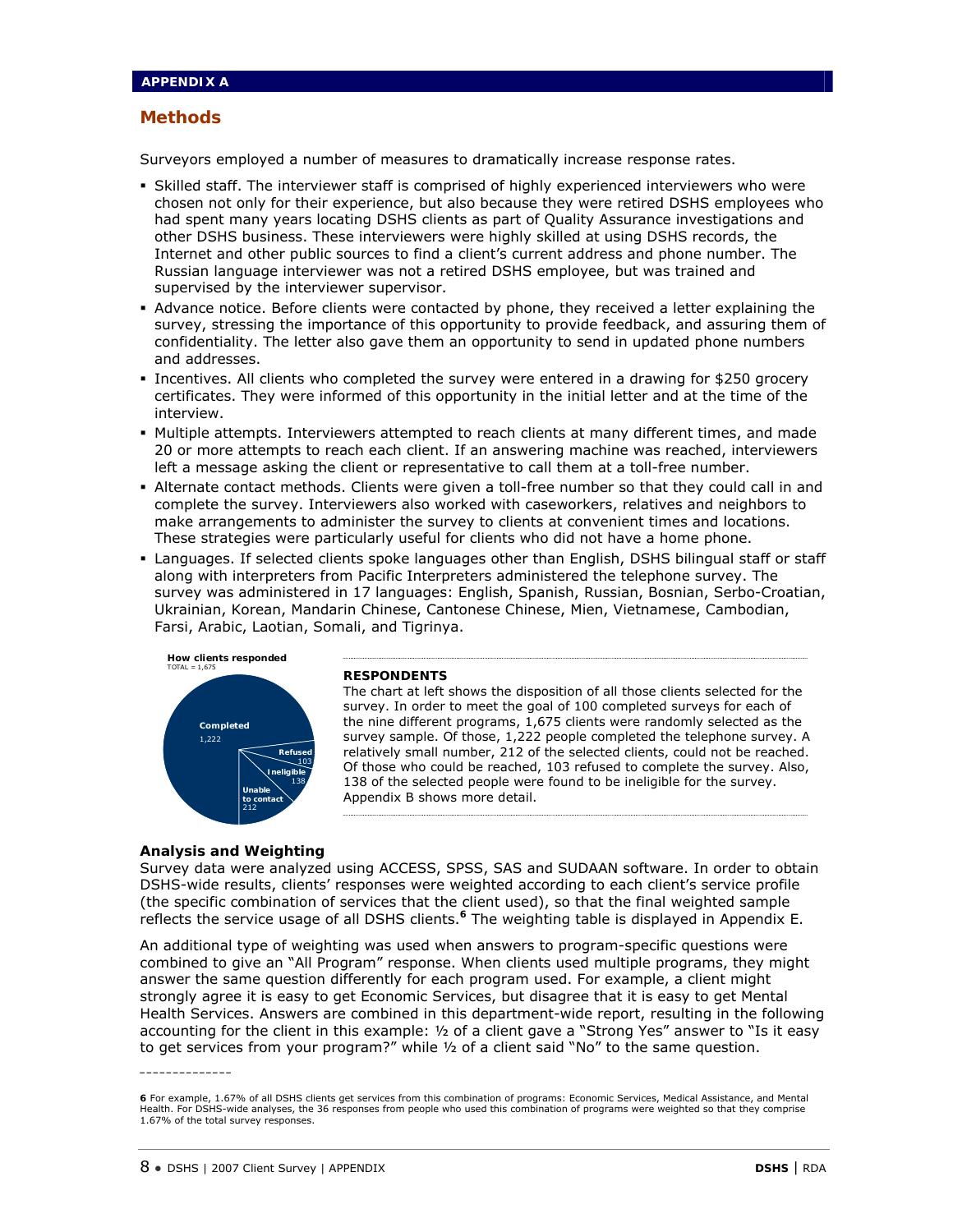**APPENDIX A**

## Methods

Surveyors employed a number of measures to dramatically increase response rates.

- Skilled staff. The interviewer staff is comprised of highly experienced interviewers who were chosen not only for their experience, but also because they were retired DSHS employees who had spent many years locating DSHS clients as part of Quality Assurance investigations and other DSHS business. These interviewers were highly skilled at using DSHS records, the Internet and other public sources to find a client's current address and phone number. The Russian language interviewer was not a retired DSHS employee, but was trained and supervised by the interviewer supervisor.
- Advance notice. Before clients were contacted by phone, they received a letter explaining the survey, stressing the importance of this opportunity to provide feedback, and assuring them of confidentiality. The letter also gave them an opportunity to send in updated phone numbers and addresses.
- Incentives. All clients who completed the survey were entered in a drawing for $250 grocery certificates. They were informed of this opportunity in the initial letter and at the time of the interview.
- Multiple attempts. Interviewers attempted to reach clients at many different times, and made 20 or more attempts to reach each client. If an answering machine was reached, interviewers left a message asking the client or representative to call them at a toll-free number.
- Alternate contact methods. Clients were given a toll-free number so that they could call in and complete the survey. Interviewers also worked with caseworkers, relatives and neighbors to make arrangements to administer the survey to clients at convenient times and locations. These strategies were particularly useful for clients who did not have a home phone.
- Languages. If selected clients spoke languages other than English, DSHS bilingual staff or staff along with interpreters from Pacific Interpreters administered the telephone survey. The survey was administered in 17 languages: English, Spanish, Russian, Bosnian, Serbo-Croatian, Ukrainian, Korean, Mandarin Chinese, Cantonese Chinese, Mien, Vietnamese, Cambodian, Farsi, Arabic, Laotian, Somali, and Tigrinya.

**How clients responded**
TOTAL = 1,675

| Disposition | Number |
|---|---|
| Completed | 1,222 |
| Refused | 103 |
| Ineligible | 138 |
| Unable to contact | 212 |

**RESPONDENTS**

The chart at left shows the disposition of all those clients selected for the survey. In order to meet the goal of 100 completed surveys for each of the nine different programs, 1,675 clients were randomly selected as the survey sample. Of those, 1,222 people completed the telephone survey. A relatively small number, 212 of the selected clients, could not be reached. Of those who could be reached, 103 refused to complete the survey. Also, 138 of the selected people were found to be ineligible for the survey. Appendix B shows more detail.

### Analysis and Weighting

Survey data were analyzed using ACCESS, SPSS, SAS and SUDAAN software. In order to obtain DSHS-wide results, clients' responses were weighted according to each client's service profile (the specific combination of services that the client used), so that the final weighted sample reflects the service usage of all DSHS clients.[6] The weighting table is displayed in Appendix E.

An additional type of weighting was used when answers to program-specific questions were combined to give an "All Program" response. When clients used multiple programs, they might answer the same question differently for each program used. For example, a client might strongly agree it is easy to get Economic Services, but disagree that it is easy to get Mental Health Services. Answers are combined in this department-wide report, resulting in the following accounting for the client in this example: ½ of a client gave a "Strong Yes" answer to "Is it easy to get services from your program?" while ½ of a client said "No" to the same question.

---

[6] For example, 1.67% of all DSHS clients get services from this combination of programs: Economic Services, Medical Assistance, and Mental Health. For DSHS-wide analyses, the 36 responses from people who used this combination of programs were weighted so that they comprise 1.67% of the total survey responses.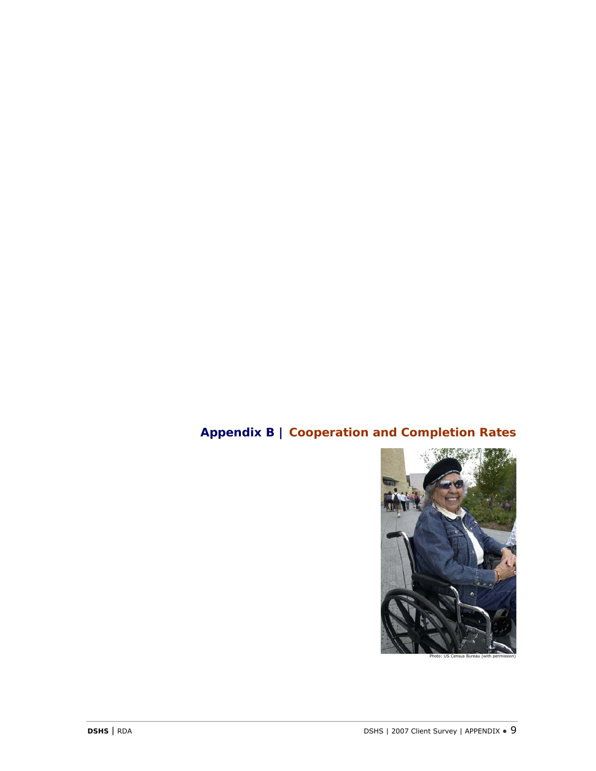## Appendix B | Cooperation and Completion Rates

Photo: US Census Bureau (with permission)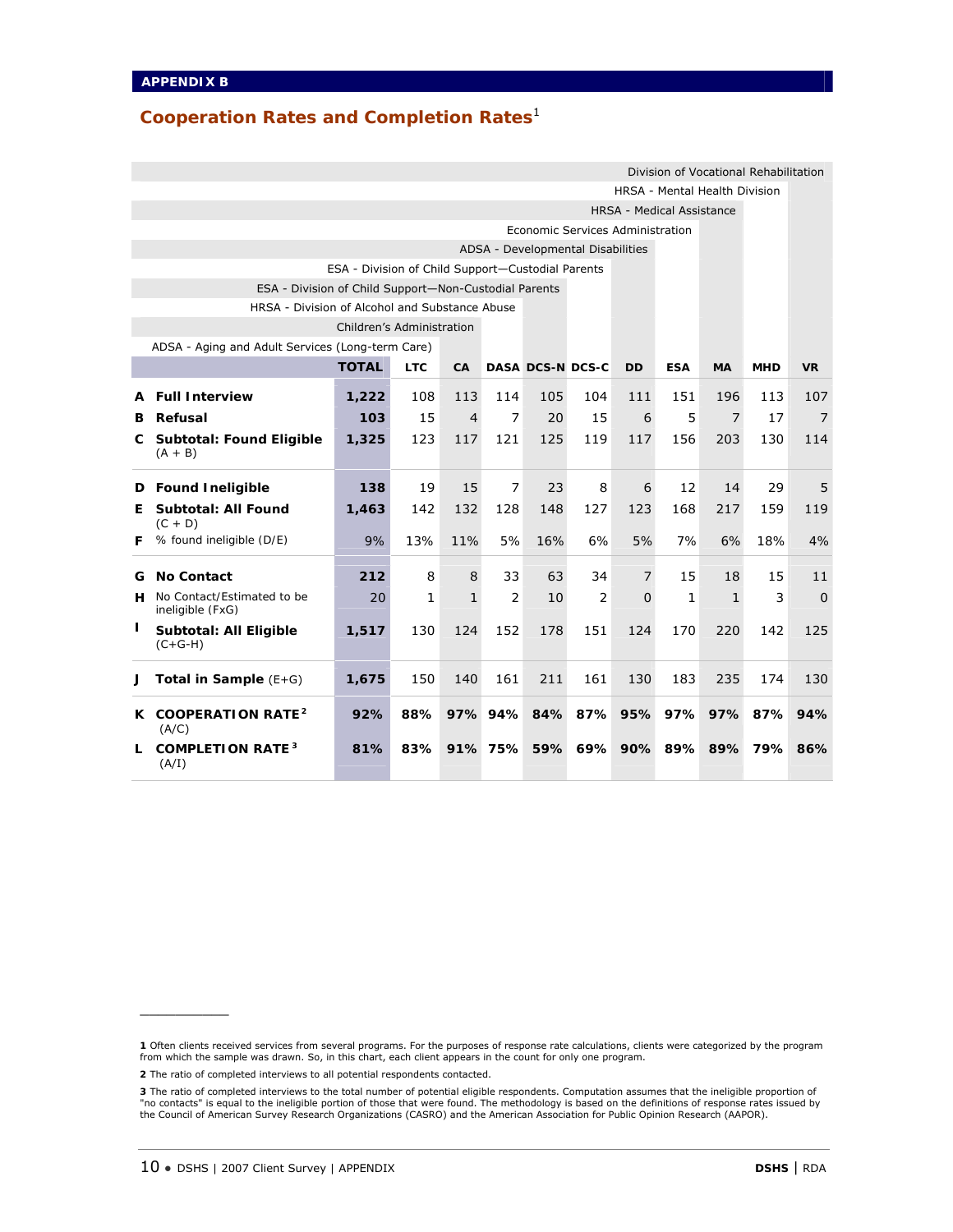APPENDIX B

## Cooperation Rates and Completion Rates[1]

Column key:
- LTC: ADSA - Aging and Adult Services (Long-term Care)
- CA: Children's Administration
- DASA: HRSA - Division of Alcohol and Substance Abuse
- DCS-N: ESA - Division of Child Support—Non-Custodial Parents
- DCS-C: ESA - Division of Child Support—Custodial Parents
- DD: ADSA - Developmental Disabilities
- ESA: Economic Services Administration
- MA: HRSA - Medical Assistance
- MHD: HRSA - Mental Health Division
- VR: Division of Vocational Rehabilitation

| | | TOTAL | LTC | CA | DASA | DCS-N | DCS-C | DD | ESA | MA | MHD | VR |
|---|---|---|---|---|---|---|---|---|---|---|---|---|
| A | **Full Interview** | **1,222** | 108 | 113 | 114 | 105 | 104 | 111 | 151 | 196 | 113 | 107 |
| B | **Refusal** | **103** | 15 | 4 | 7 | 20 | 15 | 6 | 5 | 7 | 17 | 7 |
| C | **Subtotal: Found Eligible** (A + B) | **1,325** | 123 | 117 | 121 | 125 | 119 | 117 | 156 | 203 | 130 | 114 |
| D | **Found Ineligible** | **138** | 19 | 15 | 7 | 23 | 8 | 6 | 12 | 14 | 29 | 5 |
| E | **Subtotal: All Found** (C + D) | **1,463** | 142 | 132 | 128 | 148 | 127 | 123 | 168 | 217 | 159 | 119 |
| F | % found ineligible (D/E) | 9% | 13% | 11% | 5% | 16% | 6% | 5% | 7% | 6% | 18% | 4% |
| G | **No Contact** | **212** | 8 | 8 | 33 | 63 | 34 | 7 | 15 | 18 | 15 | 11 |
| H | No Contact/Estimated to be ineligible (FxG) | 20 | 1 | 1 | 2 | 10 | 2 | 0 | 1 | 1 | 3 | 0 |
| I | **Subtotal: All Eligible** (C+G-H) | **1,517** | 130 | 124 | 152 | 178 | 151 | 124 | 170 | 220 | 142 | 125 |
| J | **Total in Sample** (E+G) | **1,675** | 150 | 140 | 161 | 211 | 161 | 130 | 183 | 235 | 174 | 130 |
| K | **COOPERATION RATE**[2] (A/C) | **92%** | **88%** | **97%** | **94%** | **84%** | **87%** | **95%** | **97%** | **97%** | **87%** | **94%** |
| L | **COMPLETION RATE**[3] (A/I) | **81%** | **83%** | **91%** | **75%** | **59%** | **69%** | **90%** | **89%** | **89%** | **79%** | **86%** |

---

**1** Often clients received services from several programs. For the purposes of response rate calculations, clients were categorized by the program from which the sample was drawn. So, in this chart, each client appears in the count for only one program.

**2** The ratio of completed interviews to all potential respondents contacted.

**3** The ratio of completed interviews to the total number of potential eligible respondents. Computation assumes that the ineligible proportion of "no contacts" is equal to the ineligible portion of those that were found. The methodology is based on the definitions of response rates issued by the Council of American Survey Research Organizations (CASRO) and the American Association for Public Opinion Research (AAPOR).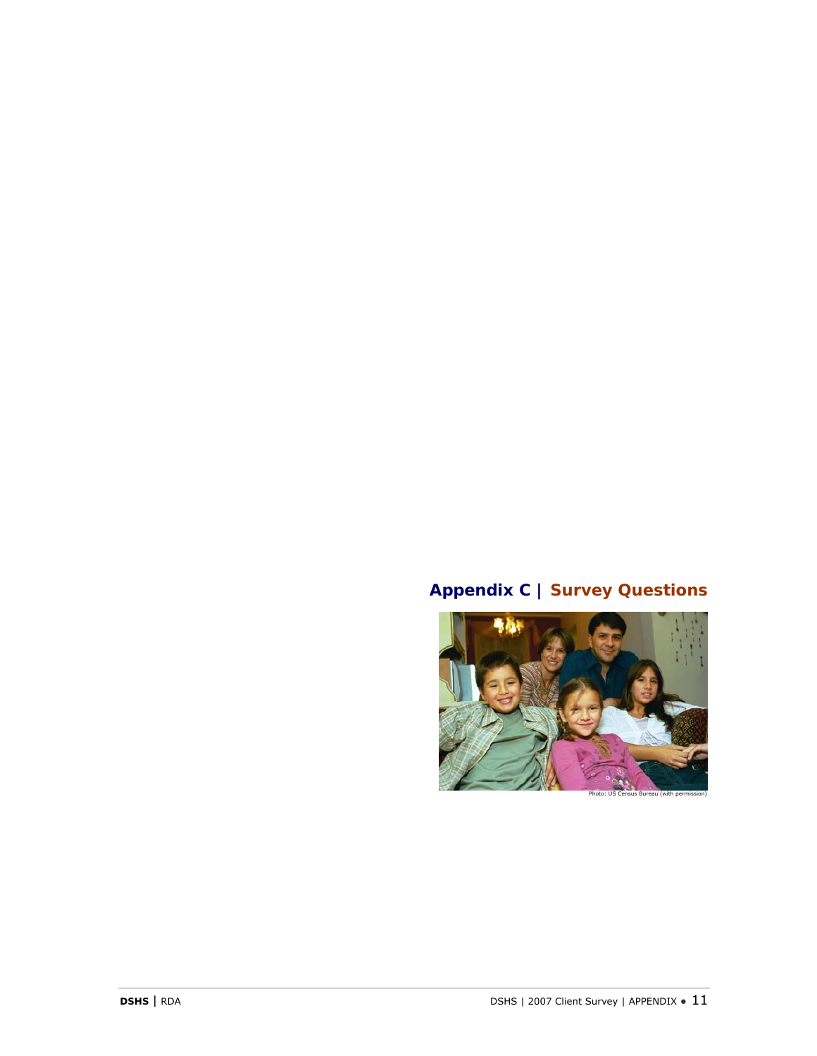## Appendix C | Survey Questions

Photo: US Census Bureau (with permission)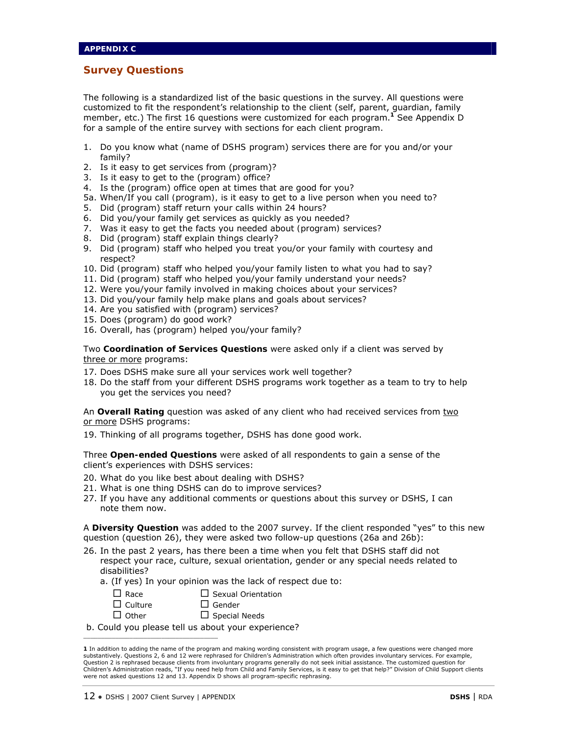APPENDIX C

## Survey Questions

The following is a standardized list of the basic questions in the survey. All questions were customized to fit the respondent's relationship to the client (self, parent, guardian, family member, etc.) The first 16 questions were customized for each program.[1] See Appendix D for a sample of the entire survey with sections for each client program.

1. Do you know what (name of DSHS program) services there are for you and/or your family?
2. Is it easy to get services from (program)?
3. Is it easy to get to the (program) office?
4. Is the (program) office open at times that are good for you?

5a. When/If you call (program), is it easy to get to a live person when you need to?

5. Did (program) staff return your calls within 24 hours?
6. Did you/your family get services as quickly as you needed?
7. Was it easy to get the facts you needed about (program) services?
8. Did (program) staff explain things clearly?
9. Did (program) staff who helped you treat you/or your family with courtesy and respect?
10. Did (program) staff who helped you/your family listen to what you had to say?
11. Did (program) staff who helped you/your family understand your needs?
12. Were you/your family involved in making choices about your services?
13. Did you/your family help make plans and goals about services?
14. Are you satisfied with (program) services?
15. Does (program) do good work?
16. Overall, has (program) helped you/your family?

Two **Coordination of Services Questions** were asked only if a client was served by three or more programs:

17. Does DSHS make sure all your services work well together?
18. Do the staff from your different DSHS programs work together as a team to try to help you get the services you need?

An **Overall Rating** question was asked of any client who had received services from two or more DSHS programs:

19. Thinking of all programs together, DSHS has done good work.

Three **Open-ended Questions** were asked of all respondents to gain a sense of the client's experiences with DSHS services:

20. What do you like best about dealing with DSHS?
21. What is one thing DSHS can do to improve services?
27. If you have any additional comments or questions about this survey or DSHS, I can note them now.

A **Diversity Question** was added to the 2007 survey. If the client responded "yes" to this new question (question 26), they were asked two follow-up questions (26a and 26b):

26. In the past 2 years, has there been a time when you felt that DSHS staff did not respect your race, culture, sexual orientation, gender or any special needs related to disabilities?
    a. (If yes) In your opinion was the lack of respect due to:
       - ☐ Race
       - ☐ Sexual Orientation
       - ☐ Culture
       - ☐ Gender
       - ☐ Other
       - ☐ Special Needs

    b. Could you please tell us about your experience?

---

[1] In addition to adding the name of the program and making wording consistent with program usage, a few questions were changed more substantively. Questions 2, 6 and 12 were rephrased for Children's Administration which often provides involuntary services. For example, Question 2 is rephrased because clients from involuntary programs generally do not seek initial assistance. The customized question for Children's Administration reads, "If you need help from Child and Family Services, is it easy to get that help?" Division of Child Support clients were not asked questions 12 and 13. Appendix D shows all program-specific rephrasing.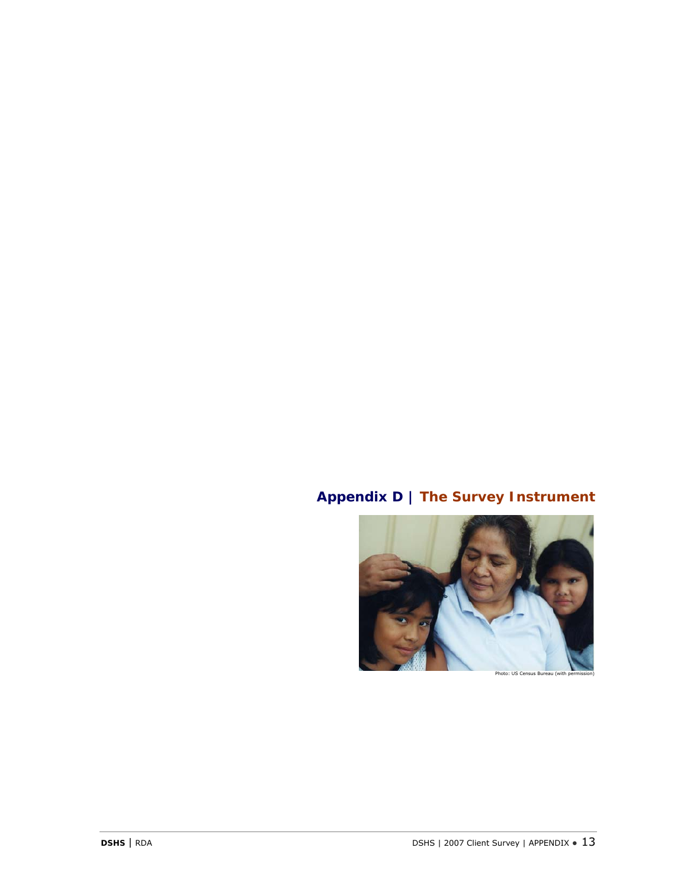# Appendix D | The Survey Instrument

Photo: US Census Bureau (with permission)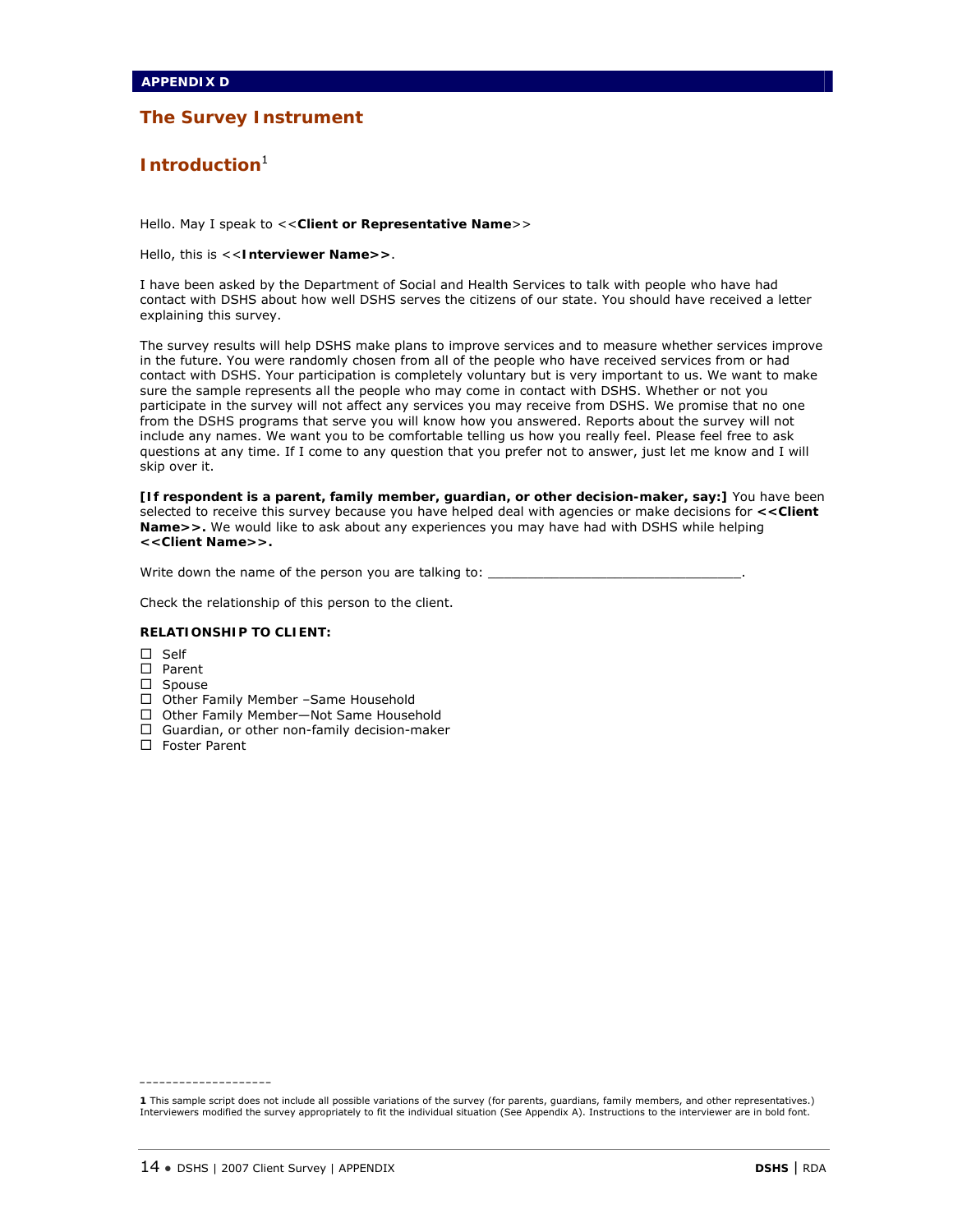**APPENDIX D**

# The Survey Instrument

## Introduction[1]

Hello. May I speak to <<**Client or Representative Name**>>

Hello, this is <<**Interviewer Name>>**.

I have been asked by the Department of Social and Health Services to talk with people who have had contact with DSHS about how well DSHS serves the citizens of our state. You should have received a letter explaining this survey.

The survey results will help DSHS make plans to improve services and to measure whether services improve in the future. You were randomly chosen from all of the people who have received services from or had contact with DSHS. Your participation is completely voluntary but is very important to us. We want to make sure the sample represents all the people who may come in contact with DSHS. Whether or not you participate in the survey will not affect any services you may receive from DSHS. We promise that no one from the DSHS programs that serve you will know how you answered. Reports about the survey will not include any names. We want you to be comfortable telling us how you really feel. Please feel free to ask questions at any time. If I come to any question that you prefer not to answer, just let me know and I will skip over it.

**[If respondent is a parent, family member, guardian, or other decision-maker, say:]** You have been selected to receive this survey because you have helped deal with agencies or make decisions for **<<Client Name>>.** We would like to ask about any experiences you may have had with DSHS while helping **<<Client Name>>.**

Write down the name of the person you are talking to: ________________________________.

Check the relationship of this person to the client.

**RELATIONSHIP TO CLIENT:**

- ☐ Self
- ☐ Parent
- ☐ Spouse
- ☐ Other Family Member –Same Household
- ☐ Other Family Member—Not Same Household
- ☐ Guardian, or other non-family decision-maker
- ☐ Foster Parent

---

**1** This sample script does not include all possible variations of the survey (for parents, guardians, family members, and other representatives.) Interviewers modified the survey appropriately to fit the individual situation (See Appendix A). Instructions to the interviewer are in bold font.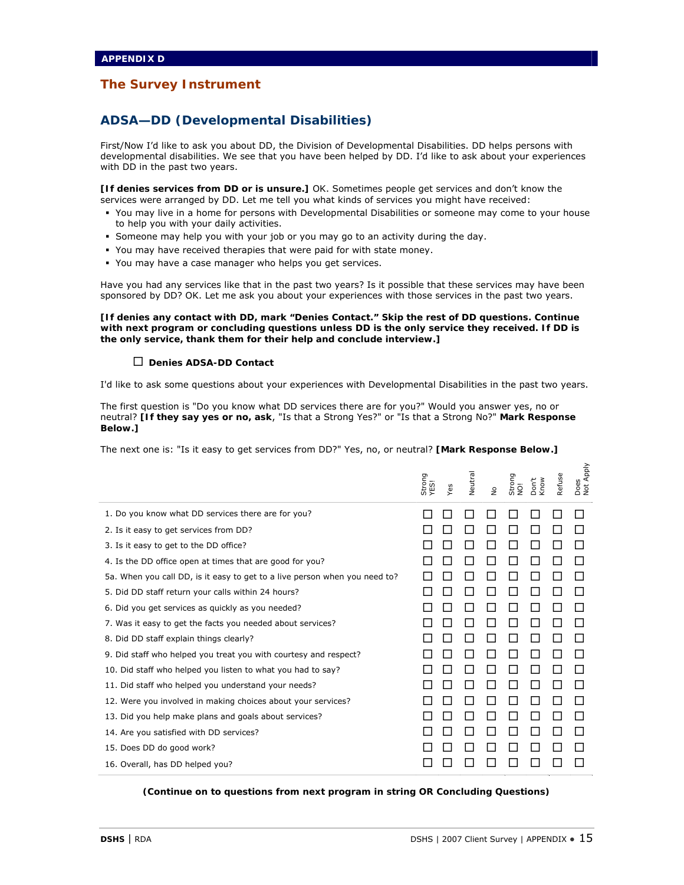APPENDIX D

## The Survey Instrument

## ADSA—DD (Developmental Disabilities)

First/Now I'd like to ask you about DD, the Division of Developmental Disabilities. DD helps persons with developmental disabilities. We see that you have been helped by DD. I'd like to ask about your experiences with DD in the past two years.

**[If denies services from DD or is unsure.]** OK. Sometimes people get services and don't know the services were arranged by DD. Let me tell you what kinds of services you might have received:

- You may live in a home for persons with Developmental Disabilities or someone may come to your house to help you with your daily activities.
- Someone may help you with your job or you may go to an activity during the day.
- You may have received therapies that were paid for with state money.
- You may have a case manager who helps you get services.

Have you had any services like that in the past two years? Is it possible that these services may have been sponsored by DD? OK. Let me ask you about your experiences with those services in the past two years.

**[If denies any contact with DD, mark "Denies Contact." Skip the rest of DD questions. Continue with next program or concluding questions unless DD is the only service they received. If DD is the only service, thank them for their help and conclude interview.]**

☐ **Denies ADSA-DD Contact**

I'd like to ask some questions about your experiences with Developmental Disabilities in the past two years.

The first question is "Do you know what DD services there are for you?" Would you answer yes, no or neutral? **[If they say yes or no, ask**, "Is that a Strong Yes?" or "Is that a Strong No?" **Mark Response Below.]**

The next one is: "Is it easy to get services from DD?" Yes, no, or neutral? **[Mark Response Below.]**

| | Strong YES! | Yes | Neutral | No | Strong NO! | Don't Know | Refuse | Does Not Apply |
|---|---|---|---|---|---|---|---|---|
| 1. Do you know what DD services there are for you? | ☐ | ☐ | ☐ | ☐ | ☐ | ☐ | ☐ | ☐ |
| 2. Is it easy to get services from DD? | ☐ | ☐ | ☐ | ☐ | ☐ | ☐ | ☐ | ☐ |
| 3. Is it easy to get to the DD office? | ☐ | ☐ | ☐ | ☐ | ☐ | ☐ | ☐ | ☐ |
| 4. Is the DD office open at times that are good for you? | ☐ | ☐ | ☐ | ☐ | ☐ | ☐ | ☐ | ☐ |
| 5a. When you call DD, is it easy to get to a live person when you need to? | ☐ | ☐ | ☐ | ☐ | ☐ | ☐ | ☐ | ☐ |
| 5. Did DD staff return your calls within 24 hours? | ☐ | ☐ | ☐ | ☐ | ☐ | ☐ | ☐ | ☐ |
| 6. Did you get services as quickly as you needed? | ☐ | ☐ | ☐ | ☐ | ☐ | ☐ | ☐ | ☐ |
| 7. Was it easy to get the facts you needed about services? | ☐ | ☐ | ☐ | ☐ | ☐ | ☐ | ☐ | ☐ |
| 8. Did DD staff explain things clearly? | ☐ | ☐ | ☐ | ☐ | ☐ | ☐ | ☐ | ☐ |
| 9. Did staff who helped you treat you with courtesy and respect? | ☐ | ☐ | ☐ | ☐ | ☐ | ☐ | ☐ | ☐ |
| 10. Did staff who helped you listen to what you had to say? | ☐ | ☐ | ☐ | ☐ | ☐ | ☐ | ☐ | ☐ |
| 11. Did staff who helped you understand your needs? | ☐ | ☐ | ☐ | ☐ | ☐ | ☐ | ☐ | ☐ |
| 12. Were you involved in making choices about your services? | ☐ | ☐ | ☐ | ☐ | ☐ | ☐ | ☐ | ☐ |
| 13. Did you help make plans and goals about services? | ☐ | ☐ | ☐ | ☐ | ☐ | ☐ | ☐ | ☐ |
| 14. Are you satisfied with DD services? | ☐ | ☐ | ☐ | ☐ | ☐ | ☐ | ☐ | ☐ |
| 15. Does DD do good work? | ☐ | ☐ | ☐ | ☐ | ☐ | ☐ | ☐ | ☐ |
| 16. Overall, has DD helped you? | ☐ | ☐ | ☐ | ☐ | ☐ | ☐ | ☐ | ☐ |

**(Continue on to questions from next program in string OR Concluding Questions)**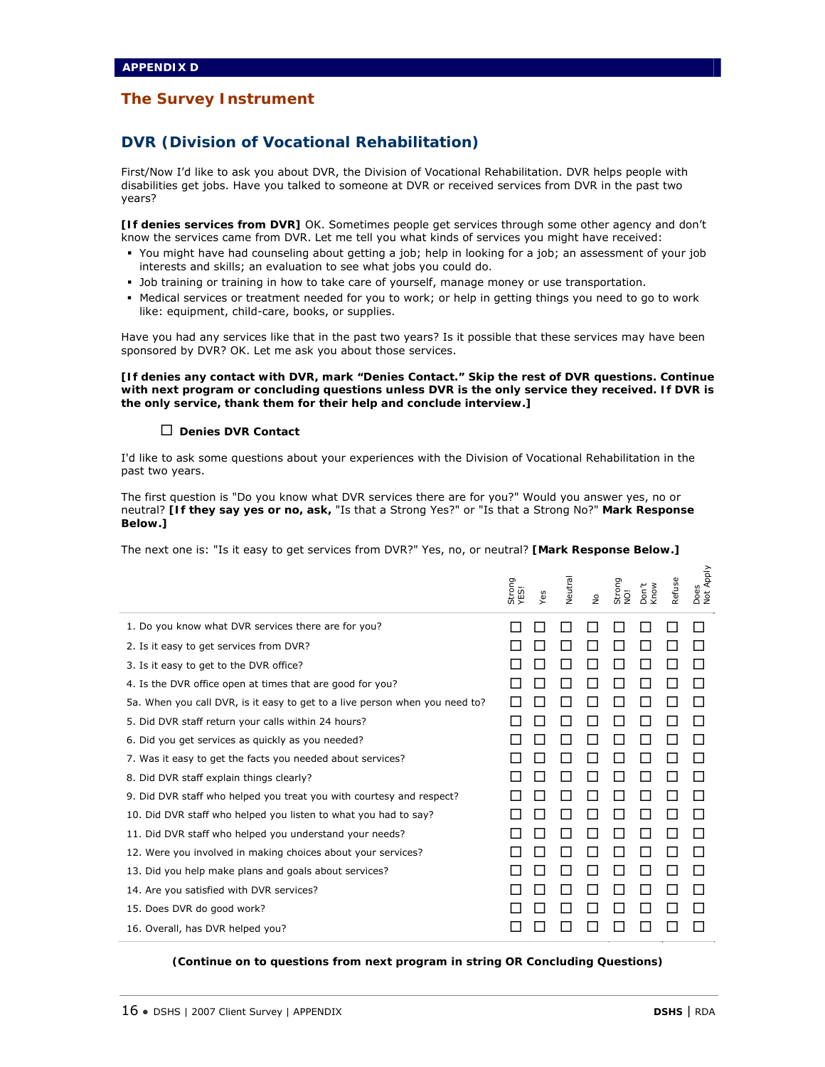**APPENDIX D**

## The Survey Instrument

## DVR (Division of Vocational Rehabilitation)

First/Now I'd like to ask you about DVR, the Division of Vocational Rehabilitation. DVR helps people with disabilities get jobs. Have you talked to someone at DVR or received services from DVR in the past two years?

**[If denies services from DVR]** OK. Sometimes people get services through some other agency and don't know the services came from DVR. Let me tell you what kinds of services you might have received:

- You might have had counseling about getting a job; help in looking for a job; an assessment of your job interests and skills; an evaluation to see what jobs you could do.
- Job training or training in how to take care of yourself, manage money or use transportation.
- Medical services or treatment needed for you to work; or help in getting things you need to go to work like: equipment, child-care, books, or supplies.

Have you had any services like that in the past two years? Is it possible that these services may have been sponsored by DVR? OK. Let me ask you about those services.

**[If denies any contact with DVR, mark "Denies Contact." Skip the rest of DVR questions. Continue with next program or concluding questions unless DVR is the only service they received. If DVR is the only service, thank them for their help and conclude interview.]**

☐ **Denies DVR Contact**

I'd like to ask some questions about your experiences with the Division of Vocational Rehabilitation in the past two years.

The first question is "Do you know what DVR services there are for you?" Would you answer yes, no or neutral? **[If they say yes or no, ask,** "Is that a Strong Yes?" or "Is that a Strong No?" **Mark Response Below.]**

The next one is: "Is it easy to get services from DVR?" Yes, no, or neutral? **[Mark Response Below.]**

| | Strong YES! | Yes | Neutral | No | Strong NO! | Don't Know | Refuse | Does Not Apply |
|---|---|---|---|---|---|---|---|---|
| 1. Do you know what DVR services there are for you? | ☐ | ☐ | ☐ | ☐ | ☐ | ☐ | ☐ | ☐ |
| 2. Is it easy to get services from DVR? | ☐ | ☐ | ☐ | ☐ | ☐ | ☐ | ☐ | ☐ |
| 3. Is it easy to get to the DVR office? | ☐ | ☐ | ☐ | ☐ | ☐ | ☐ | ☐ | ☐ |
| 4. Is the DVR office open at times that are good for you? | ☐ | ☐ | ☐ | ☐ | ☐ | ☐ | ☐ | ☐ |
| 5a. When you call DVR, is it easy to get to a live person when you need to? | ☐ | ☐ | ☐ | ☐ | ☐ | ☐ | ☐ | ☐ |
| 5. Did DVR staff return your calls within 24 hours? | ☐ | ☐ | ☐ | ☐ | ☐ | ☐ | ☐ | ☐ |
| 6. Did you get services as quickly as you needed? | ☐ | ☐ | ☐ | ☐ | ☐ | ☐ | ☐ | ☐ |
| 7. Was it easy to get the facts you needed about services? | ☐ | ☐ | ☐ | ☐ | ☐ | ☐ | ☐ | ☐ |
| 8. Did DVR staff explain things clearly? | ☐ | ☐ | ☐ | ☐ | ☐ | ☐ | ☐ | ☐ |
| 9. Did DVR staff who helped you treat you with courtesy and respect? | ☐ | ☐ | ☐ | ☐ | ☐ | ☐ | ☐ | ☐ |
| 10. Did DVR staff who helped you listen to what you had to say? | ☐ | ☐ | ☐ | ☐ | ☐ | ☐ | ☐ | ☐ |
| 11. Did DVR staff who helped you understand your needs? | ☐ | ☐ | ☐ | ☐ | ☐ | ☐ | ☐ | ☐ |
| 12. Were you involved in making choices about your services? | ☐ | ☐ | ☐ | ☐ | ☐ | ☐ | ☐ | ☐ |
| 13. Did you help make plans and goals about services? | ☐ | ☐ | ☐ | ☐ | ☐ | ☐ | ☐ | ☐ |
| 14. Are you satisfied with DVR services? | ☐ | ☐ | ☐ | ☐ | ☐ | ☐ | ☐ | ☐ |
| 15. Does DVR do good work? | ☐ | ☐ | ☐ | ☐ | ☐ | ☐ | ☐ | ☐ |
| 16. Overall, has DVR helped you? | ☐ | ☐ | ☐ | ☐ | ☐ | ☐ | ☐ | ☐ |

**(Continue on to questions from next program in string OR Concluding Questions)**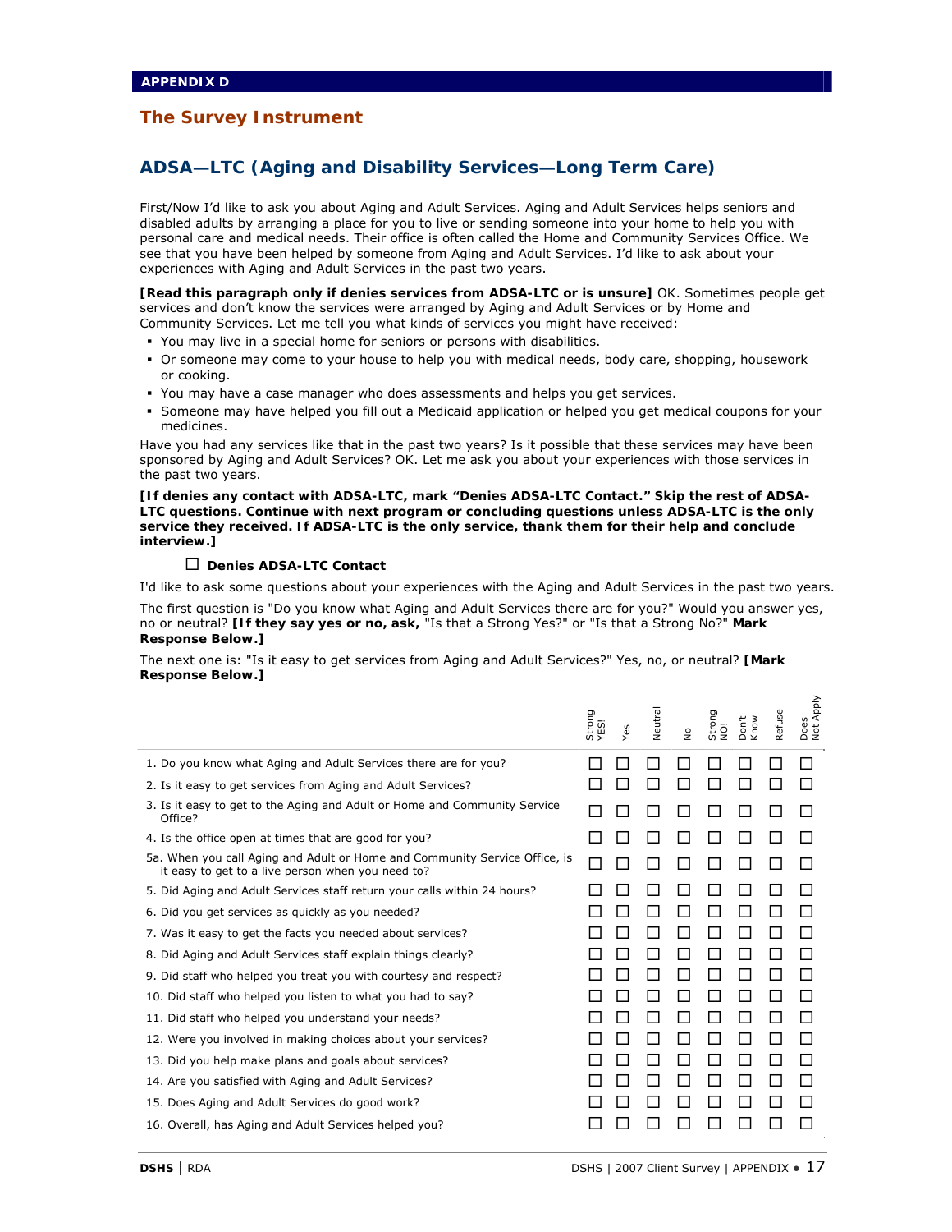**APPENDIX D**

## The Survey Instrument

### ADSA—LTC (Aging and Disability Services—Long Term Care)

First/Now I'd like to ask you about Aging and Adult Services. Aging and Adult Services helps seniors and disabled adults by arranging a place for you to live or sending someone into your home to help you with personal care and medical needs. Their office is often called the Home and Community Services Office. We see that you have been helped by someone from Aging and Adult Services. I'd like to ask about your experiences with Aging and Adult Services in the past two years.

**[Read this paragraph only if denies services from ADSA-LTC or is unsure]** OK. Sometimes people get services and don't know the services were arranged by Aging and Adult Services or by Home and Community Services. Let me tell you what kinds of services you might have received:

- You may live in a special home for seniors or persons with disabilities.
- Or someone may come to your house to help you with medical needs, body care, shopping, housework or cooking.
- You may have a case manager who does assessments and helps you get services.
- Someone may have helped you fill out a Medicaid application or helped you get medical coupons for your medicines.

Have you had any services like that in the past two years? Is it possible that these services may have been sponsored by Aging and Adult Services? OK. Let me ask you about your experiences with those services in the past two years.

**[If denies any contact with ADSA-LTC, mark "Denies ADSA-LTC Contact." Skip the rest of ADSA-LTC questions. Continue with next program or concluding questions unless ADSA-LTC is the only service they received. If ADSA-LTC is the only service, thank them for their help and conclude interview.]**

☐ **Denies ADSA-LTC Contact**

I'd like to ask some questions about your experiences with the Aging and Adult Services in the past two years.

The first question is "Do you know what Aging and Adult Services there are for you?" Would you answer yes, no or neutral? **[If they say yes or no, ask,** "Is that a Strong Yes?" or "Is that a Strong No?" **Mark Response Below.]**

The next one is: "Is it easy to get services from Aging and Adult Services?" Yes, no, or neutral? **[Mark Response Below.]**

| | Strong YES! | Yes | Neutral | No | Strong NO! | Don't Know | Refuse | Does Not Apply |
|---|---|---|---|---|---|---|---|---|
| 1. Do you know what Aging and Adult Services there are for you? | ☐ | ☐ | ☐ | ☐ | ☐ | ☐ | ☐ | ☐ |
| 2. Is it easy to get services from Aging and Adult Services? | ☐ | ☐ | ☐ | ☐ | ☐ | ☐ | ☐ | ☐ |
| 3. Is it easy to get to the Aging and Adult or Home and Community Service Office? | ☐ | ☐ | ☐ | ☐ | ☐ | ☐ | ☐ | ☐ |
| 4. Is the office open at times that are good for you? | ☐ | ☐ | ☐ | ☐ | ☐ | ☐ | ☐ | ☐ |
| 5a. When you call Aging and Adult or Home and Community Service Office, is it easy to get to a live person when you need to? | ☐ | ☐ | ☐ | ☐ | ☐ | ☐ | ☐ | ☐ |
| 5. Did Aging and Adult Services staff return your calls within 24 hours? | ☐ | ☐ | ☐ | ☐ | ☐ | ☐ | ☐ | ☐ |
| 6. Did you get services as quickly as you needed? | ☐ | ☐ | ☐ | ☐ | ☐ | ☐ | ☐ | ☐ |
| 7. Was it easy to get the facts you needed about services? | ☐ | ☐ | ☐ | ☐ | ☐ | ☐ | ☐ | ☐ |
| 8. Did Aging and Adult Services staff explain things clearly? | ☐ | ☐ | ☐ | ☐ | ☐ | ☐ | ☐ | ☐ |
| 9. Did staff who helped you treat you with courtesy and respect? | ☐ | ☐ | ☐ | ☐ | ☐ | ☐ | ☐ | ☐ |
| 10. Did staff who helped you listen to what you had to say? | ☐ | ☐ | ☐ | ☐ | ☐ | ☐ | ☐ | ☐ |
| 11. Did staff who helped you understand your needs? | ☐ | ☐ | ☐ | ☐ | ☐ | ☐ | ☐ | ☐ |
| 12. Were you involved in making choices about your services? | ☐ | ☐ | ☐ | ☐ | ☐ | ☐ | ☐ | ☐ |
| 13. Did you help make plans and goals about services? | ☐ | ☐ | ☐ | ☐ | ☐ | ☐ | ☐ | ☐ |
| 14. Are you satisfied with Aging and Adult Services? | ☐ | ☐ | ☐ | ☐ | ☐ | ☐ | ☐ | ☐ |
| 15. Does Aging and Adult Services do good work? | ☐ | ☐ | ☐ | ☐ | ☐ | ☐ | ☐ | ☐ |
| 16. Overall, has Aging and Adult Services helped you? | ☐ | ☐ | ☐ | ☐ | ☐ | ☐ | ☐ | ☐ |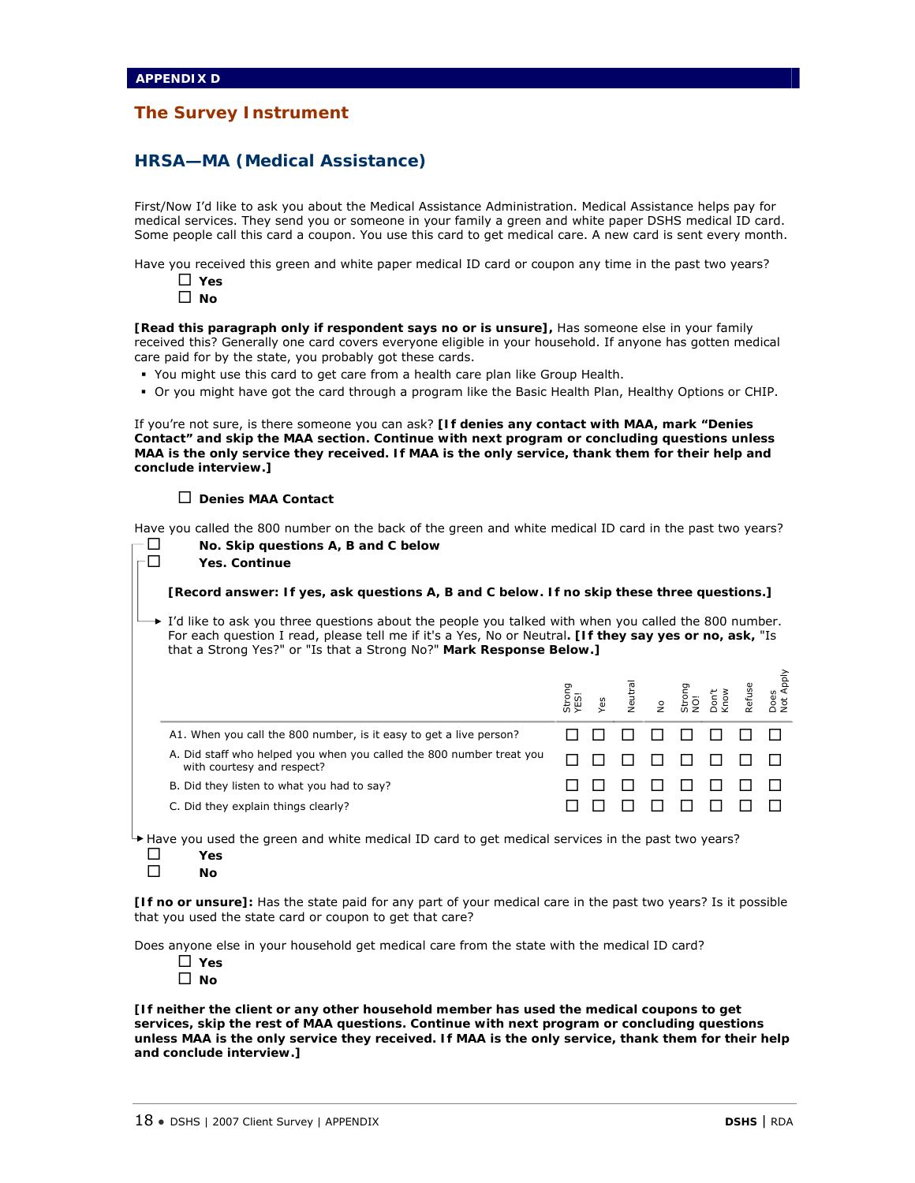APPENDIX D

## The Survey Instrument

## HRSA—MA (Medical Assistance)

First/Now I'd like to ask you about the Medical Assistance Administration. Medical Assistance helps pay for medical services. They send you or someone in your family a green and white paper DSHS medical ID card. Some people call this card a coupon. You use this card to get medical care. A new card is sent every month.

Have you received this green and white paper medical ID card or coupon any time in the past two years?

☐ **Yes**
☐ **No**

**[Read this paragraph only if respondent says no or is unsure],** Has someone else in your family received this? Generally one card covers everyone eligible in your household. If anyone has gotten medical care paid for by the state, you probably got these cards.

- You might use this card to get care from a health care plan like Group Health.
- Or you might have got the card through a program like the Basic Health Plan, Healthy Options or CHIP.

If you're not sure, is there someone you can ask? **[If denies any contact with MAA, mark "Denies Contact" and skip the MAA section. Continue with next program or concluding questions unless MAA is the only service they received. If MAA is the only service, thank them for their help and conclude interview.]**

☐ **Denies MAA Contact**

Have you called the 800 number on the back of the green and white medical ID card in the past two years?

☐ **No. Skip questions A, B and C below**
☐ **Yes. Continue**

**[Record answer: If yes, ask questions A, B and C below. If no skip these three questions.]**

I'd like to ask you three questions about the people you talked with when you called the 800 number. For each question I read, please tell me if it's a Yes, No or Neutral**. [If they say yes or no, ask,** "Is that a Strong Yes?" or "Is that a Strong No?" **Mark Response Below.]**

| | Strong YES! | Yes | Neutral | No | Strong NO! | Don't Know | Refuse | Does Not Apply |
|---|---|---|---|---|---|---|---|---|
| A1. When you call the 800 number, is it easy to get a live person? | ☐ | ☐ | ☐ | ☐ | ☐ | ☐ | ☐ | ☐ |
| A. Did staff who helped you when you called the 800 number treat you with courtesy and respect? | ☐ | ☐ | ☐ | ☐ | ☐ | ☐ | ☐ | ☐ |
| B. Did they listen to what you had to say? | ☐ | ☐ | ☐ | ☐ | ☐ | ☐ | ☐ | ☐ |
| C. Did they explain things clearly? | ☐ | ☐ | ☐ | ☐ | ☐ | ☐ | ☐ | ☐ |

Have you used the green and white medical ID card to get medical services in the past two years?

☐ **Yes**
☐ **No**

**[If no or unsure]:** Has the state paid for any part of your medical care in the past two years? Is it possible that you used the state card or coupon to get that care?

Does anyone else in your household get medical care from the state with the medical ID card?

☐ **Yes**
☐ **No**

**[If neither the client or any other household member has used the medical coupons to get services, skip the rest of MAA questions. Continue with next program or concluding questions unless MAA is the only service they received. If MAA is the only service, thank them for their help and conclude interview.]**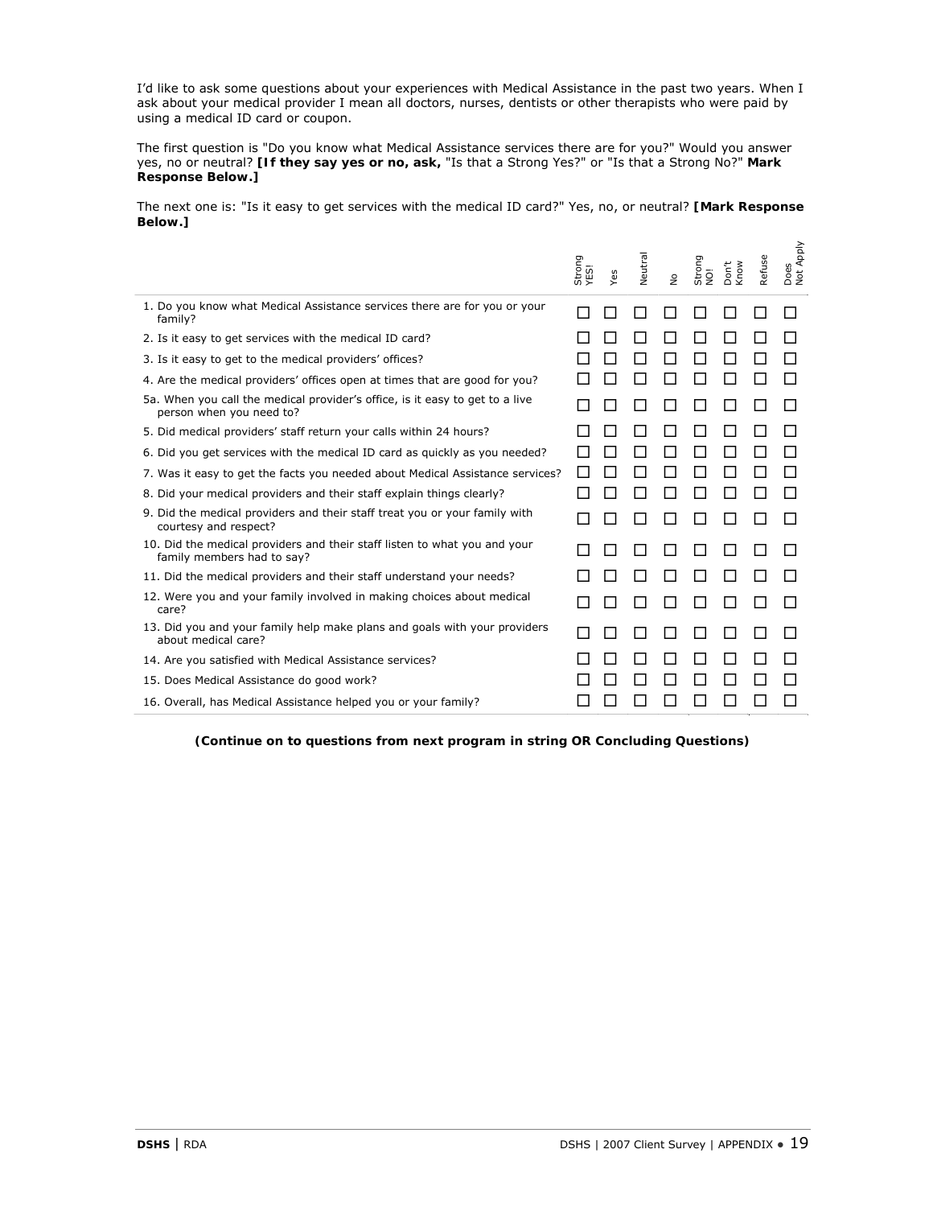I'd like to ask some questions about your experiences with Medical Assistance in the past two years. When I ask about your medical provider I mean all doctors, nurses, dentists or other therapists who were paid by using a medical ID card or coupon.

The first question is "Do you know what Medical Assistance services there are for you?" Would you answer yes, no or neutral? **[If they say yes or no, ask,** "Is that a Strong Yes?" or "Is that a Strong No?" **Mark Response Below.]**

The next one is: "Is it easy to get services with the medical ID card?" Yes, no, or neutral? **[Mark Response Below.]**

| | Strong YES! | Yes | Neutral | No | Strong NO! | Don't Know | Refuse | Does Not Apply |
|---|---|---|---|---|---|---|---|---|
| 1. Do you know what Medical Assistance services there are for you or your family? | ☐ | ☐ | ☐ | ☐ | ☐ | ☐ | ☐ | ☐ |
| 2. Is it easy to get services with the medical ID card? | ☐ | ☐ | ☐ | ☐ | ☐ | ☐ | ☐ | ☐ |
| 3. Is it easy to get to the medical providers' offices? | ☐ | ☐ | ☐ | ☐ | ☐ | ☐ | ☐ | ☐ |
| 4. Are the medical providers' offices open at times that are good for you? | ☐ | ☐ | ☐ | ☐ | ☐ | ☐ | ☐ | ☐ |
| 5a. When you call the medical provider's office, is it easy to get to a live person when you need to? | ☐ | ☐ | ☐ | ☐ | ☐ | ☐ | ☐ | ☐ |
| 5. Did medical providers' staff return your calls within 24 hours? | ☐ | ☐ | ☐ | ☐ | ☐ | ☐ | ☐ | ☐ |
| 6. Did you get services with the medical ID card as quickly as you needed? | ☐ | ☐ | ☐ | ☐ | ☐ | ☐ | ☐ | ☐ |
| 7. Was it easy to get the facts you needed about Medical Assistance services? | ☐ | ☐ | ☐ | ☐ | ☐ | ☐ | ☐ | ☐ |
| 8. Did your medical providers and their staff explain things clearly? | ☐ | ☐ | ☐ | ☐ | ☐ | ☐ | ☐ | ☐ |
| 9. Did the medical providers and their staff treat you or your family with courtesy and respect? | ☐ | ☐ | ☐ | ☐ | ☐ | ☐ | ☐ | ☐ |
| 10. Did the medical providers and their staff listen to what you and your family members had to say? | ☐ | ☐ | ☐ | ☐ | ☐ | ☐ | ☐ | ☐ |
| 11. Did the medical providers and their staff understand your needs? | ☐ | ☐ | ☐ | ☐ | ☐ | ☐ | ☐ | ☐ |
| 12. Were you and your family involved in making choices about medical care? | ☐ | ☐ | ☐ | ☐ | ☐ | ☐ | ☐ | ☐ |
| 13. Did you and your family help make plans and goals with your providers about medical care? | ☐ | ☐ | ☐ | ☐ | ☐ | ☐ | ☐ | ☐ |
| 14. Are you satisfied with Medical Assistance services? | ☐ | ☐ | ☐ | ☐ | ☐ | ☐ | ☐ | ☐ |
| 15. Does Medical Assistance do good work? | ☐ | ☐ | ☐ | ☐ | ☐ | ☐ | ☐ | ☐ |
| 16. Overall, has Medical Assistance helped you or your family? | ☐ | ☐ | ☐ | ☐ | ☐ | ☐ | ☐ | ☐ |

**(Continue on to questions from next program in string OR Concluding Questions)**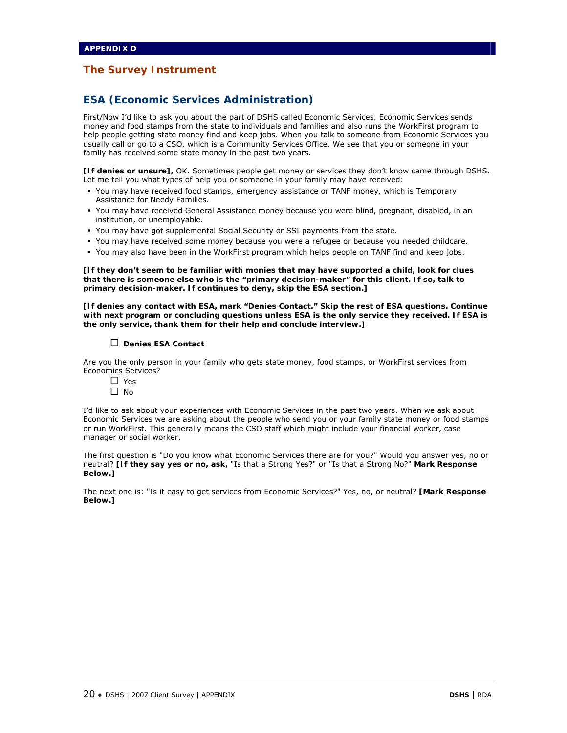**APPENDIX D**

# The Survey Instrument

## ESA (Economic Services Administration)

First/Now I'd like to ask you about the part of DSHS called Economic Services. Economic Services sends money and food stamps from the state to individuals and families and also runs the WorkFirst program to help people getting state money find and keep jobs. When you talk to someone from Economic Services you usually call or go to a CSO, which is a Community Services Office. We see that you or someone in your family has received some state money in the past two years.

**[If denies or unsure],** OK. Sometimes people get money or services they don't know came through DSHS. Let me tell you what types of help you or someone in your family may have received:

- You may have received food stamps, emergency assistance or TANF money, which is Temporary Assistance for Needy Families.
- You may have received General Assistance money because you were blind, pregnant, disabled, in an institution, or unemployable.
- You may have got supplemental Social Security or SSI payments from the state.
- You may have received some money because you were a refugee or because you needed childcare.
- You may also have been in the WorkFirst program which helps people on TANF find and keep jobs.

**[If they don't seem to be familiar with monies that may have supported a child, look for clues that there is someone else who is the "primary decision-maker" for this client. If so, talk to primary decision-maker. If continues to deny, skip the ESA section.]**

**[If denies any contact with ESA, mark "Denies Contact." Skip the rest of ESA questions. Continue with next program or concluding questions unless ESA is the only service they received. If ESA is the only service, thank them for their help and conclude interview.]**

☐ **Denies ESA Contact**

Are you the only person in your family who gets state money, food stamps, or WorkFirst services from Economics Services?

☐ Yes
☐ No

I'd like to ask about your experiences with Economic Services in the past two years. When we ask about Economic Services we are asking about the people who send you or your family state money or food stamps or run WorkFirst. This generally means the CSO staff which might include your financial worker, case manager or social worker.

The first question is "Do you know what Economic Services there are for you?" Would you answer yes, no or neutral? **[If they say yes or no, ask,** "Is that a Strong Yes?" or "Is that a Strong No?" **Mark Response Below.]**

The next one is: "Is it easy to get services from Economic Services?" Yes, no, or neutral? **[Mark Response Below.]**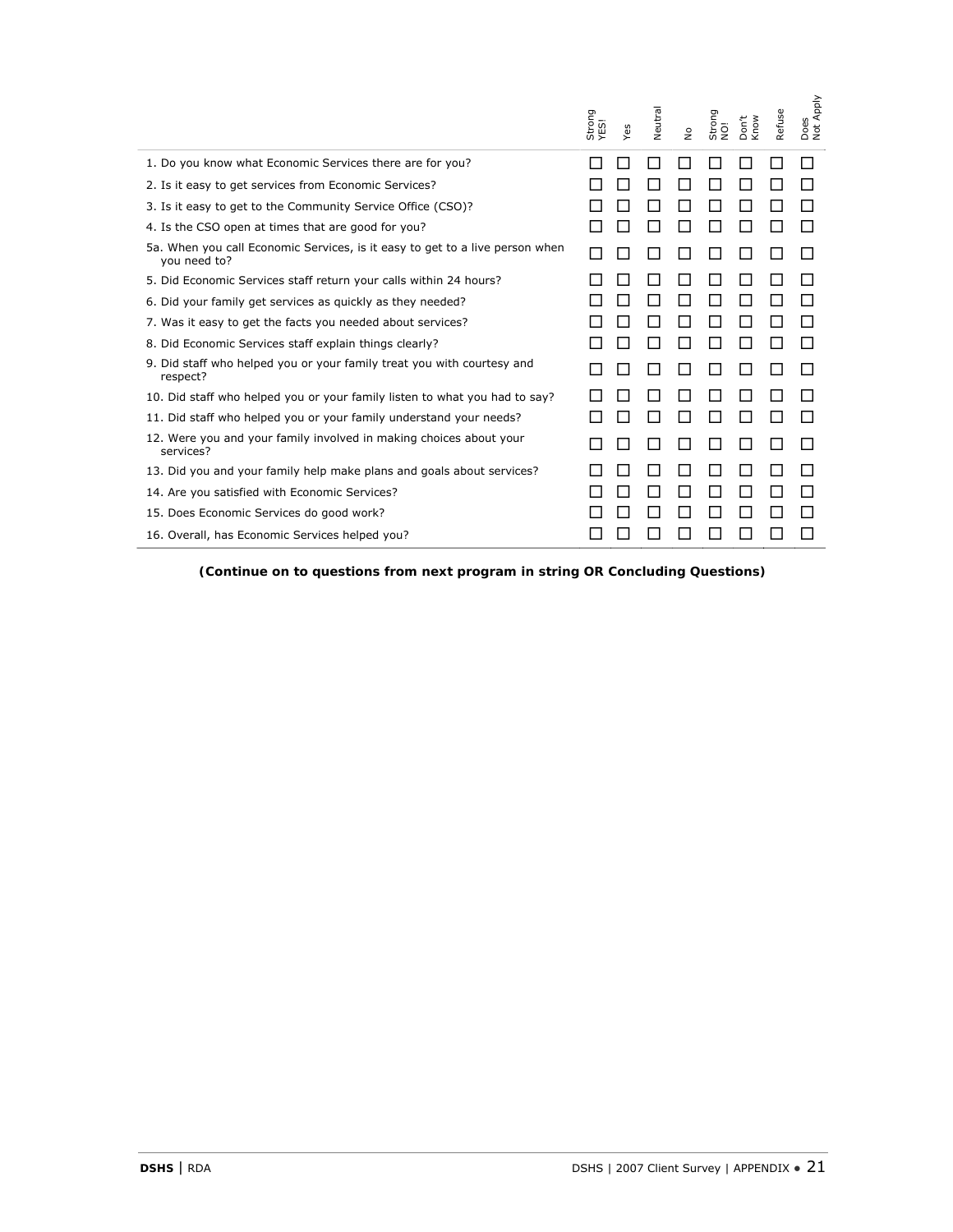| | Strong YES! | Yes | Neutral | No | Strong NO! | Don't Know | Refuse | Does Not Apply |
|---|---|---|---|---|---|---|---|---|
| 1. Do you know what Economic Services there are for you? | ☐ | ☐ | ☐ | ☐ | ☐ | ☐ | ☐ | ☐ |
| 2. Is it easy to get services from Economic Services? | ☐ | ☐ | ☐ | ☐ | ☐ | ☐ | ☐ | ☐ |
| 3. Is it easy to get to the Community Service Office (CSO)? | ☐ | ☐ | ☐ | ☐ | ☐ | ☐ | ☐ | ☐ |
| 4. Is the CSO open at times that are good for you? | ☐ | ☐ | ☐ | ☐ | ☐ | ☐ | ☐ | ☐ |
| 5a. When you call Economic Services, is it easy to get to a live person when you need to? | ☐ | ☐ | ☐ | ☐ | ☐ | ☐ | ☐ | ☐ |
| 5. Did Economic Services staff return your calls within 24 hours? | ☐ | ☐ | ☐ | ☐ | ☐ | ☐ | ☐ | ☐ |
| 6. Did your family get services as quickly as they needed? | ☐ | ☐ | ☐ | ☐ | ☐ | ☐ | ☐ | ☐ |
| 7. Was it easy to get the facts you needed about services? | ☐ | ☐ | ☐ | ☐ | ☐ | ☐ | ☐ | ☐ |
| 8. Did Economic Services staff explain things clearly? | ☐ | ☐ | ☐ | ☐ | ☐ | ☐ | ☐ | ☐ |
| 9. Did staff who helped you or your family treat you with courtesy and respect? | ☐ | ☐ | ☐ | ☐ | ☐ | ☐ | ☐ | ☐ |
| 10. Did staff who helped you or your family listen to what you had to say? | ☐ | ☐ | ☐ | ☐ | ☐ | ☐ | ☐ | ☐ |
| 11. Did staff who helped you or your family understand your needs? | ☐ | ☐ | ☐ | ☐ | ☐ | ☐ | ☐ | ☐ |
| 12. Were you and your family involved in making choices about your services? | ☐ | ☐ | ☐ | ☐ | ☐ | ☐ | ☐ | ☐ |
| 13. Did you and your family help make plans and goals about services? | ☐ | ☐ | ☐ | ☐ | ☐ | ☐ | ☐ | ☐ |
| 14. Are you satisfied with Economic Services? | ☐ | ☐ | ☐ | ☐ | ☐ | ☐ | ☐ | ☐ |
| 15. Does Economic Services do good work? | ☐ | ☐ | ☐ | ☐ | ☐ | ☐ | ☐ | ☐ |
| 16. Overall, has Economic Services helped you? | ☐ | ☐ | ☐ | ☐ | ☐ | ☐ | ☐ | ☐ |

**(Continue on to questions from next program in string OR Concluding Questions)**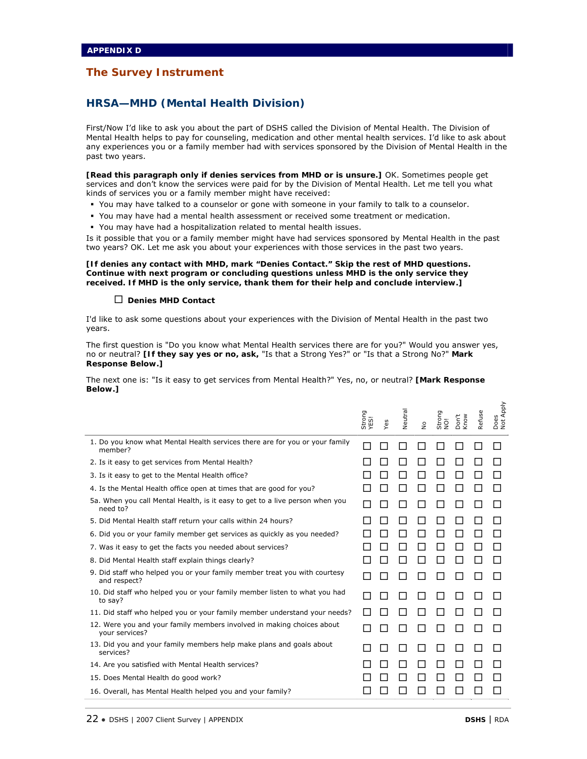APPENDIX D

# The Survey Instrument

## HRSA—MHD (Mental Health Division)

First/Now I'd like to ask you about the part of DSHS called the Division of Mental Health. The Division of Mental Health helps to pay for counseling, medication and other mental health services. I'd like to ask about any experiences you or a family member had with services sponsored by the Division of Mental Health in the past two years.

**[Read this paragraph only if denies services from MHD or is unsure.]** OK. Sometimes people get services and don't know the services were paid for by the Division of Mental Health. Let me tell you what kinds of services you or a family member might have received:

- You may have talked to a counselor or gone with someone in your family to talk to a counselor.
- You may have had a mental health assessment or received some treatment or medication.
- You may have had a hospitalization related to mental health issues.

Is it possible that you or a family member might have had services sponsored by Mental Health in the past two years? OK. Let me ask you about your experiences with those services in the past two years.

**[If denies any contact with MHD, mark "Denies Contact." Skip the rest of MHD questions. Continue with next program or concluding questions unless MHD is the only service they received. If MHD is the only service, thank them for their help and conclude interview.]**

☐ **Denies MHD Contact**

I'd like to ask some questions about your experiences with the Division of Mental Health in the past two years.

The first question is "Do you know what Mental Health services there are for you?" Would you answer yes, no or neutral? **[If they say yes or no, ask,** "Is that a Strong Yes?" or "Is that a Strong No?" **Mark Response Below.]**

The next one is: "Is it easy to get services from Mental Health?" Yes, no, or neutral? **[Mark Response Below.]**

| | Strong YES! | Yes | Neutral | No | Strong NO! | Don't Know | Refuse | Does Not Apply |
|---|---|---|---|---|---|---|---|---|
| 1. Do you know what Mental Health services there are for you or your family member? | ☐ | ☐ | ☐ | ☐ | ☐ | ☐ | ☐ | ☐ |
| 2. Is it easy to get services from Mental Health? | ☐ | ☐ | ☐ | ☐ | ☐ | ☐ | ☐ | ☐ |
| 3. Is it easy to get to the Mental Health office? | ☐ | ☐ | ☐ | ☐ | ☐ | ☐ | ☐ | ☐ |
| 4. Is the Mental Health office open at times that are good for you? | ☐ | ☐ | ☐ | ☐ | ☐ | ☐ | ☐ | ☐ |
| 5a. When you call Mental Health, is it easy to get to a live person when you need to? | ☐ | ☐ | ☐ | ☐ | ☐ | ☐ | ☐ | ☐ |
| 5. Did Mental Health staff return your calls within 24 hours? | ☐ | ☐ | ☐ | ☐ | ☐ | ☐ | ☐ | ☐ |
| 6. Did you or your family member get services as quickly as you needed? | ☐ | ☐ | ☐ | ☐ | ☐ | ☐ | ☐ | ☐ |
| 7. Was it easy to get the facts you needed about services? | ☐ | ☐ | ☐ | ☐ | ☐ | ☐ | ☐ | ☐ |
| 8. Did Mental Health staff explain things clearly? | ☐ | ☐ | ☐ | ☐ | ☐ | ☐ | ☐ | ☐ |
| 9. Did staff who helped you or your family member treat you with courtesy and respect? | ☐ | ☐ | ☐ | ☐ | ☐ | ☐ | ☐ | ☐ |
| 10. Did staff who helped you or your family member listen to what you had to say? | ☐ | ☐ | ☐ | ☐ | ☐ | ☐ | ☐ | ☐ |
| 11. Did staff who helped you or your family member understand your needs? | ☐ | ☐ | ☐ | ☐ | ☐ | ☐ | ☐ | ☐ |
| 12. Were you and your family members involved in making choices about your services? | ☐ | ☐ | ☐ | ☐ | ☐ | ☐ | ☐ | ☐ |
| 13. Did you and your family members help make plans and goals about services? | ☐ | ☐ | ☐ | ☐ | ☐ | ☐ | ☐ | ☐ |
| 14. Are you satisfied with Mental Health services? | ☐ | ☐ | ☐ | ☐ | ☐ | ☐ | ☐ | ☐ |
| 15. Does Mental Health do good work? | ☐ | ☐ | ☐ | ☐ | ☐ | ☐ | ☐ | ☐ |
| 16. Overall, has Mental Health helped you and your family? | ☐ | ☐ | ☐ | ☐ | ☐ | ☐ | ☐ | ☐ |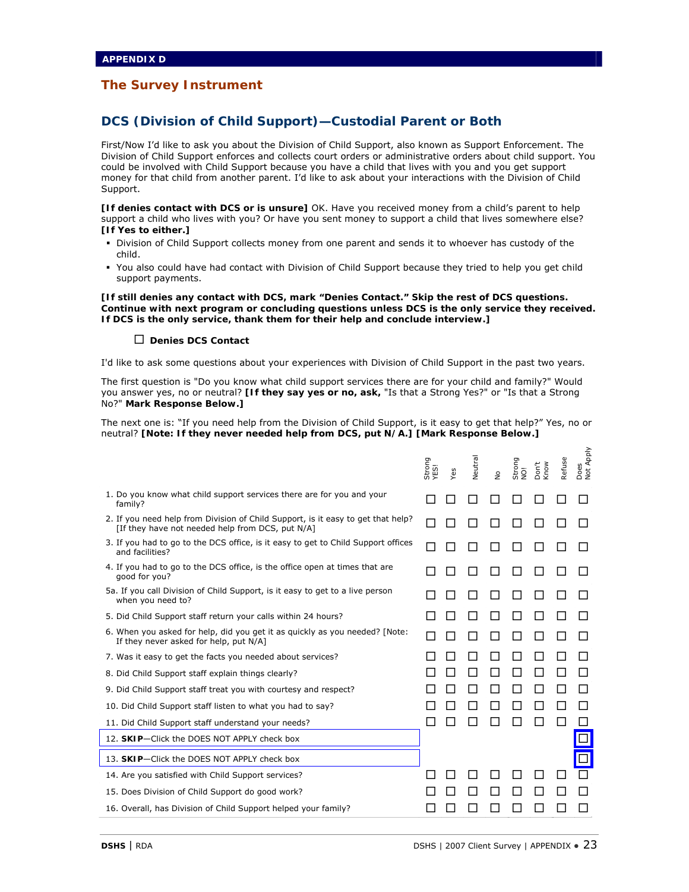**APPENDIX D**

## The Survey Instrument

### DCS (Division of Child Support)—Custodial Parent or Both

First/Now I'd like to ask you about the Division of Child Support, also known as Support Enforcement. The Division of Child Support enforces and collects court orders or administrative orders about child support. You could be involved with Child Support because you have a child that lives with you and you get support money for that child from another parent. I'd like to ask about your interactions with the Division of Child Support.

**[If denies contact with DCS or is unsure]** OK. Have you received money from a child's parent to help support a child who lives with you? Or have you sent money to support a child that lives somewhere else? **[If Yes to either.]**

- Division of Child Support collects money from one parent and sends it to whoever has custody of the child.
- You also could have had contact with Division of Child Support because they tried to help you get child support payments.

**[If still denies any contact with DCS, mark "Denies Contact." Skip the rest of DCS questions. Continue with next program or concluding questions unless DCS is the only service they received. If DCS is the only service, thank them for their help and conclude interview.]**

☐ **Denies DCS Contact**

I'd like to ask some questions about your experiences with Division of Child Support in the past two years.

The first question is "Do you know what child support services there are for your child and family?" Would you answer yes, no or neutral? **[If they say yes or no, ask,** "Is that a Strong Yes?" or "Is that a Strong No?" **Mark Response Below.]**

The next one is: "If you need help from the Division of Child Support, is it easy to get that help?" Yes, no or neutral? **[Note: If they never needed help from DCS, put N/A.] [Mark Response Below.]**

| | Strong YES! | Yes | Neutral | No | Strong NO! | Don't Know | Refuse | Does Not Apply |
|---|---|---|---|---|---|---|---|---|
| 1. Do you know what child support services there are for you and your family? | ☐ | ☐ | ☐ | ☐ | ☐ | ☐ | ☐ | ☐ |
| 2. If you need help from Division of Child Support, is it easy to get that help? [If they have not needed help from DCS, put N/A] | ☐ | ☐ | ☐ | ☐ | ☐ | ☐ | ☐ | ☐ |
| 3. If you had to go to the DCS office, is it easy to get to Child Support offices and facilities? | ☐ | ☐ | ☐ | ☐ | ☐ | ☐ | ☐ | ☐ |
| 4. If you had to go to the DCS office, is the office open at times that are good for you? | ☐ | ☐ | ☐ | ☐ | ☐ | ☐ | ☐ | ☐ |
| 5a. If you call Division of Child Support, is it easy to get to a live person when you need to? | ☐ | ☐ | ☐ | ☐ | ☐ | ☐ | ☐ | ☐ |
| 5. Did Child Support staff return your calls within 24 hours? | ☐ | ☐ | ☐ | ☐ | ☐ | ☐ | ☐ | ☐ |
| 6. When you asked for help, did you get it as quickly as you needed? [Note: If they never asked for help, put N/A] | ☐ | ☐ | ☐ | ☐ | ☐ | ☐ | ☐ | ☐ |
| 7. Was it easy to get the facts you needed about services? | ☐ | ☐ | ☐ | ☐ | ☐ | ☐ | ☐ | ☐ |
| 8. Did Child Support staff explain things clearly? | ☐ | ☐ | ☐ | ☐ | ☐ | ☐ | ☐ | ☐ |
| 9. Did Child Support staff treat you with courtesy and respect? | ☐ | ☐ | ☐ | ☐ | ☐ | ☐ | ☐ | ☐ |
| 10. Did Child Support staff listen to what you had to say? | ☐ | ☐ | ☐ | ☐ | ☐ | ☐ | ☐ | ☐ |
| 11. Did Child Support staff understand your needs? | ☐ | ☐ | ☐ | ☐ | ☐ | ☐ | ☐ | ☐ |
| 12. **SKIP**—Click the DOES NOT APPLY check box | | | | | | | | ☐ |
| 13. **SKIP**—Click the DOES NOT APPLY check box | | | | | | | | ☐ |
| 14. Are you satisfied with Child Support services? | ☐ | ☐ | ☐ | ☐ | ☐ | ☐ | ☐ | ☐ |
| 15. Does Division of Child Support do good work? | ☐ | ☐ | ☐ | ☐ | ☐ | ☐ | ☐ | ☐ |
| 16. Overall, has Division of Child Support helped your family? | ☐ | ☐ | ☐ | ☐ | ☐ | ☐ | ☐ | ☐ |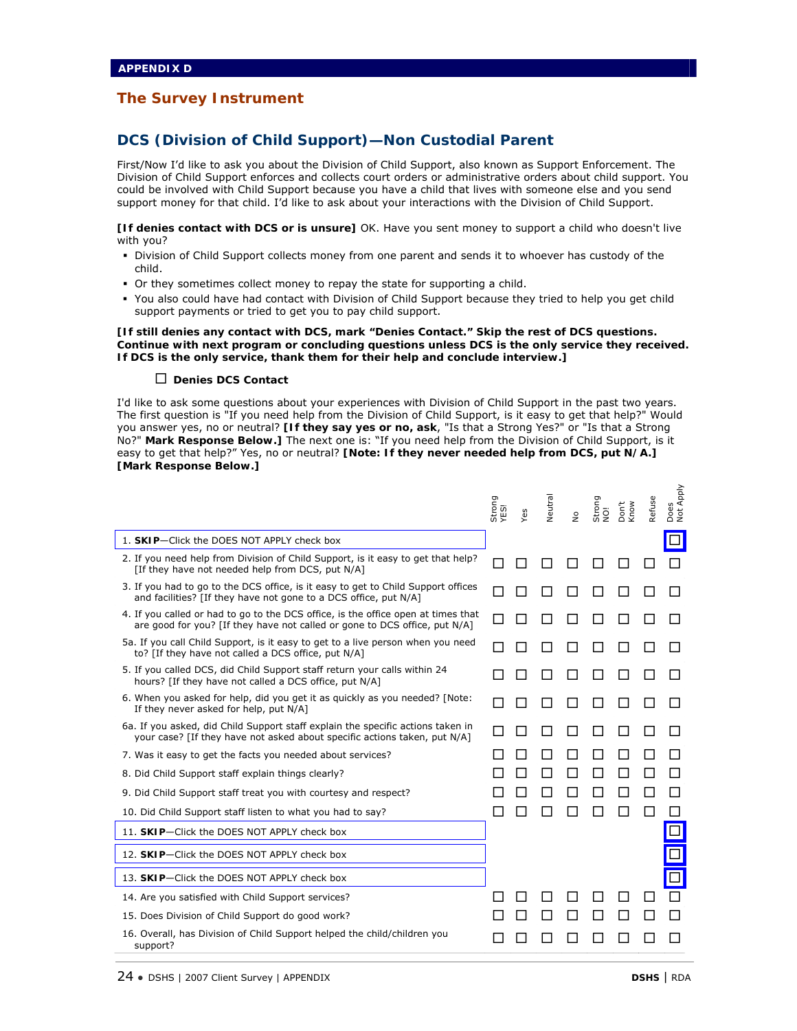## APPENDIX D

# The Survey Instrument

## DCS (Division of Child Support)—Non Custodial Parent

First/Now I'd like to ask you about the Division of Child Support, also known as Support Enforcement. The Division of Child Support enforces and collects court orders or administrative orders about child support. You could be involved with Child Support because you have a child that lives with someone else and you send support money for that child. I'd like to ask about your interactions with the Division of Child Support.

**[If denies contact with DCS or is unsure]** OK. Have you sent money to support a child who doesn't live with you?

- Division of Child Support collects money from one parent and sends it to whoever has custody of the child.
- Or they sometimes collect money to repay the state for supporting a child.
- You also could have had contact with Division of Child Support because they tried to help you get child support payments or tried to get you to pay child support.

**[If still denies any contact with DCS, mark "Denies Contact." Skip the rest of DCS questions. Continue with next program or concluding questions unless DCS is the only service they received. If DCS is the only service, thank them for their help and conclude interview.]**

☐ **Denies DCS Contact**

I'd like to ask some questions about your experiences with Division of Child Support in the past two years. The first question is "If you need help from the Division of Child Support, is it easy to get that help?" Would you answer yes, no or neutral? **[If they say yes or no, ask**, "Is that a Strong Yes?" or "Is that a Strong No?" **Mark Response Below.]** The next one is: "If you need help from the Division of Child Support, is it easy to get that help?" Yes, no or neutral? **[Note: If they never needed help from DCS, put N/A.] [Mark Response Below.]**

| | Strong YES! | Yes | Neutral | No | Strong NO! | Don't Know | Refuse | Does Not Apply |
|---|---|---|---|---|---|---|---|---|
| 1. **SKIP**—Click the DOES NOT APPLY check box | | | | | | | | ☐ |
| 2. If you need help from Division of Child Support, is it easy to get that help? [If they have not needed help from DCS, put N/A] | ☐ | ☐ | ☐ | ☐ | ☐ | ☐ | ☐ | ☐ |
| 3. If you had to go to the DCS office, is it easy to get to Child Support offices and facilities? [If they have not gone to a DCS office, put N/A] | ☐ | ☐ | ☐ | ☐ | ☐ | ☐ | ☐ | ☐ |
| 4. If you called or had to go to the DCS office, is the office open at times that are good for you? [If they have not called or gone to DCS office, put N/A] | ☐ | ☐ | ☐ | ☐ | ☐ | ☐ | ☐ | ☐ |
| 5a. If you call Child Support, is it easy to get to a live person when you need to? [If they have not called a DCS office, put N/A] | ☐ | ☐ | ☐ | ☐ | ☐ | ☐ | ☐ | ☐ |
| 5. If you called DCS, did Child Support staff return your calls within 24 hours? [If they have not called a DCS office, put N/A] | ☐ | ☐ | ☐ | ☐ | ☐ | ☐ | ☐ | ☐ |
| 6. When you asked for help, did you get it as quickly as you needed? [Note: If they never asked for help, put N/A] | ☐ | ☐ | ☐ | ☐ | ☐ | ☐ | ☐ | ☐ |
| 6a. If you asked, did Child Support staff explain the specific actions taken in your case? [If they have not asked about specific actions taken, put N/A] | ☐ | ☐ | ☐ | ☐ | ☐ | ☐ | ☐ | ☐ |
| 7. Was it easy to get the facts you needed about services? | ☐ | ☐ | ☐ | ☐ | ☐ | ☐ | ☐ | ☐ |
| 8. Did Child Support staff explain things clearly? | ☐ | ☐ | ☐ | ☐ | ☐ | ☐ | ☐ | ☐ |
| 9. Did Child Support staff treat you with courtesy and respect? | ☐ | ☐ | ☐ | ☐ | ☐ | ☐ | ☐ | ☐ |
| 10. Did Child Support staff listen to what you had to say? | ☐ | ☐ | ☐ | ☐ | ☐ | ☐ | ☐ | ☐ |
| 11. **SKIP**—Click the DOES NOT APPLY check box | | | | | | | | ☐ |
| 12. **SKIP**—Click the DOES NOT APPLY check box | | | | | | | | ☐ |
| 13. **SKIP**—Click the DOES NOT APPLY check box | | | | | | | | ☐ |
| 14. Are you satisfied with Child Support services? | ☐ | ☐ | ☐ | ☐ | ☐ | ☐ | ☐ | ☐ |
| 15. Does Division of Child Support do good work? | ☐ | ☐ | ☐ | ☐ | ☐ | ☐ | ☐ | ☐ |
| 16. Overall, has Division of Child Support helped the child/children you support? | ☐ | ☐ | ☐ | ☐ | ☐ | ☐ | ☐ | ☐ |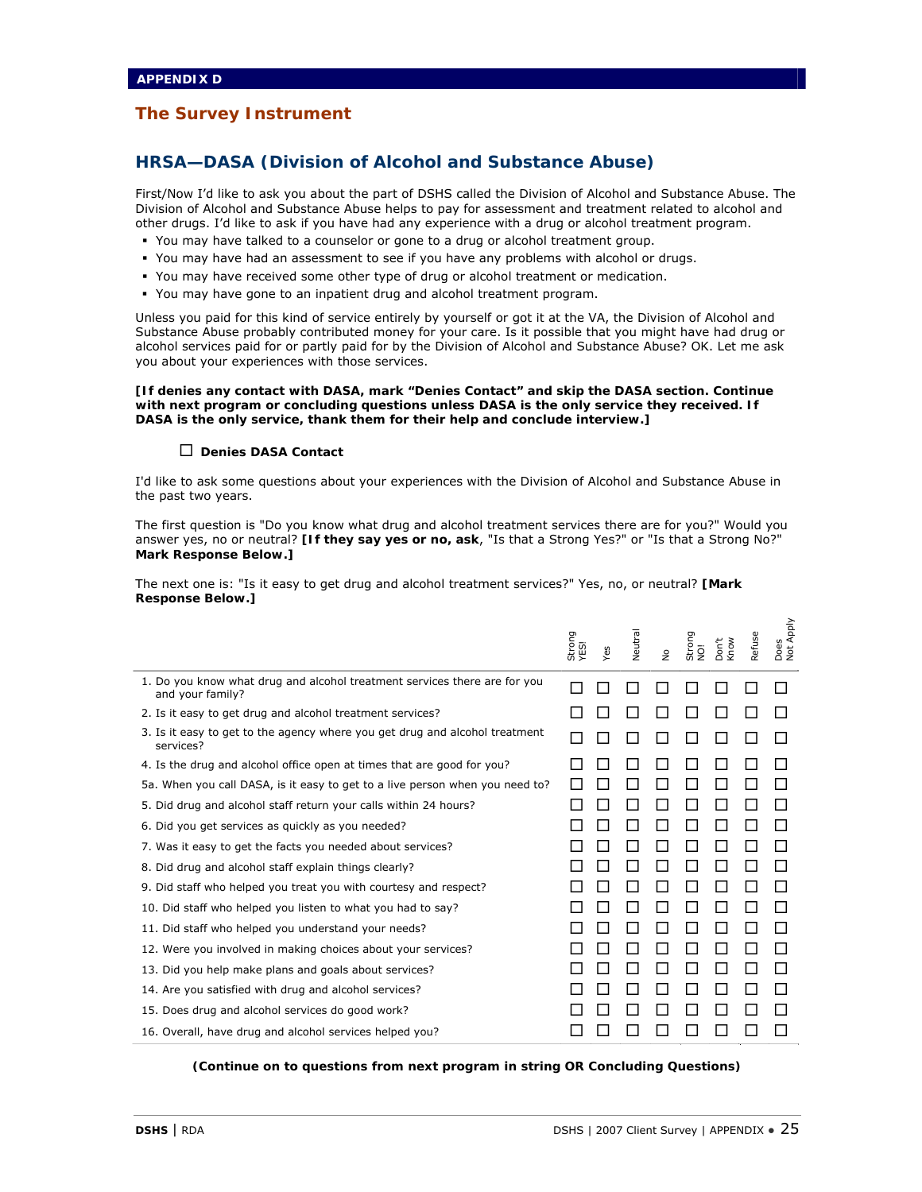APPENDIX D

# The Survey Instrument

## HRSA—DASA (Division of Alcohol and Substance Abuse)

First/Now I'd like to ask you about the part of DSHS called the Division of Alcohol and Substance Abuse. The Division of Alcohol and Substance Abuse helps to pay for assessment and treatment related to alcohol and other drugs. I'd like to ask if you have had any experience with a drug or alcohol treatment program.

- You may have talked to a counselor or gone to a drug or alcohol treatment group.
- You may have had an assessment to see if you have any problems with alcohol or drugs.
- You may have received some other type of drug or alcohol treatment or medication.
- You may have gone to an inpatient drug and alcohol treatment program.

Unless you paid for this kind of service entirely by yourself or got it at the VA, the Division of Alcohol and Substance Abuse probably contributed money for your care. Is it possible that you might have had drug or alcohol services paid for or partly paid for by the Division of Alcohol and Substance Abuse? OK. Let me ask you about your experiences with those services.

**[If denies any contact with DASA, mark "Denies Contact" and skip the DASA section. Continue with next program or concluding questions unless DASA is the only service they received. If DASA is the only service, thank them for their help and conclude interview.]**

☐ **Denies DASA Contact**

I'd like to ask some questions about your experiences with the Division of Alcohol and Substance Abuse in the past two years.

The first question is "Do you know what drug and alcohol treatment services there are for you?" Would you answer yes, no or neutral? **[If they say yes or no, ask**, "Is that a Strong Yes?" or "Is that a Strong No?" **Mark Response Below.]**

The next one is: "Is it easy to get drug and alcohol treatment services?" Yes, no, or neutral? **[Mark Response Below.]**

| | Strong YES! | Yes | Neutral | No | Strong NO! | Don't Know | Refuse | Does Not Apply |
|---|---|---|---|---|---|---|---|---|
| 1. Do you know what drug and alcohol treatment services there are for you and your family? | ☐ | ☐ | ☐ | ☐ | ☐ | ☐ | ☐ | ☐ |
| 2. Is it easy to get drug and alcohol treatment services? | ☐ | ☐ | ☐ | ☐ | ☐ | ☐ | ☐ | ☐ |
| 3. Is it easy to get to the agency where you get drug and alcohol treatment services? | ☐ | ☐ | ☐ | ☐ | ☐ | ☐ | ☐ | ☐ |
| 4. Is the drug and alcohol office open at times that are good for you? | ☐ | ☐ | ☐ | ☐ | ☐ | ☐ | ☐ | ☐ |
| 5a. When you call DASA, is it easy to get to a live person when you need to? | ☐ | ☐ | ☐ | ☐ | ☐ | ☐ | ☐ | ☐ |
| 5. Did drug and alcohol staff return your calls within 24 hours? | ☐ | ☐ | ☐ | ☐ | ☐ | ☐ | ☐ | ☐ |
| 6. Did you get services as quickly as you needed? | ☐ | ☐ | ☐ | ☐ | ☐ | ☐ | ☐ | ☐ |
| 7. Was it easy to get the facts you needed about services? | ☐ | ☐ | ☐ | ☐ | ☐ | ☐ | ☐ | ☐ |
| 8. Did drug and alcohol staff explain things clearly? | ☐ | ☐ | ☐ | ☐ | ☐ | ☐ | ☐ | ☐ |
| 9. Did staff who helped you treat you with courtesy and respect? | ☐ | ☐ | ☐ | ☐ | ☐ | ☐ | ☐ | ☐ |
| 10. Did staff who helped you listen to what you had to say? | ☐ | ☐ | ☐ | ☐ | ☐ | ☐ | ☐ | ☐ |
| 11. Did staff who helped you understand your needs? | ☐ | ☐ | ☐ | ☐ | ☐ | ☐ | ☐ | ☐ |
| 12. Were you involved in making choices about your services? | ☐ | ☐ | ☐ | ☐ | ☐ | ☐ | ☐ | ☐ |
| 13. Did you help make plans and goals about services? | ☐ | ☐ | ☐ | ☐ | ☐ | ☐ | ☐ | ☐ |
| 14. Are you satisfied with drug and alcohol services? | ☐ | ☐ | ☐ | ☐ | ☐ | ☐ | ☐ | ☐ |
| 15. Does drug and alcohol services do good work? | ☐ | ☐ | ☐ | ☐ | ☐ | ☐ | ☐ | ☐ |
| 16. Overall, have drug and alcohol services helped you? | ☐ | ☐ | ☐ | ☐ | ☐ | ☐ | ☐ | ☐ |

**(Continue on to questions from next program in string OR Concluding Questions)**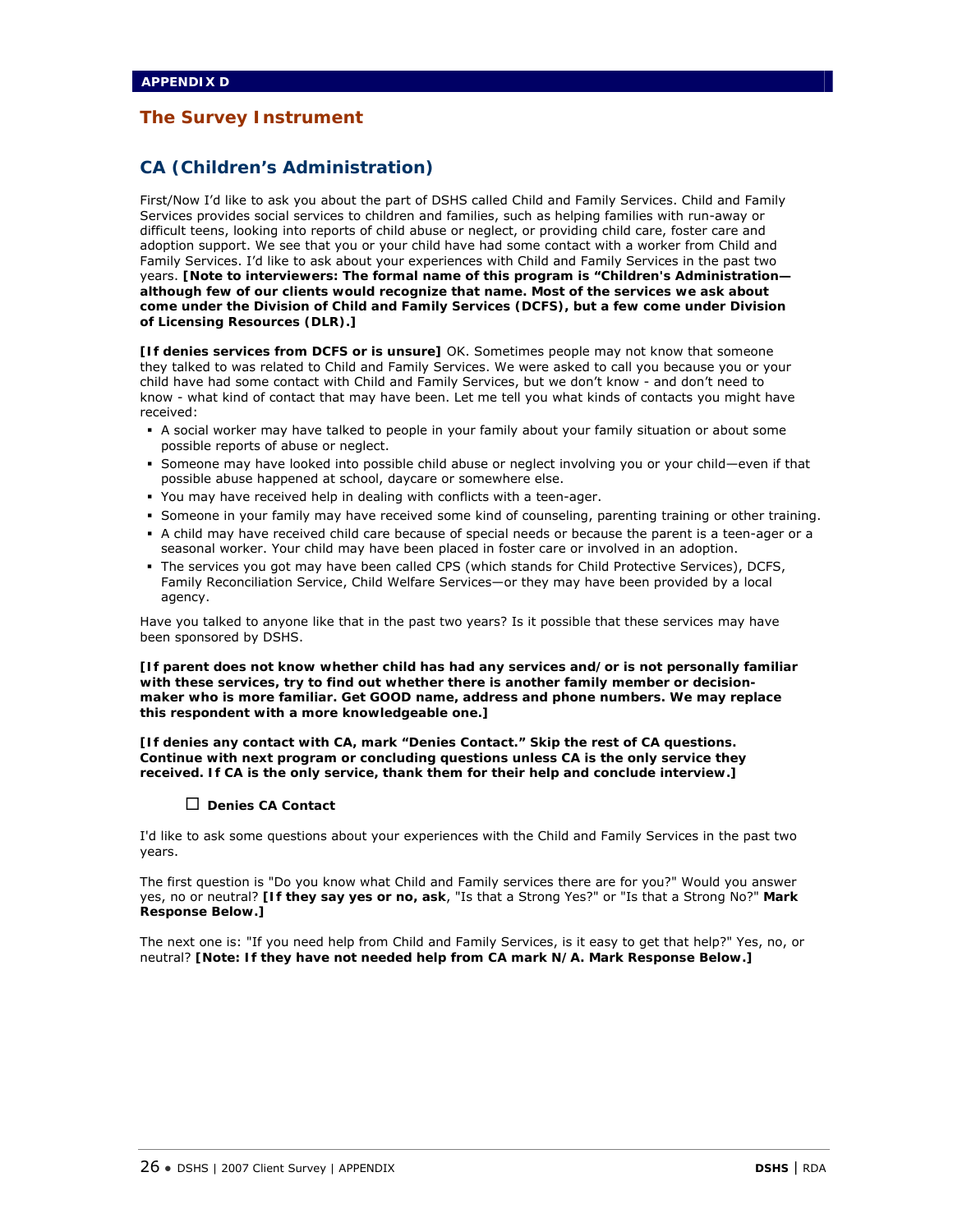**APPENDIX D**

## The Survey Instrument

## CA (Children's Administration)

First/Now I'd like to ask you about the part of DSHS called Child and Family Services. Child and Family Services provides social services to children and families, such as helping families with run-away or difficult teens, looking into reports of child abuse or neglect, or providing child care, foster care and adoption support. We see that you or your child have had some contact with a worker from Child and Family Services. I'd like to ask about your experiences with Child and Family Services in the past two years. **[Note to interviewers: The formal name of this program is "Children's Administration—although few of our clients would recognize that name. Most of the services we ask about come under the Division of Child and Family Services (DCFS), but a few come under Division of Licensing Resources (DLR).]**

**[If denies services from DCFS or is unsure]** OK. Sometimes people may not know that someone they talked to was related to Child and Family Services. We were asked to call you because you or your child have had some contact with Child and Family Services, but we don't know - and don't need to know - what kind of contact that may have been. Let me tell you what kinds of contacts you might have received:

- A social worker may have talked to people in your family about your family situation or about some possible reports of abuse or neglect.
- Someone may have looked into possible child abuse or neglect involving you or your child—even if that possible abuse happened at school, daycare or somewhere else.
- You may have received help in dealing with conflicts with a teen-ager.
- Someone in your family may have received some kind of counseling, parenting training or other training.
- A child may have received child care because of special needs or because the parent is a teen-ager or a seasonal worker. Your child may have been placed in foster care or involved in an adoption.
- The services you got may have been called CPS (which stands for Child Protective Services), DCFS, Family Reconciliation Service, Child Welfare Services—or they may have been provided by a local agency.

Have you talked to anyone like that in the past two years? Is it possible that these services may have been sponsored by DSHS.

**[If parent does not know whether child has had any services and/or is not personally familiar with these services, try to find out whether there is another family member or decision-maker who is more familiar. Get GOOD name, address and phone numbers. We may replace this respondent with a more knowledgeable one.]**

**[If denies any contact with CA, mark "Denies Contact." Skip the rest of CA questions. Continue with next program or concluding questions unless CA is the only service they received. If CA is the only service, thank them for their help and conclude interview.]**

☐ **Denies CA Contact**

I'd like to ask some questions about your experiences with the Child and Family Services in the past two years.

The first question is "Do you know what Child and Family services there are for you?" Would you answer yes, no or neutral? **[If they say yes or no, ask**, "Is that a Strong Yes?" or "Is that a Strong No?" **Mark Response Below.]**

The next one is: "If you need help from Child and Family Services, is it easy to get that help?" Yes, no, or neutral? **[Note: If they have not needed help from CA mark N/A. Mark Response Below.]**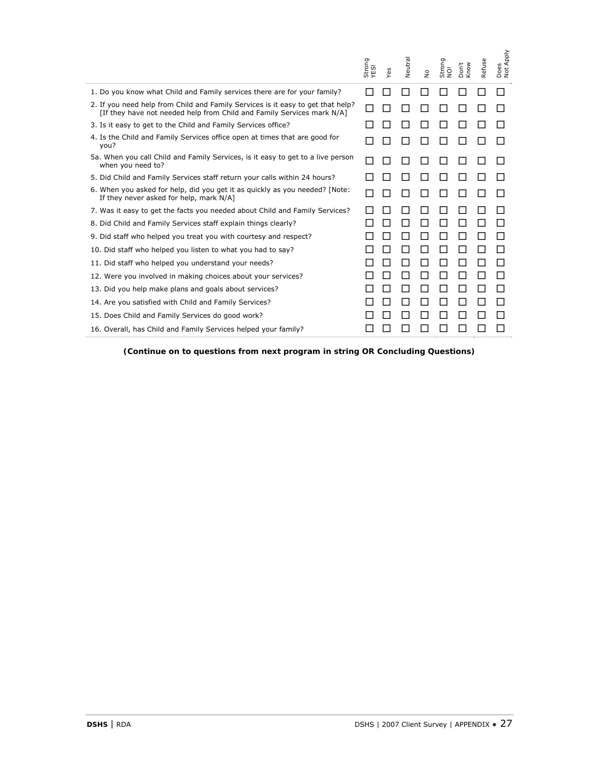| | Strong YES! | Yes | Neutral | No | Strong NO! | Don't Know | Refuse | Does Not Apply |
|---|---|---|---|---|---|---|---|---|
| 1. Do you know what Child and Family services there are for your family? | ☐ | ☐ | ☐ | ☐ | ☐ | ☐ | ☐ | ☐ |
| 2. If you need help from Child and Family Services is it easy to get that help? [If they have not needed help from Child and Family Services mark N/A] | ☐ | ☐ | ☐ | ☐ | ☐ | ☐ | ☐ | ☐ |
| 3. Is it easy to get to the Child and Family Services office? | ☐ | ☐ | ☐ | ☐ | ☐ | ☐ | ☐ | ☐ |
| 4. Is the Child and Family Services office open at times that are good for you? | ☐ | ☐ | ☐ | ☐ | ☐ | ☐ | ☐ | ☐ |
| 5a. When you call Child and Family Services, is it easy to get to a live person when you need to? | ☐ | ☐ | ☐ | ☐ | ☐ | ☐ | ☐ | ☐ |
| 5. Did Child and Family Services staff return your calls within 24 hours? | ☐ | ☐ | ☐ | ☐ | ☐ | ☐ | ☐ | ☐ |
| 6. When you asked for help, did you get it as quickly as you needed? [Note: If they never asked for help, mark N/A] | ☐ | ☐ | ☐ | ☐ | ☐ | ☐ | ☐ | ☐ |
| 7. Was it easy to get the facts you needed about Child and Family Services? | ☐ | ☐ | ☐ | ☐ | ☐ | ☐ | ☐ | ☐ |
| 8. Did Child and Family Services staff explain things clearly? | ☐ | ☐ | ☐ | ☐ | ☐ | ☐ | ☐ | ☐ |
| 9. Did staff who helped you treat you with courtesy and respect? | ☐ | ☐ | ☐ | ☐ | ☐ | ☐ | ☐ | ☐ |
| 10. Did staff who helped you listen to what you had to say? | ☐ | ☐ | ☐ | ☐ | ☐ | ☐ | ☐ | ☐ |
| 11. Did staff who helped you understand your needs? | ☐ | ☐ | ☐ | ☐ | ☐ | ☐ | ☐ | ☐ |
| 12. Were you involved in making choices about your services? | ☐ | ☐ | ☐ | ☐ | ☐ | ☐ | ☐ | ☐ |
| 13. Did you help make plans and goals about services? | ☐ | ☐ | ☐ | ☐ | ☐ | ☐ | ☐ | ☐ |
| 14. Are you satisfied with Child and Family Services? | ☐ | ☐ | ☐ | ☐ | ☐ | ☐ | ☐ | ☐ |
| 15. Does Child and Family Services do good work? | ☐ | ☐ | ☐ | ☐ | ☐ | ☐ | ☐ | ☐ |
| 16. Overall, has Child and Family Services helped your family? | ☐ | ☐ | ☐ | ☐ | ☐ | ☐ | ☐ | ☐ |

***(Continue on to questions from next program in string OR Concluding Questions)***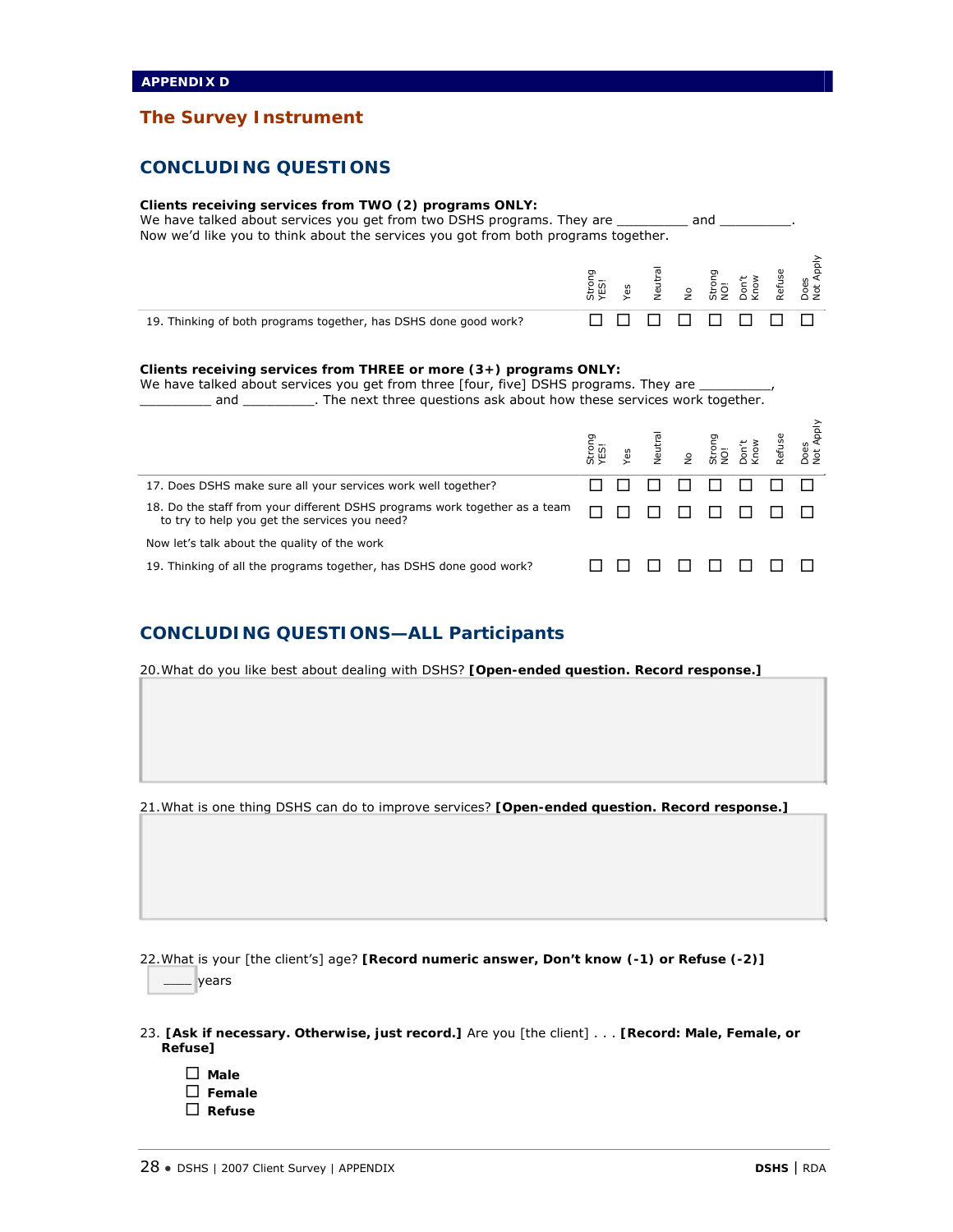APPENDIX D

## The Survey Instrument

### CONCLUDING QUESTIONS

**Clients receiving services from TWO (2) programs ONLY:**
We have talked about services you get from two DSHS programs. They are _________ and _________. Now we'd like you to think about the services you got from both programs together.

| | Strong YES! | Yes | Neutral | No | Strong NO! | Don't Know | Refuse | Does Not Apply |
|---|---|---|---|---|---|---|---|---|
| 19. Thinking of both programs together, has DSHS done good work? | ☐ | ☐ | ☐ | ☐ | ☐ | ☐ | ☐ | ☐ |

**Clients receiving services from THREE or more (3+) programs ONLY:**
We have talked about services you get from three [four, five] DSHS programs. They are _________, _________ and _________. The next three questions ask about how these services work together.

| | Strong YES! | Yes | Neutral | No | Strong NO! | Don't Know | Refuse | Does Not Apply |
|---|---|---|---|---|---|---|---|---|
| 17. Does DSHS make sure all your services work well together? | ☐ | ☐ | ☐ | ☐ | ☐ | ☐ | ☐ | ☐ |
| 18. Do the staff from your different DSHS programs work together as a team to try to help you get the services you need? | ☐ | ☐ | ☐ | ☐ | ☐ | ☐ | ☐ | ☐ |
| Now let's talk about the quality of the work | | | | | | | | |
| 19. Thinking of all the programs together, has DSHS done good work? | ☐ | ☐ | ☐ | ☐ | ☐ | ☐ | ☐ | ☐ |

### CONCLUDING QUESTIONS—ALL Participants

20. What do you like best about dealing with DSHS? **[Open-ended question. Record response.]**

21. What is one thing DSHS can do to improve services? **[Open-ended question. Record response.]**

22. What is your [the client's] age? **[Record numeric answer, Don't know (-1) or Refuse (-2)]**

____ years

23. **[Ask if necessary. Otherwise, just record.]** Are you [the client] . . . **[Record: Male, Female, or Refuse]**

- ☐ **Male**
- ☐ **Female**
- ☐ **Refuse**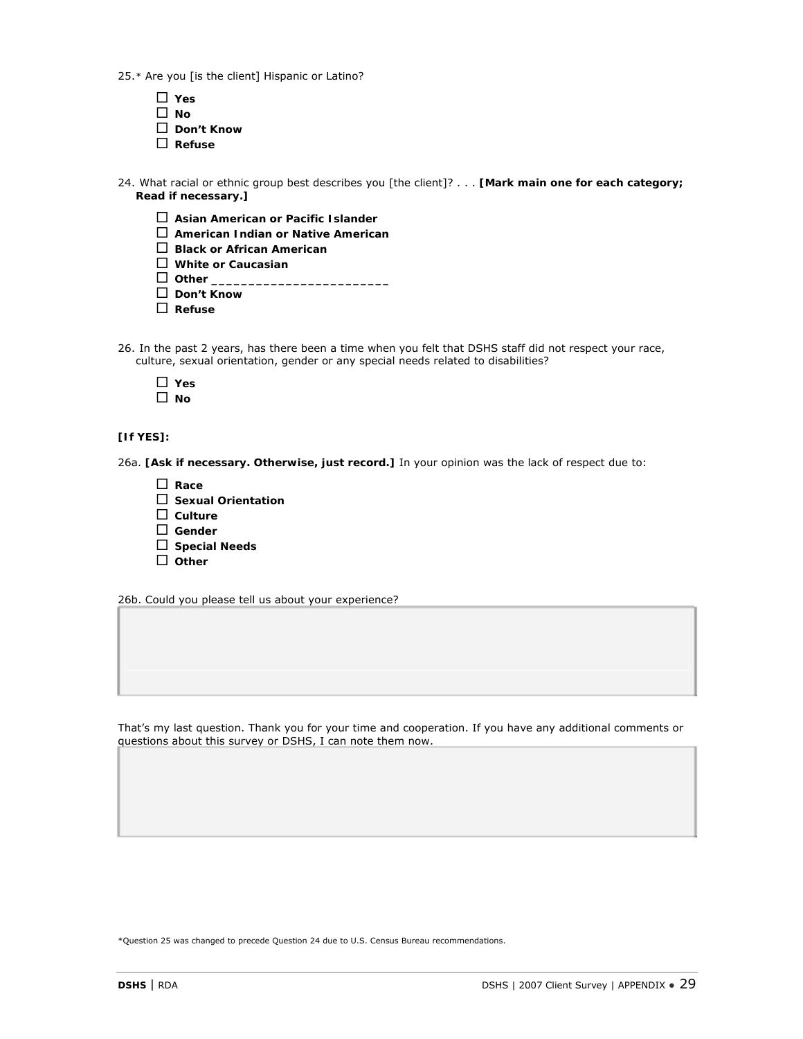25.* Are you [is the client] Hispanic or Latino?

- ☐ **Yes**
- ☐ **No**
- ☐ **Don't Know**
- ☐ **Refuse**

24. What racial or ethnic group best describes you [the client]? . . . **[Mark main one for each category; Read if necessary.]**

- ☐ **Asian American or Pacific Islander**
- ☐ **American Indian or Native American**
- ☐ **Black or African American**
- ☐ **White or Caucasian**
- ☐ **Other** ________________________
- ☐ **Don't Know**
- ☐ **Refuse**

26. In the past 2 years, has there been a time when you felt that DSHS staff did not respect your race, culture, sexual orientation, gender or any special needs related to disabilities?

- ☐ **Yes**
- ☐ **No**

**[If YES]:**

26a. **[Ask if necessary. Otherwise, just record.]** In your opinion was the lack of respect due to:

- ☐ **Race**
- ☐ **Sexual Orientation**
- ☐ **Culture**
- ☐ **Gender**
- ☐ **Special Needs**
- ☐ **Other**

26b. Could you please tell us about your experience?

That's my last question. Thank you for your time and cooperation. If you have any additional comments or questions about this survey or DSHS, I can note them now.

*Question 25 was changed to precede Question 24 due to U.S. Census Bureau recommendations.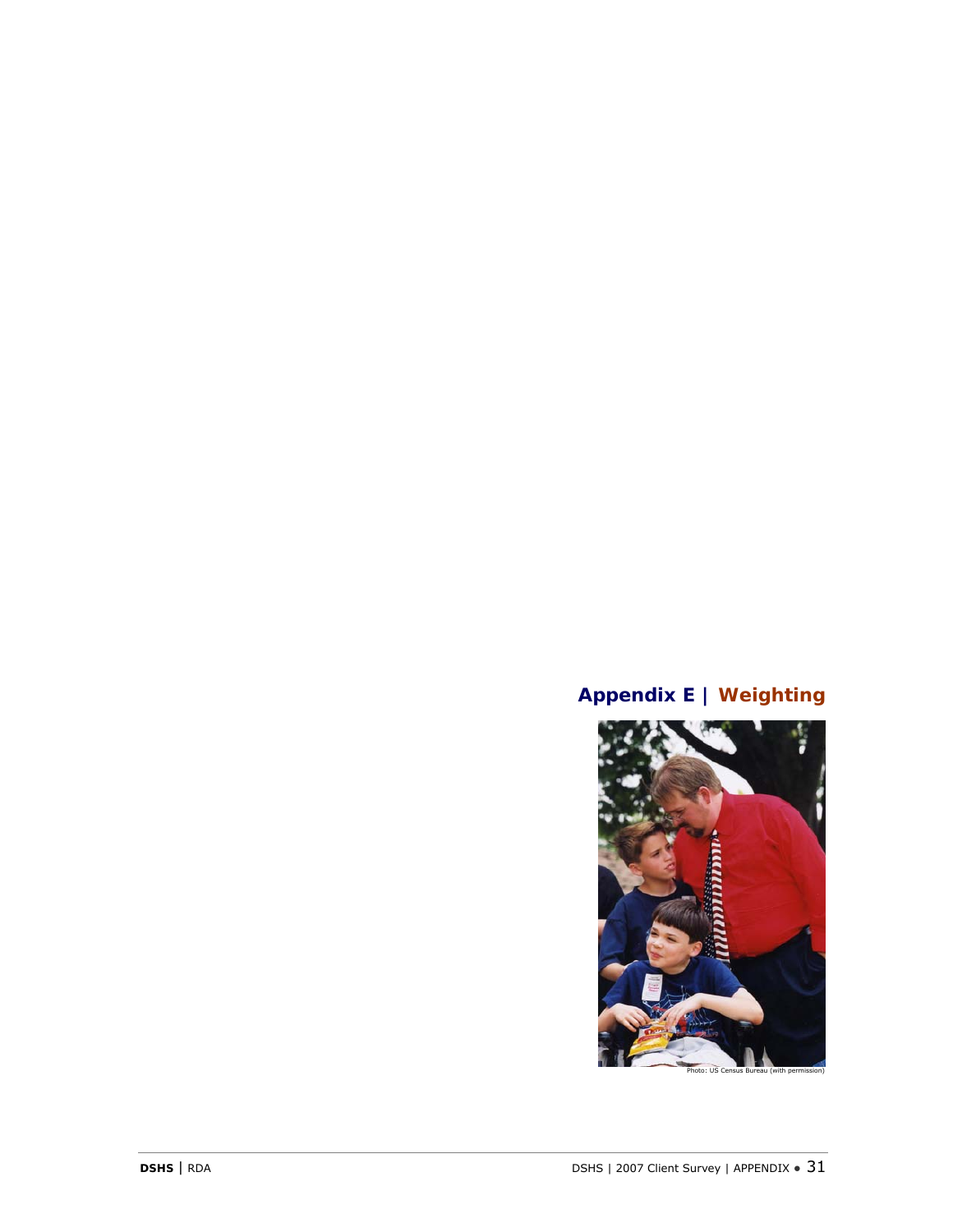# Appendix E | Weighting

Photo: US Census Bureau (with permission)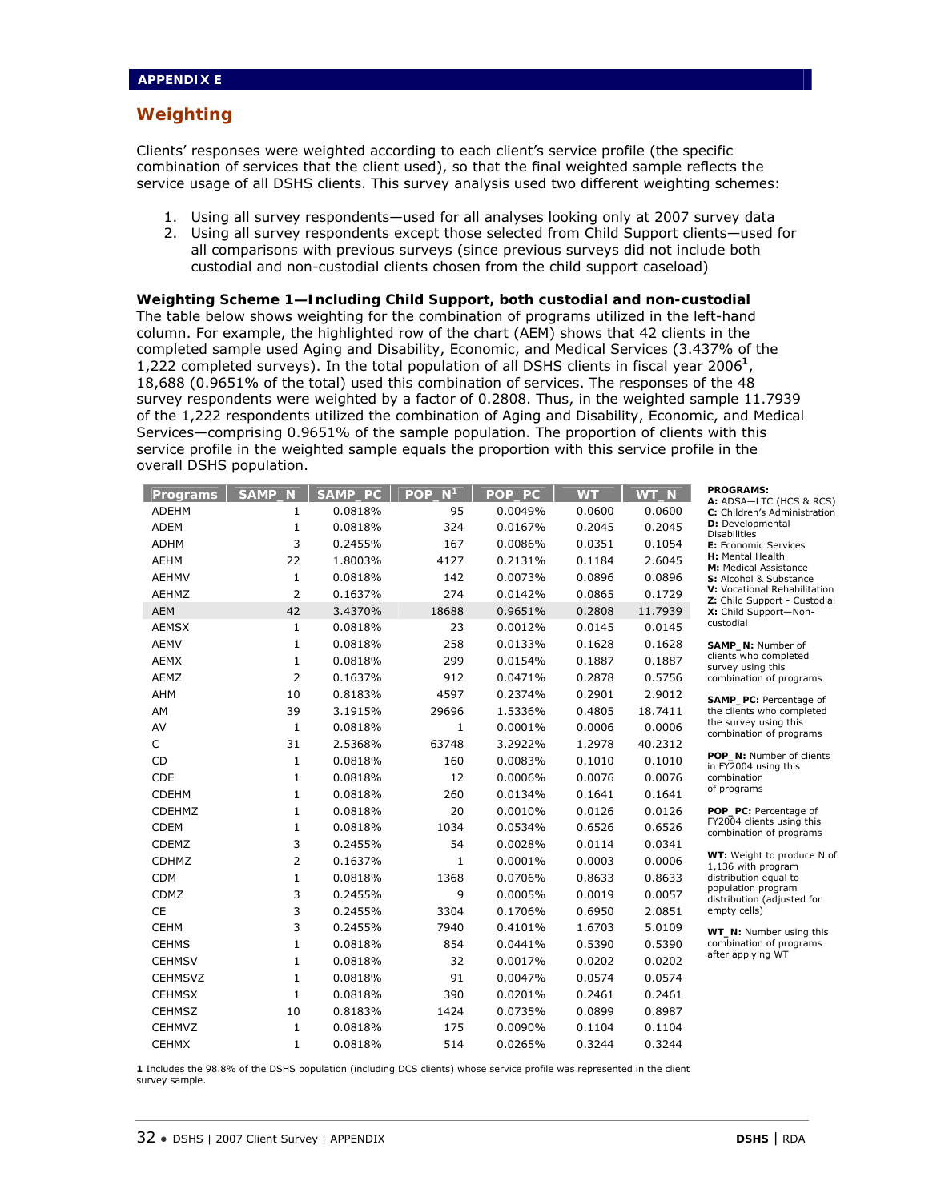**APPENDIX E**

## Weighting

Clients' responses were weighted according to each client's service profile (the specific combination of services that the client used), so that the final weighted sample reflects the service usage of all DSHS clients. This survey analysis used two different weighting schemes:

1. Using all survey respondents—used for all analyses looking only at 2007 survey data
2. Using all survey respondents except those selected from Child Support clients—used for all comparisons with previous surveys (since previous surveys did not include both custodial and non-custodial clients chosen from the child support caseload)

**Weighting Scheme 1—Including Child Support, both custodial and non-custodial**

The table below shows weighting for the combination of programs utilized in the left-hand column. For example, the highlighted row of the chart (AEM) shows that 42 clients in the completed sample used Aging and Disability, Economic, and Medical Services (3.437% of the 1,222 completed surveys). In the total population of all DSHS clients in fiscal year 2006[1], 18,688 (0.9651% of the total) used this combination of services. The responses of the 48 survey respondents were weighted by a factor of 0.2808. Thus, in the weighted sample 11.7939 of the 1,222 respondents utilized the combination of Aging and Disability, Economic, and Medical Services—comprising 0.9651% of the sample population. The proportion of clients with this service profile in the weighted sample equals the proportion with this service profile in the overall DSHS population.

| Programs | SAMP_N | SAMP_PC | POP_N[1] | POP_PC | WT | WT_N |
|---|---|---|---|---|---|---|
| ADEHM | 1 | 0.0818% | 95 | 0.0049% | 0.0600 | 0.0600 |
| ADEM | 1 | 0.0818% | 324 | 0.0167% | 0.2045 | 0.2045 |
| ADHM | 3 | 0.2455% | 167 | 0.0086% | 0.0351 | 0.1054 |
| AEHM | 22 | 1.8003% | 4127 | 0.2131% | 0.1184 | 2.6045 |
| AEHMV | 1 | 0.0818% | 142 | 0.0073% | 0.0896 | 0.0896 |
| AEHMZ | 2 | 0.1637% | 274 | 0.0142% | 0.0865 | 0.1729 |
| AEM | 42 | 3.4370% | 18688 | 0.9651% | 0.2808 | 11.7939 |
| AEMSX | 1 | 0.0818% | 23 | 0.0012% | 0.0145 | 0.0145 |
| AEMV | 1 | 0.0818% | 258 | 0.0133% | 0.1628 | 0.1628 |
| AEMX | 1 | 0.0818% | 299 | 0.0154% | 0.1887 | 0.1887 |
| AEMZ | 2 | 0.1637% | 912 | 0.0471% | 0.2878 | 0.5756 |
| AHM | 10 | 0.8183% | 4597 | 0.2374% | 0.2901 | 2.9012 |
| AM | 39 | 3.1915% | 29696 | 1.5336% | 0.4805 | 18.7411 |
| AV | 1 | 0.0818% | 1 | 0.0001% | 0.0006 | 0.0006 |
| C | 31 | 2.5368% | 63748 | 3.2922% | 1.2978 | 40.2312 |
| CD | 1 | 0.0818% | 160 | 0.0083% | 0.1010 | 0.1010 |
| CDE | 1 | 0.0818% | 12 | 0.0006% | 0.0076 | 0.0076 |
| CDEHM | 1 | 0.0818% | 260 | 0.0134% | 0.1641 | 0.1641 |
| CDEHMZ | 1 | 0.0818% | 20 | 0.0010% | 0.0126 | 0.0126 |
| CDEM | 1 | 0.0818% | 1034 | 0.0534% | 0.6526 | 0.6526 |
| CDEMZ | 3 | 0.2455% | 54 | 0.0028% | 0.0114 | 0.0341 |
| CDHMZ | 2 | 0.1637% | 1 | 0.0001% | 0.0003 | 0.0006 |
| CDM | 1 | 0.0818% | 1368 | 0.0706% | 0.8633 | 0.8633 |
| CDMZ | 3 | 0.2455% | 9 | 0.0005% | 0.0019 | 0.0057 |
| CE | 3 | 0.2455% | 3304 | 0.1706% | 0.6950 | 2.0851 |
| CEHM | 3 | 0.2455% | 7940 | 0.4101% | 1.6703 | 5.0109 |
| CEHMS | 1 | 0.0818% | 854 | 0.0441% | 0.5390 | 0.5390 |
| CEHMSV | 1 | 0.0818% | 32 | 0.0017% | 0.0202 | 0.0202 |
| CEHMSVZ | 1 | 0.0818% | 91 | 0.0047% | 0.0574 | 0.0574 |
| CEHMSX | 1 | 0.0818% | 390 | 0.0201% | 0.2461 | 0.2461 |
| CEHMSZ | 10 | 0.8183% | 1424 | 0.0735% | 0.0899 | 0.8987 |
| CEHMVZ | 1 | 0.0818% | 175 | 0.0090% | 0.1104 | 0.1104 |
| CEHMX | 1 | 0.0818% | 514 | 0.0265% | 0.3244 | 0.3244 |

**PROGRAMS:**
**A:** ADSA—LTC (HCS & RCS)
**C:** Children's Administration
**D:** Developmental Disabilities
**E:** Economic Services
**H:** Mental Health
**M:** Medical Assistance
**S:** Alcohol & Substance
**V:** Vocational Rehabilitation
**Z:** Child Support - Custodial
**X:** Child Support—Non-custodial

**SAMP_N:** Number of clients who completed survey using this combination of programs

**SAMP_PC:** Percentage of the clients who completed the survey using this combination of programs

**POP_N:** Number of clients in FY2004 using this combination of programs

**POP_PC:** Percentage of FY2004 clients using this combination of programs

**WT:** Weight to produce N of 1,136 with program distribution equal to population program distribution (adjusted for empty cells)

**WT_N:** Number using this combination of programs after applying WT

1 Includes the 98.8% of the DSHS population (including DCS clients) whose service profile was represented in the client survey sample.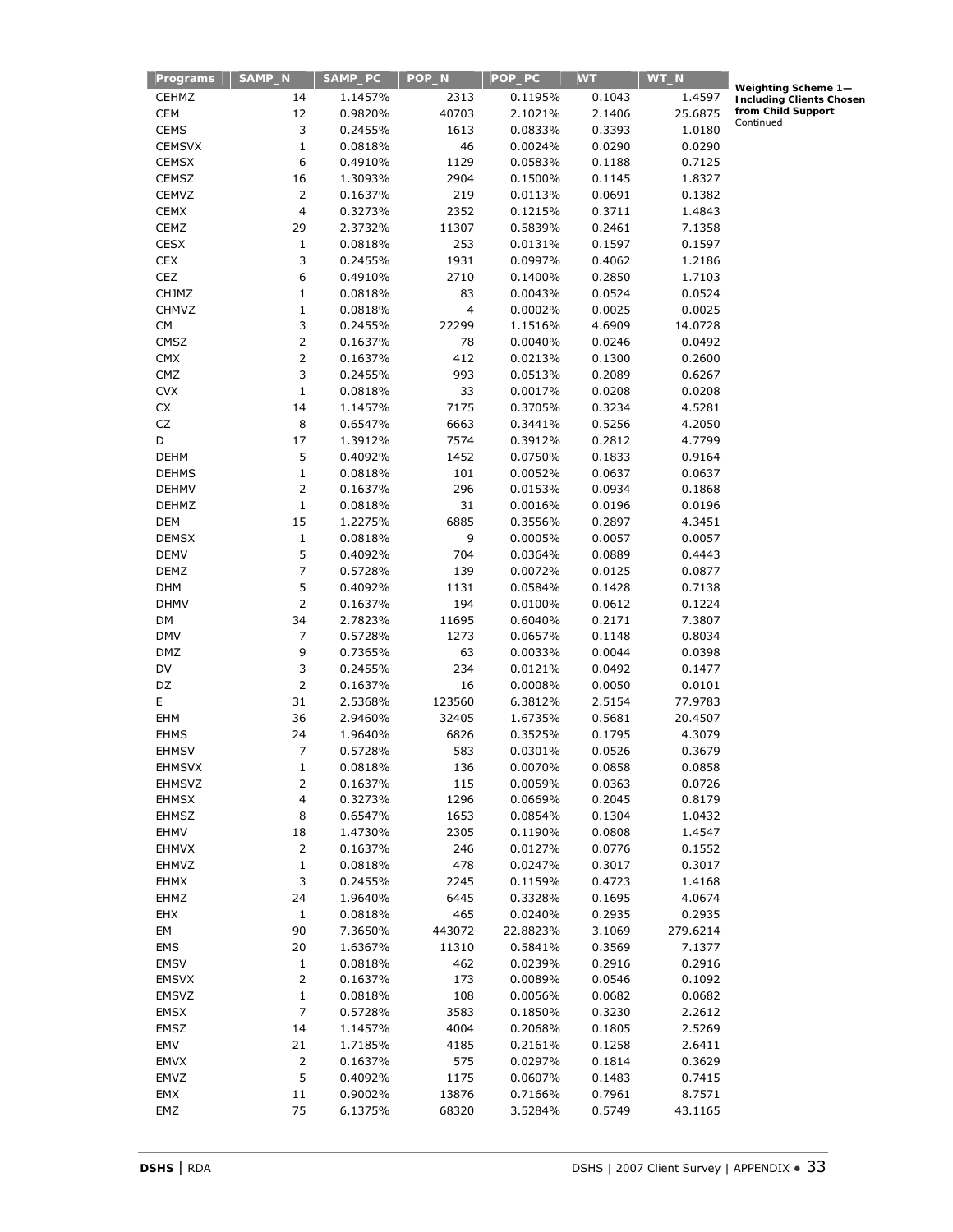**Weighting Scheme 1—Including Clients Chosen from Child Support**
Continued

| Programs | SAMP_N | SAMP_PC | POP_N | POP_PC | WT | WT_N |
|---|---|---|---|---|---|---|
| CEHMZ | 14 | 1.1457% | 2313 | 0.1195% | 0.1043 | 1.4597 |
| CEM | 12 | 0.9820% | 40703 | 2.1021% | 2.1406 | 25.6875 |
| CEMS | 3 | 0.2455% | 1613 | 0.0833% | 0.3393 | 1.0180 |
| CEMSVX | 1 | 0.0818% | 46 | 0.0024% | 0.0290 | 0.0290 |
| CEMSX | 6 | 0.4910% | 1129 | 0.0583% | 0.1188 | 0.7125 |
| CEMSZ | 16 | 1.3093% | 2904 | 0.1500% | 0.1145 | 1.8327 |
| CEMVZ | 2 | 0.1637% | 219 | 0.0113% | 0.0691 | 0.1382 |
| CEMX | 4 | 0.3273% | 2352 | 0.1215% | 0.3711 | 1.4843 |
| CEMZ | 29 | 2.3732% | 11307 | 0.5839% | 0.2461 | 7.1358 |
| CESX | 1 | 0.0818% | 253 | 0.0131% | 0.1597 | 0.1597 |
| CEX | 3 | 0.2455% | 1931 | 0.0997% | 0.4062 | 1.2186 |
| CEZ | 6 | 0.4910% | 2710 | 0.1400% | 0.2850 | 1.7103 |
| CHJMZ | 1 | 0.0818% | 83 | 0.0043% | 0.0524 | 0.0524 |
| CHMVZ | 1 | 0.0818% | 4 | 0.0002% | 0.0025 | 0.0025 |
| CM | 3 | 0.2455% | 22299 | 1.1516% | 4.6909 | 14.0728 |
| CMSZ | 2 | 0.1637% | 78 | 0.0040% | 0.0246 | 0.0492 |
| CMX | 2 | 0.1637% | 412 | 0.0213% | 0.1300 | 0.2600 |
| CMZ | 3 | 0.2455% | 993 | 0.0513% | 0.2089 | 0.6267 |
| CVX | 1 | 0.0818% | 33 | 0.0017% | 0.0208 | 0.0208 |
| CX | 14 | 1.1457% | 7175 | 0.3705% | 0.3234 | 4.5281 |
| CZ | 8 | 0.6547% | 6663 | 0.3441% | 0.5256 | 4.2050 |
| D | 17 | 1.3912% | 7574 | 0.3912% | 0.2812 | 4.7799 |
| DEHM | 5 | 0.4092% | 1452 | 0.0750% | 0.1833 | 0.9164 |
| DEHMS | 1 | 0.0818% | 101 | 0.0052% | 0.0637 | 0.0637 |
| DEHMV | 2 | 0.1637% | 296 | 0.0153% | 0.0934 | 0.1868 |
| DEHMZ | 1 | 0.0818% | 31 | 0.0016% | 0.0196 | 0.0196 |
| DEM | 15 | 1.2275% | 6885 | 0.3556% | 0.2897 | 4.3451 |
| DEMSX | 1 | 0.0818% | 9 | 0.0005% | 0.0057 | 0.0057 |
| DEMV | 5 | 0.4092% | 704 | 0.0364% | 0.0889 | 0.4443 |
| DEMZ | 7 | 0.5728% | 139 | 0.0072% | 0.0125 | 0.0877 |
| DHM | 5 | 0.4092% | 1131 | 0.0584% | 0.1428 | 0.7138 |
| DHMV | 2 | 0.1637% | 194 | 0.0100% | 0.0612 | 0.1224 |
| DM | 34 | 2.7823% | 11695 | 0.6040% | 0.2171 | 7.3807 |
| DMV | 7 | 0.5728% | 1273 | 0.0657% | 0.1148 | 0.8034 |
| DMZ | 9 | 0.7365% | 63 | 0.0033% | 0.0044 | 0.0398 |
| DV | 3 | 0.2455% | 234 | 0.0121% | 0.0492 | 0.1477 |
| DZ | 2 | 0.1637% | 16 | 0.0008% | 0.0050 | 0.0101 |
| E | 31 | 2.5368% | 123560 | 6.3812% | 2.5154 | 77.9783 |
| EHM | 36 | 2.9460% | 32405 | 1.6735% | 0.5681 | 20.4507 |
| EHMS | 24 | 1.9640% | 6826 | 0.3525% | 0.1795 | 4.3079 |
| EHMSV | 7 | 0.5728% | 583 | 0.0301% | 0.0526 | 0.3679 |
| EHMSVX | 1 | 0.0818% | 136 | 0.0070% | 0.0858 | 0.0858 |
| EHMSVZ | 2 | 0.1637% | 115 | 0.0059% | 0.0363 | 0.0726 |
| EHMSX | 4 | 0.3273% | 1296 | 0.0669% | 0.2045 | 0.8179 |
| EHMSZ | 8 | 0.6547% | 1653 | 0.0854% | 0.1304 | 1.0432 |
| EHMV | 18 | 1.4730% | 2305 | 0.1190% | 0.0808 | 1.4547 |
| EHMVX | 2 | 0.1637% | 246 | 0.0127% | 0.0776 | 0.1552 |
| EHMVZ | 1 | 0.0818% | 478 | 0.0247% | 0.3017 | 0.3017 |
| EHMX | 3 | 0.2455% | 2245 | 0.1159% | 0.4723 | 1.4168 |
| EHMZ | 24 | 1.9640% | 6445 | 0.3328% | 0.1695 | 4.0674 |
| EHX | 1 | 0.0818% | 465 | 0.0240% | 0.2935 | 0.2935 |
| EM | 90 | 7.3650% | 443072 | 22.8823% | 3.1069 | 279.6214 |
| EMS | 20 | 1.6367% | 11310 | 0.5841% | 0.3569 | 7.1377 |
| EMSV | 1 | 0.0818% | 462 | 0.0239% | 0.2916 | 0.2916 |
| EMSVX | 2 | 0.1637% | 173 | 0.0089% | 0.0546 | 0.1092 |
| EMSVZ | 1 | 0.0818% | 108 | 0.0056% | 0.0682 | 0.0682 |
| EMSX | 7 | 0.5728% | 3583 | 0.1850% | 0.3230 | 2.2612 |
| EMSZ | 14 | 1.1457% | 4004 | 0.2068% | 0.1805 | 2.5269 |
| EMV | 21 | 1.7185% | 4185 | 0.2161% | 0.1258 | 2.6411 |
| EMVX | 2 | 0.1637% | 575 | 0.0297% | 0.1814 | 0.3629 |
| EMVZ | 5 | 0.4092% | 1175 | 0.0607% | 0.1483 | 0.7415 |
| EMX | 11 | 0.9002% | 13876 | 0.7166% | 0.7961 | 8.7571 |
| EMZ | 75 | 6.1375% | 68320 | 3.5284% | 0.5749 | 43.1165 |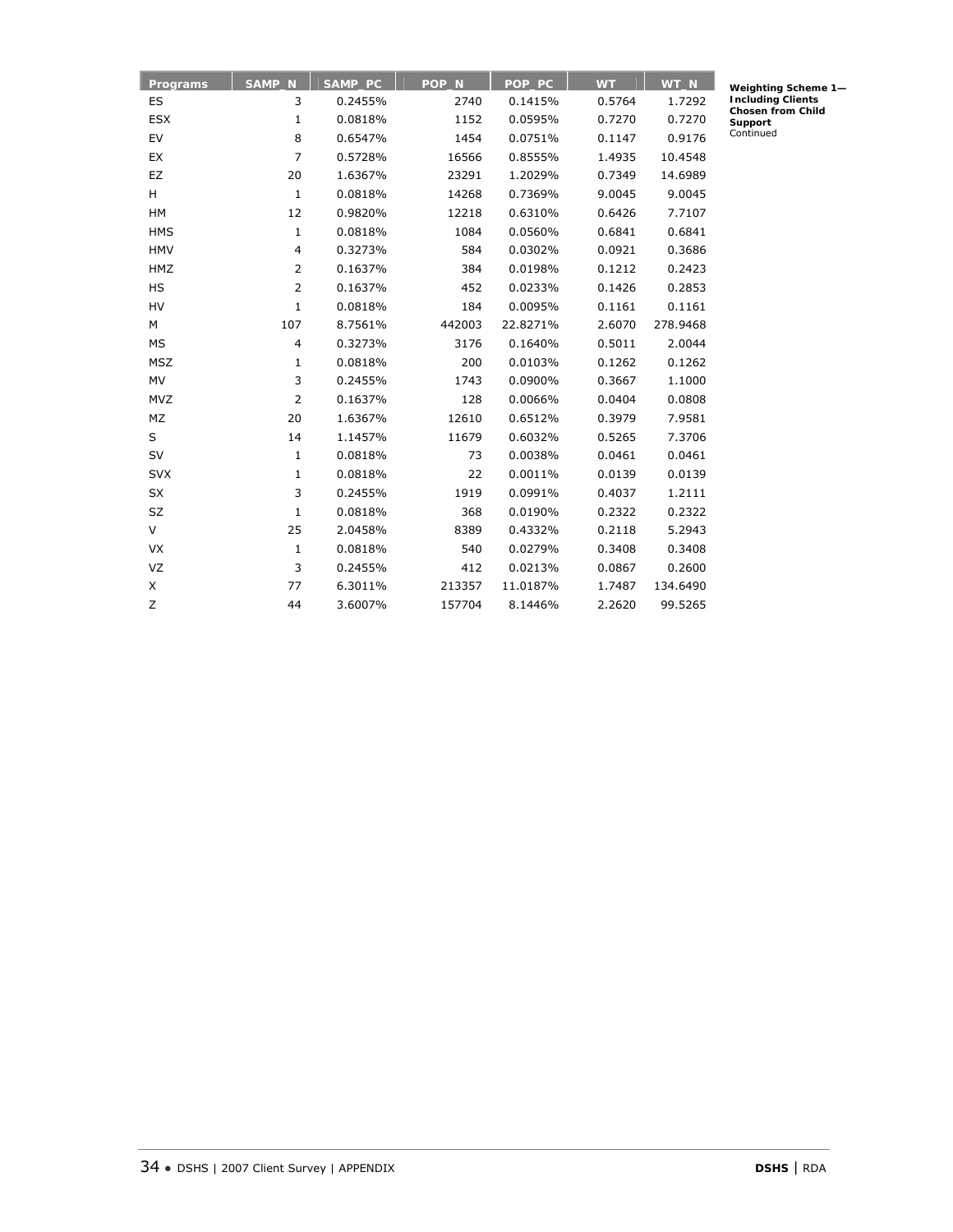**Weighting Scheme 1—Including Clients Chosen from Child Support**
Continued

| Programs | SAMP_N | SAMP_PC | POP_N | POP_PC | WT | WT_N |
|---|---|---|---|---|---|---|
| ES | 3 | 0.2455% | 2740 | 0.1415% | 0.5764 | 1.7292 |
| ESX | 1 | 0.0818% | 1152 | 0.0595% | 0.7270 | 0.7270 |
| EV | 8 | 0.6547% | 1454 | 0.0751% | 0.1147 | 0.9176 |
| EX | 7 | 0.5728% | 16566 | 0.8555% | 1.4935 | 10.4548 |
| EZ | 20 | 1.6367% | 23291 | 1.2029% | 0.7349 | 14.6989 |
| H | 1 | 0.0818% | 14268 | 0.7369% | 9.0045 | 9.0045 |
| HM | 12 | 0.9820% | 12218 | 0.6310% | 0.6426 | 7.7107 |
| HMS | 1 | 0.0818% | 1084 | 0.0560% | 0.6841 | 0.6841 |
| HMV | 4 | 0.3273% | 584 | 0.0302% | 0.0921 | 0.3686 |
| HMZ | 2 | 0.1637% | 384 | 0.0198% | 0.1212 | 0.2423 |
| HS | 2 | 0.1637% | 452 | 0.0233% | 0.1426 | 0.2853 |
| HV | 1 | 0.0818% | 184 | 0.0095% | 0.1161 | 0.1161 |
| M | 107 | 8.7561% | 442003 | 22.8271% | 2.6070 | 278.9468 |
| MS | 4 | 0.3273% | 3176 | 0.1640% | 0.5011 | 2.0044 |
| MSZ | 1 | 0.0818% | 200 | 0.0103% | 0.1262 | 0.1262 |
| MV | 3 | 0.2455% | 1743 | 0.0900% | 0.3667 | 1.1000 |
| MVZ | 2 | 0.1637% | 128 | 0.0066% | 0.0404 | 0.0808 |
| MZ | 20 | 1.6367% | 12610 | 0.6512% | 0.3979 | 7.9581 |
| S | 14 | 1.1457% | 11679 | 0.6032% | 0.5265 | 7.3706 |
| SV | 1 | 0.0818% | 73 | 0.0038% | 0.0461 | 0.0461 |
| SVX | 1 | 0.0818% | 22 | 0.0011% | 0.0139 | 0.0139 |
| SX | 3 | 0.2455% | 1919 | 0.0991% | 0.4037 | 1.2111 |
| SZ | 1 | 0.0818% | 368 | 0.0190% | 0.2322 | 0.2322 |
| V | 25 | 2.0458% | 8389 | 0.4332% | 0.2118 | 5.2943 |
| VX | 1 | 0.0818% | 540 | 0.0279% | 0.3408 | 0.3408 |
| VZ | 3 | 0.2455% | 412 | 0.0213% | 0.0867 | 0.2600 |
| X | 77 | 6.3011% | 213357 | 11.0187% | 1.7487 | 134.6490 |
| Z | 44 | 3.6007% | 157704 | 8.1446% | 2.2620 | 99.5265 |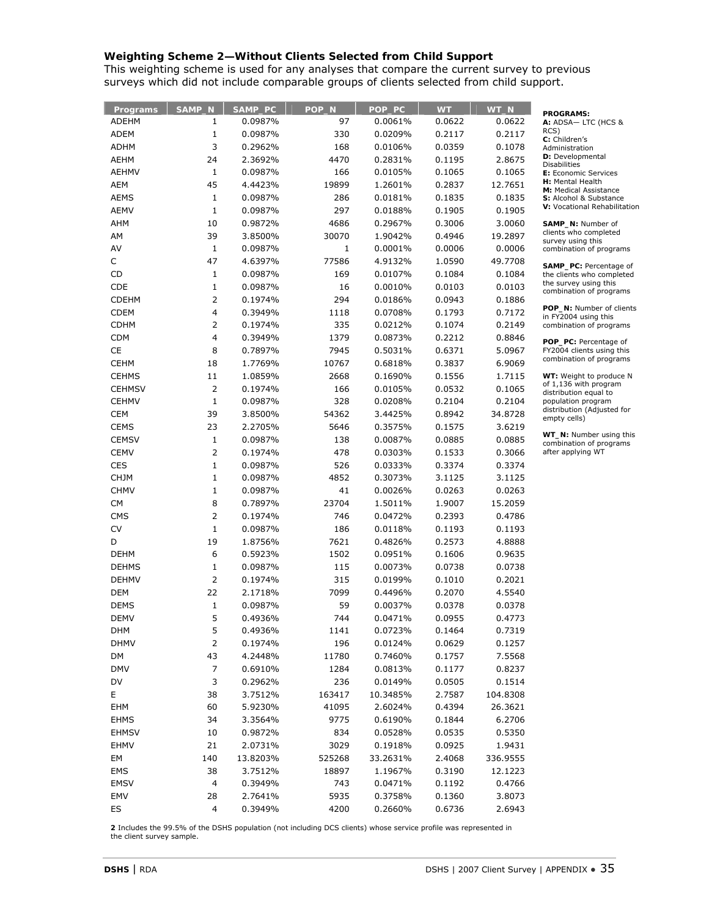**Weighting Scheme 2—Without Clients Selected from Child Support**

This weighting scheme is used for any analyses that compare the current survey to previous surveys which did not include comparable groups of clients selected from child support.

| Programs | SAMP_N | SAMP_PC | POP_N | POP_PC | WT | WT_N |
|---|---|---|---|---|---|---|
| ADEHM | 1 | 0.0987% | 97 | 0.0061% | 0.0622 | 0.0622 |
| ADEM | 1 | 0.0987% | 330 | 0.0209% | 0.2117 | 0.2117 |
| ADHM | 3 | 0.2962% | 168 | 0.0106% | 0.0359 | 0.1078 |
| AEHM | 24 | 2.3692% | 4470 | 0.2831% | 0.1195 | 2.8675 |
| AEHMV | 1 | 0.0987% | 166 | 0.0105% | 0.1065 | 0.1065 |
| AEM | 45 | 4.4423% | 19899 | 1.2601% | 0.2837 | 12.7651 |
| AEMS | 1 | 0.0987% | 286 | 0.0181% | 0.1835 | 0.1835 |
| AEMV | 1 | 0.0987% | 297 | 0.0188% | 0.1905 | 0.1905 |
| AHM | 10 | 0.9872% | 4686 | 0.2967% | 0.3006 | 3.0060 |
| AM | 39 | 3.8500% | 30070 | 1.9042% | 0.4946 | 19.2897 |
| AV | 1 | 0.0987% | 1 | 0.0001% | 0.0006 | 0.0006 |
| C | 47 | 4.6397% | 77586 | 4.9132% | 1.0590 | 49.7708 |
| CD | 1 | 0.0987% | 169 | 0.0107% | 0.1084 | 0.1084 |
| CDE | 1 | 0.0987% | 16 | 0.0010% | 0.0103 | 0.0103 |
| CDEHM | 2 | 0.1974% | 294 | 0.0186% | 0.0943 | 0.1886 |
| CDEM | 4 | 0.3949% | 1118 | 0.0708% | 0.1793 | 0.7172 |
| CDHM | 2 | 0.1974% | 335 | 0.0212% | 0.1074 | 0.2149 |
| CDM | 4 | 0.3949% | 1379 | 0.0873% | 0.2212 | 0.8846 |
| CE | 8 | 0.7897% | 7945 | 0.5031% | 0.6371 | 5.0967 |
| CEHM | 18 | 1.7769% | 10767 | 0.6818% | 0.3837 | 6.9069 |
| CEHMS | 11 | 1.0859% | 2668 | 0.1690% | 0.1556 | 1.7115 |
| CEHMSV | 2 | 0.1974% | 166 | 0.0105% | 0.0532 | 0.1065 |
| CEHMV | 1 | 0.0987% | 328 | 0.0208% | 0.2104 | 0.2104 |
| CEM | 39 | 3.8500% | 54362 | 3.4425% | 0.8942 | 34.8728 |
| CEMS | 23 | 2.2705% | 5646 | 0.3575% | 0.1575 | 3.6219 |
| CEMSV | 1 | 0.0987% | 138 | 0.0087% | 0.0885 | 0.0885 |
| CEMV | 2 | 0.1974% | 478 | 0.0303% | 0.1533 | 0.3066 |
| CES | 1 | 0.0987% | 526 | 0.0333% | 0.3374 | 0.3374 |
| CHJM | 1 | 0.0987% | 4852 | 0.3073% | 3.1125 | 3.1125 |
| CHMV | 1 | 0.0987% | 41 | 0.0026% | 0.0263 | 0.0263 |
| CM | 8 | 0.7897% | 23704 | 1.5011% | 1.9007 | 15.2059 |
| CMS | 2 | 0.1974% | 746 | 0.0472% | 0.2393 | 0.4786 |
| CV | 1 | 0.0987% | 186 | 0.0118% | 0.1193 | 0.1193 |
| D | 19 | 1.8756% | 7621 | 0.4826% | 0.2573 | 4.8888 |
| DEHM | 6 | 0.5923% | 1502 | 0.0951% | 0.1606 | 0.9635 |
| DEHMS | 1 | 0.0987% | 115 | 0.0073% | 0.0738 | 0.0738 |
| DEHMV | 2 | 0.1974% | 315 | 0.0199% | 0.1010 | 0.2021 |
| DEM | 22 | 2.1718% | 7099 | 0.4496% | 0.2070 | 4.5540 |
| DEMS | 1 | 0.0987% | 59 | 0.0037% | 0.0378 | 0.0378 |
| DEMV | 5 | 0.4936% | 744 | 0.0471% | 0.0955 | 0.4773 |
| DHM | 5 | 0.4936% | 1141 | 0.0723% | 0.1464 | 0.7319 |
| DHMV | 2 | 0.1974% | 196 | 0.0124% | 0.0629 | 0.1257 |
| DM | 43 | 4.2448% | 11780 | 0.7460% | 0.1757 | 7.5568 |
| DMV | 7 | 0.6910% | 1284 | 0.0813% | 0.1177 | 0.8237 |
| DV | 3 | 0.2962% | 236 | 0.0149% | 0.0505 | 0.1514 |
| E | 38 | 3.7512% | 163417 | 10.3485% | 2.7587 | 104.8308 |
| EHM | 60 | 5.9230% | 41095 | 2.6024% | 0.4394 | 26.3621 |
| EHMS | 34 | 3.3564% | 9775 | 0.6190% | 0.1844 | 6.2706 |
| EHMSV | 10 | 0.9872% | 834 | 0.0528% | 0.0535 | 0.5350 |
| EHMV | 21 | 2.0731% | 3029 | 0.1918% | 0.0925 | 1.9431 |
| EM | 140 | 13.8203% | 525268 | 33.2631% | 2.4068 | 336.9555 |
| EMS | 38 | 3.7512% | 18897 | 1.1967% | 0.3190 | 12.1223 |
| EMSV | 4 | 0.3949% | 743 | 0.0471% | 0.1192 | 0.4766 |
| EMV | 28 | 2.7641% | 5935 | 0.3758% | 0.1360 | 3.8073 |
| ES | 4 | 0.3949% | 4200 | 0.2660% | 0.6736 | 2.6943 |

**PROGRAMS:**
**A:** ADSA— LTC (HCS & RCS)
**C:** Children's Administration
**D:** Developmental Disabilities
**E:** Economic Services
**H:** Mental Health
**M:** Medical Assistance
**S:** Alcohol & Substance
**V:** Vocational Rehabilitation

**SAMP_N:** Number of clients who completed survey using this combination of programs

**SAMP_PC:** Percentage of the clients who completed the survey using this combination of programs

**POP_N:** Number of clients in FY2004 using this combination of programs

**POP_PC:** Percentage of FY2004 clients using this combination of programs

**WT:** Weight to produce N of 1,136 with program distribution equal to population program distribution (Adjusted for empty cells)

**WT_N:** Number using this combination of programs after applying WT

**2** Includes the 99.5% of the DSHS population (not including DCS clients) whose service profile was represented in the client survey sample.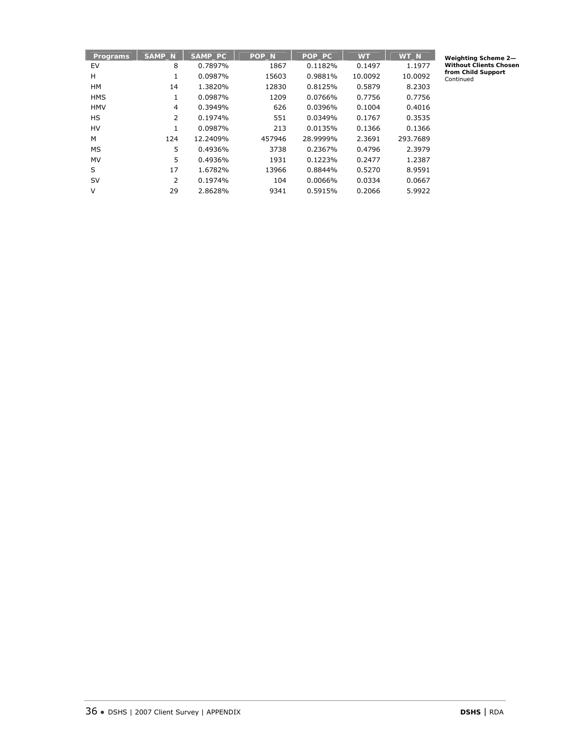**Weighting Scheme 2—Without Clients Chosen from Child Support**
Continued

| Programs | SAMP_N | SAMP_PC | POP_N | POP_PC | WT | WT_N |
|---|---|---|---|---|---|---|
| EV | 8 | 0.7897% | 1867 | 0.1182% | 0.1497 | 1.1977 |
| H | 1 | 0.0987% | 15603 | 0.9881% | 10.0092 | 10.0092 |
| HM | 14 | 1.3820% | 12830 | 0.8125% | 0.5879 | 8.2303 |
| HMS | 1 | 0.0987% | 1209 | 0.0766% | 0.7756 | 0.7756 |
| HMV | 4 | 0.3949% | 626 | 0.0396% | 0.1004 | 0.4016 |
| HS | 2 | 0.1974% | 551 | 0.0349% | 0.1767 | 0.3535 |
| HV | 1 | 0.0987% | 213 | 0.0135% | 0.1366 | 0.1366 |
| M | 124 | 12.2409% | 457946 | 28.9999% | 2.3691 | 293.7689 |
| MS | 5 | 0.4936% | 3738 | 0.2367% | 0.4796 | 2.3979 |
| MV | 5 | 0.4936% | 1931 | 0.1223% | 0.2477 | 1.2387 |
| S | 17 | 1.6782% | 13966 | 0.8844% | 0.5270 | 8.9591 |
| SV | 2 | 0.1974% | 104 | 0.0066% | 0.0334 | 0.0667 |
| V | 29 | 2.8628% | 9341 | 0.5915% | 0.2066 | 5.9922 |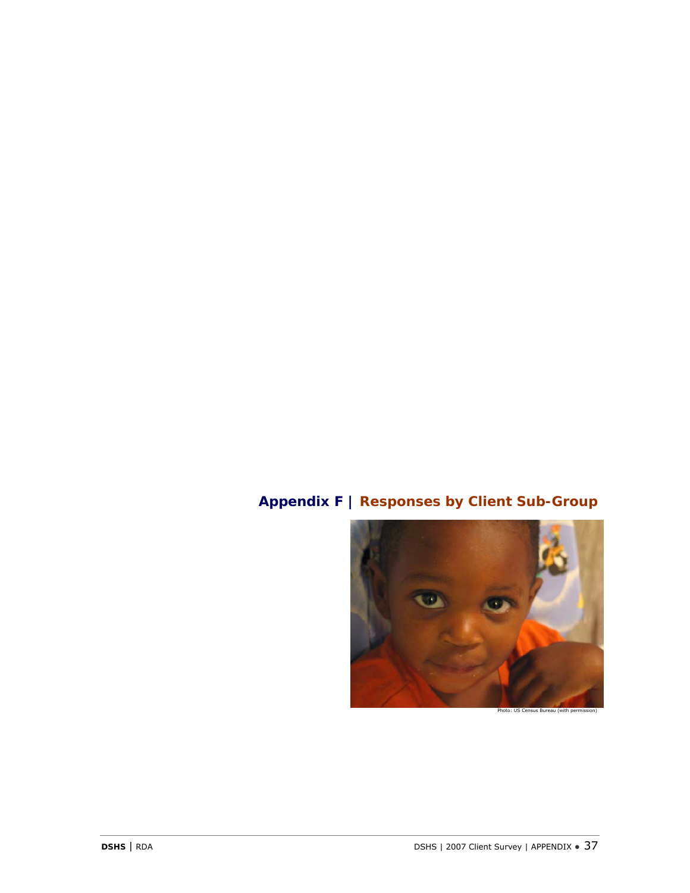# Appendix F | Responses by Client Sub-Group

Photo: US Census Bureau (with permission)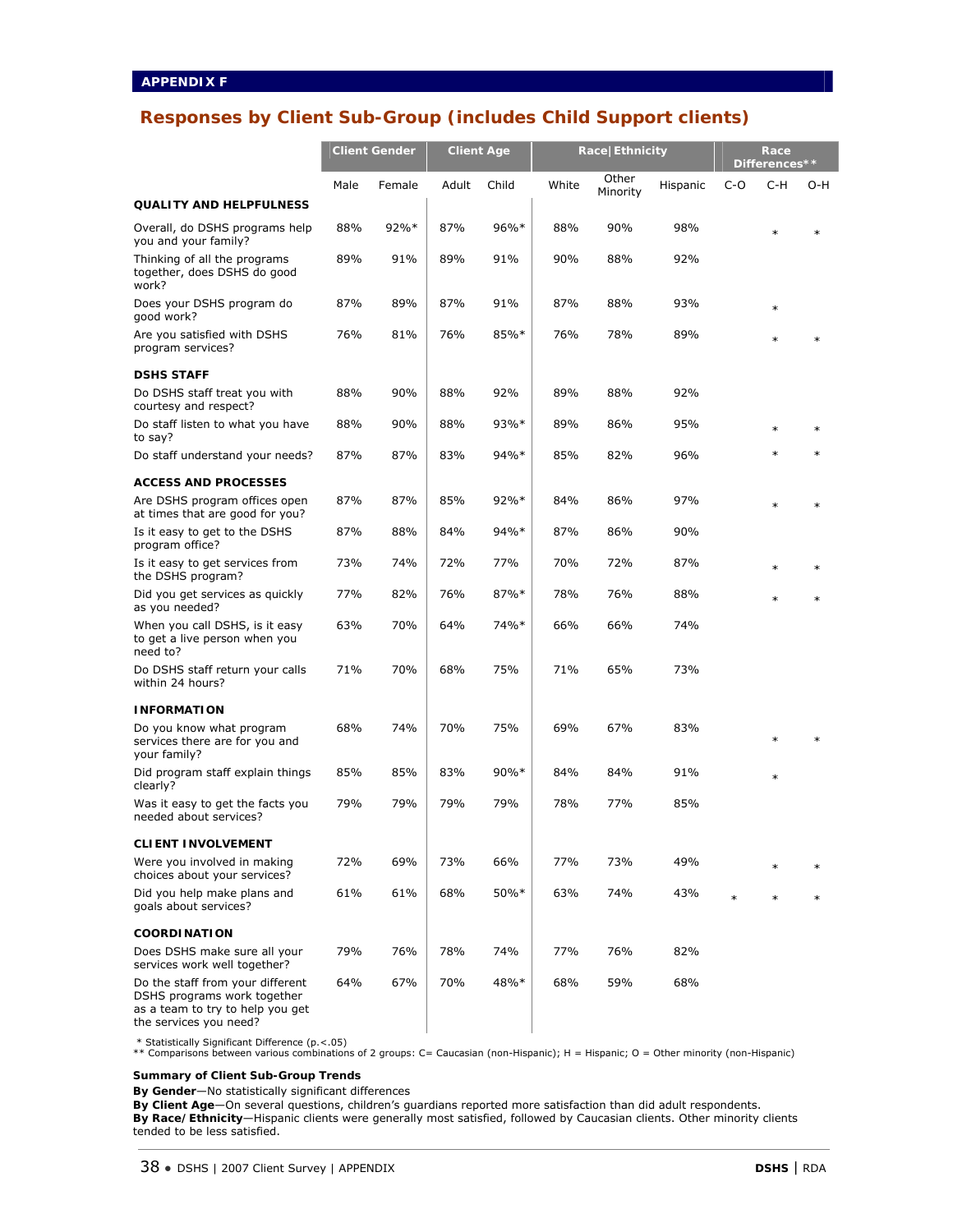APPENDIX F

## Responses by Client Sub-Group (includes Child Support clients)

| | Client Gender | | Client Age | | Race/Ethnicity | | | Race Differences** | | |
|---|---|---|---|---|---|---|---|---|---|---|
| | Male | Female | Adult | Child | White | Other Minority | Hispanic | C-O | C-H | O-H |
| **QUALITY AND HELPFULNESS** | | | | | | | | | | |
| Overall, do DSHS programs help you and your family? | 88% | 92%* | 87% | 96%* | 88% | 90% | 98% | | * | * |
| Thinking of all the programs together, does DSHS do good work? | 89% | 91% | 89% | 91% | 90% | 88% | 92% | | | |
| Does your DSHS program do good work? | 87% | 89% | 87% | 91% | 87% | 88% | 93% | | * | |
| Are you satisfied with DSHS program services? | 76% | 81% | 76% | 85%* | 76% | 78% | 89% | | * | * |
| **DSHS STAFF** | | | | | | | | | | |
| Do DSHS staff treat you with courtesy and respect? | 88% | 90% | 88% | 92% | 89% | 88% | 92% | | | |
| Do staff listen to what you have to say? | 88% | 90% | 88% | 93%* | 89% | 86% | 95% | | * | * |
| Do staff understand your needs? | 87% | 87% | 83% | 94%* | 85% | 82% | 96% | | * | * |
| **ACCESS AND PROCESSES** | | | | | | | | | | |
| Are DSHS program offices open at times that are good for you? | 87% | 87% | 85% | 92%* | 84% | 86% | 97% | | * | * |
| Is it easy to get to the DSHS program office? | 87% | 88% | 84% | 94%* | 87% | 86% | 90% | | | |
| Is it easy to get services from the DSHS program? | 73% | 74% | 72% | 77% | 70% | 72% | 87% | | * | * |
| Did you get services as quickly as you needed? | 77% | 82% | 76% | 87%* | 78% | 76% | 88% | | * | * |
| When you call DSHS, is it easy to get a live person when you need to? | 63% | 70% | 64% | 74%* | 66% | 66% | 74% | | | |
| Do DSHS staff return your calls within 24 hours? | 71% | 70% | 68% | 75% | 71% | 65% | 73% | | | |
| **INFORMATION** | | | | | | | | | | |
| Do you know what program services there are for you and your family? | 68% | 74% | 70% | 75% | 69% | 67% | 83% | | * | * |
| Did program staff explain things clearly? | 85% | 85% | 83% | 90%* | 84% | 84% | 91% | | * | |
| Was it easy to get the facts you needed about services? | 79% | 79% | 79% | 79% | 78% | 77% | 85% | | | |
| **CLIENT INVOLVEMENT** | | | | | | | | | | |
| Were you involved in making choices about your services? | 72% | 69% | 73% | 66% | 77% | 73% | 49% | | * | * |
| Did you help make plans and goals about services? | 61% | 61% | 68% | 50%* | 63% | 74% | 43% | * | * | * |
| **COORDINATION** | | | | | | | | | | |
| Does DSHS make sure all your services work well together? | 79% | 76% | 78% | 74% | 77% | 76% | 82% | | | |
| Do the staff from your different DSHS programs work together as a team to try to help you get the services you need? | 64% | 67% | 70% | 48%* | 68% | 59% | 68% | | | |

\* Statistically Significant Difference (p.<.05)
** Comparisons between various combinations of 2 groups: C= Caucasian (non-Hispanic); H = Hispanic; O = Other minority (non-Hispanic)

**Summary of Client Sub-Group Trends**

**By Gender**—No statistically significant differences

**By Client Age**—On several questions, children's guardians reported more satisfaction than did adult respondents.

**By Race/Ethnicity**—Hispanic clients were generally most satisfied, followed by Caucasian clients. Other minority clients tended to be less satisfied.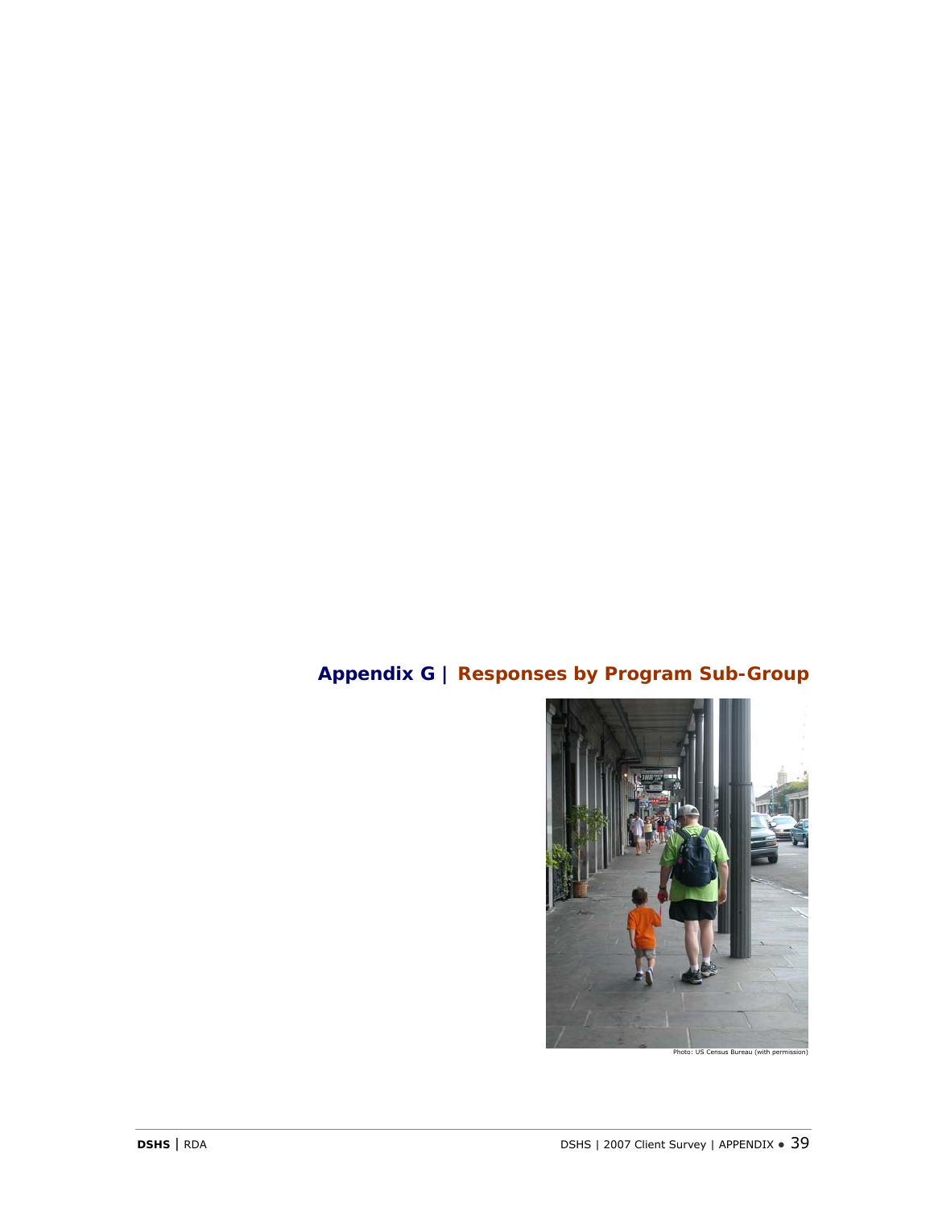# Appendix G | Responses by Program Sub-Group

Photo: US Census Bureau (with permission)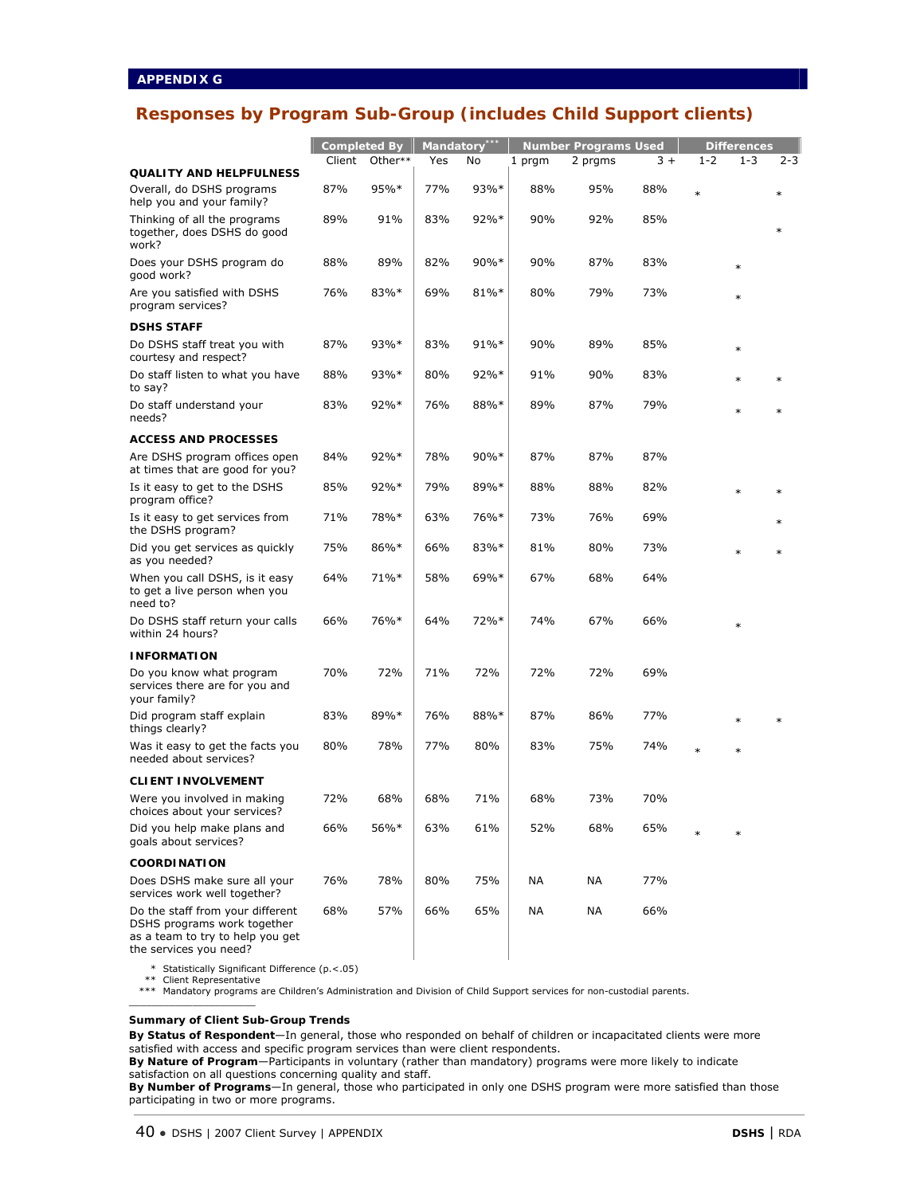**APPENDIX G**

## Responses by Program Sub-Group (includes Child Support clients)

| | Completed By | | Mandatory*** | | Number Programs Used | | | Differences | | |
|---|---|---|---|---|---|---|---|---|---|---|
| | Client | Other** | Yes | No | 1 prgm | 2 prgms | 3 + | 1-2 | 1-3 | 2-3 |
| **QUALITY AND HELPFULNESS** | | | | | | | | | | |
| Overall, do DSHS programs help you and your family? | 87% | 95%* | 77% | 93%* | 88% | 95% | 88% | * | | * |
| Thinking of all the programs together, does DSHS do good work? | 89% | 91% | 83% | 92%* | 90% | 92% | 85% | | | * |
| Does your DSHS program do good work? | 88% | 89% | 82% | 90%* | 90% | 87% | 83% | | * | |
| Are you satisfied with DSHS program services? | 76% | 83%* | 69% | 81%* | 80% | 79% | 73% | | * | |
| **DSHS STAFF** | | | | | | | | | | |
| Do DSHS staff treat you with courtesy and respect? | 87% | 93%* | 83% | 91%* | 90% | 89% | 85% | | * | |
| Do staff listen to what you have to say? | 88% | 93%* | 80% | 92%* | 91% | 90% | 83% | | * | * |
| Do staff understand your needs? | 83% | 92%* | 76% | 88%* | 89% | 87% | 79% | | * | * |
| **ACCESS AND PROCESSES** | | | | | | | | | | |
| Are DSHS program offices open at times that are good for you? | 84% | 92%* | 78% | 90%* | 87% | 87% | 87% | | | |
| Is it easy to get to the DSHS program office? | 85% | 92%* | 79% | 89%* | 88% | 88% | 82% | | * | * |
| Is it easy to get services from the DSHS program? | 71% | 78%* | 63% | 76%* | 73% | 76% | 69% | | | * |
| Did you get services as quickly as you needed? | 75% | 86%* | 66% | 83%* | 81% | 80% | 73% | | * | * |
| When you call DSHS, is it easy to get a live person when you need to? | 64% | 71%* | 58% | 69%* | 67% | 68% | 64% | | | |
| Do DSHS staff return your calls within 24 hours? | 66% | 76%* | 64% | 72%* | 74% | 67% | 66% | | * | |
| **INFORMATION** | | | | | | | | | | |
| Do you know what program services there are for you and your family? | 70% | 72% | 71% | 72% | 72% | 72% | 69% | | | |
| Did program staff explain things clearly? | 83% | 89%* | 76% | 88%* | 87% | 86% | 77% | | * | * |
| Was it easy to get the facts you needed about services? | 80% | 78% | 77% | 80% | 83% | 75% | 74% | * | * | |
| **CLIENT INVOLVEMENT** | | | | | | | | | | |
| Were you involved in making choices about your services? | 72% | 68% | 68% | 71% | 68% | 73% | 70% | | | |
| Did you help make plans and goals about services? | 66% | 56%* | 63% | 61% | 52% | 68% | 65% | * | * | |
| **COORDINATION** | | | | | | | | | | |
| Does DSHS make sure all your services work well together? | 76% | 78% | 80% | 75% | NA | NA | 77% | | | |
| Do the staff from your different DSHS programs work together as a team to try to help you get the services you need? | 68% | 57% | 66% | 65% | NA | NA | 66% | | | |

\* Statistically Significant Difference (p.<.05)
\*\* Client Representative
\*\*\* Mandatory programs are Children's Administration and Division of Child Support services for non-custodial parents.

**Summary of Client Sub-Group Trends**

**By Status of Respondent**—In general, those who responded on behalf of children or incapacitated clients were more satisfied with access and specific program services than were client respondents.

**By Nature of Program**—Participants in voluntary (rather than mandatory) programs were more likely to indicate satisfaction on all questions concerning quality and staff.

**By Number of Programs**—In general, those who participated in only one DSHS program were more satisfied than those participating in two or more programs.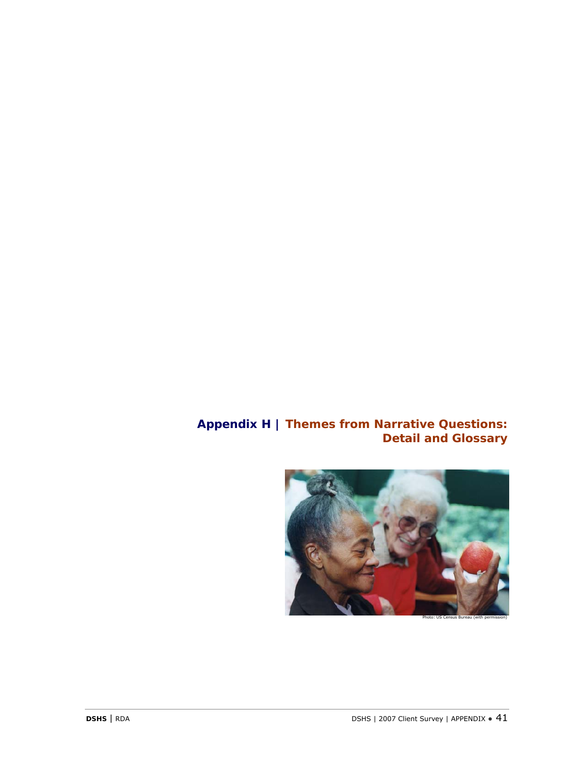# Appendix H | Themes from Narrative Questions: Detail and Glossary

Photo: US Census Bureau (with permission)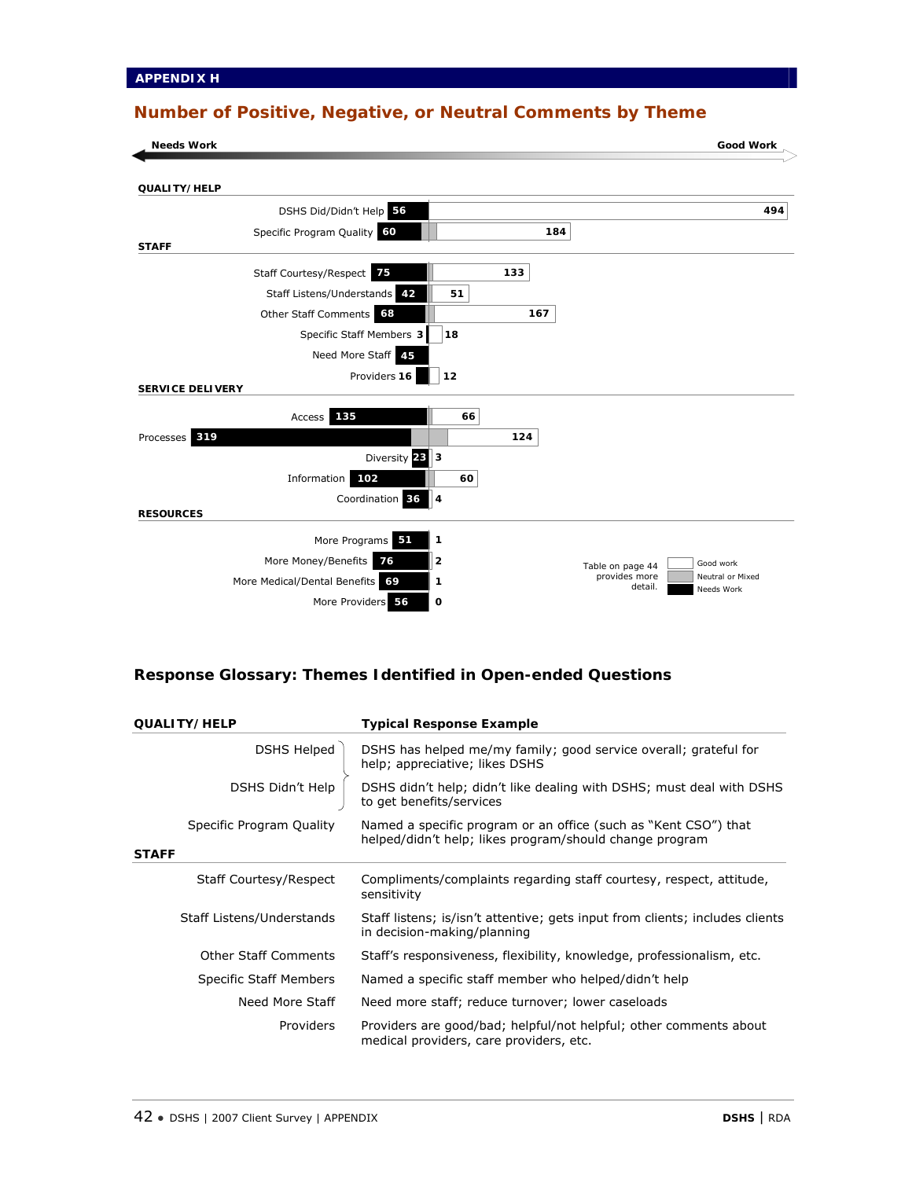**APPENDIX H**

## Number of Positive, Negative, or Neutral Comments by Theme

Needs Work ← → Good Work

| Theme | Needs Work | Good Work |
|---|---|---|
| **QUALITY/HELP** | | |
| DSHS Did/Didn't Help | 56 | 494 |
| Specific Program Quality | 60 | 184 |
| **STAFF** | | |
| Staff Courtesy/Respect | 75 | 133 |
| Staff Listens/Understands | 42 | 51 |
| Other Staff Comments | 68 | 167 |
| Specific Staff Members | 3 | 18 |
| Need More Staff | 45 | |
| Providers | 16 | 12 |
| **SERVICE DELIVERY** | | |
| Access | 135 | 66 |
| Processes | 319 | 124 |
| Diversity | 23 | 3 |
| Information | 102 | 60 |
| Coordination | 36 | 4 |
| **RESOURCES** | | |
| More Programs | 51 | 1 |
| More Money/Benefits | 76 | 2 |
| More Medical/Dental Benefits | 69 | 1 |
| More Providers | 56 | 0 |

Legend: Good work; Neutral or Mixed; Needs Work

Table on page 44 provides more detail.

## Response Glossary: Themes Identified in Open-ended Questions

| QUALITY/HELP | Typical Response Example |
|---|---|
| DSHS Helped | DSHS has helped me/my family; good service overall; grateful for help; appreciative; likes DSHS |
| DSHS Didn't Help | DSHS didn't help; didn't like dealing with DSHS; must deal with DSHS to get benefits/services |
| Specific Program Quality | Named a specific program or an office (such as "Kent CSO") that helped/didn't help; likes program/should change program |
| **STAFF** | |
| Staff Courtesy/Respect | Compliments/complaints regarding staff courtesy, respect, attitude, sensitivity |
| Staff Listens/Understands | Staff listens; is/isn't attentive; gets input from clients; includes clients in decision-making/planning |
| Other Staff Comments | Staff's responsiveness, flexibility, knowledge, professionalism, etc. |
| Specific Staff Members | Named a specific staff member who helped/didn't help |
| Need More Staff | Need more staff; reduce turnover; lower caseloads |
| Providers | Providers are good/bad; helpful/not helpful; other comments about medical providers, care providers, etc. |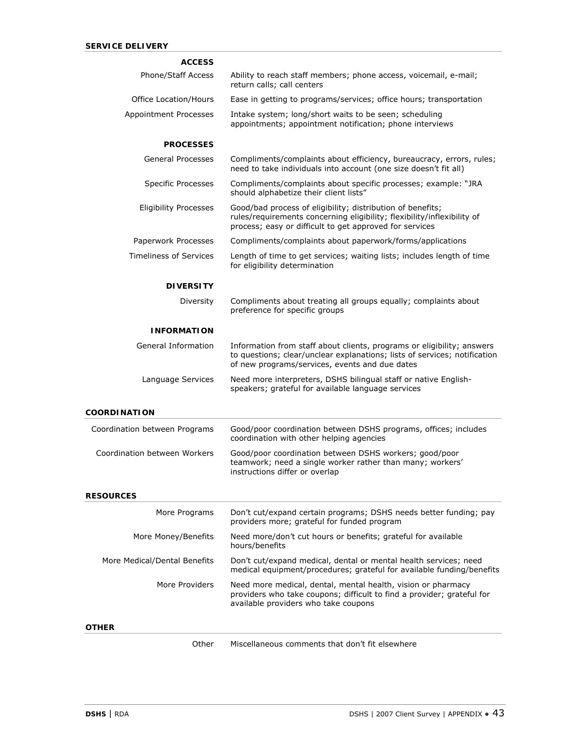## SERVICE DELIVERY

| | |
|---|---|
| **ACCESS** | |
| Phone/Staff Access | Ability to reach staff members; phone access, voicemail, e-mail; return calls; call centers |
| Office Location/Hours | Ease in getting to programs/services; office hours; transportation |
| Appointment Processes | Intake system; long/short waits to be seen; scheduling appointments; appointment notification; phone interviews |
| **PROCESSES** | |
| General Processes | Compliments/complaints about efficiency, bureaucracy, errors, rules; need to take individuals into account (one size doesn't fit all) |
| Specific Processes | Compliments/complaints about specific processes; example: "JRA should alphabetize their client lists" |
| Eligibility Processes | Good/bad process of eligibility; distribution of benefits; rules/requirements concerning eligibility; flexibility/inflexibility of process; easy or difficult to get approved for services |
| Paperwork Processes | Compliments/complaints about paperwork/forms/applications |
| Timeliness of Services | Length of time to get services; waiting lists; includes length of time for eligibility determination |
| **DIVERSITY** | |
| Diversity | Compliments about treating all groups equally; complaints about preference for specific groups |
| **INFORMATION** | |
| General Information | Information from staff about clients, programs or eligibility; answers to questions; clear/unclear explanations; lists of services; notification of new programs/services, events and due dates |
| Language Services | Need more interpreters, DSHS bilingual staff or native English-speakers; grateful for available language services |

## COORDINATION

| | |
|---|---|
| Coordination between Programs | Good/poor coordination between DSHS programs, offices; includes coordination with other helping agencies |
| Coordination between Workers | Good/poor coordination between DSHS workers; good/poor teamwork; need a single worker rather than many; workers' instructions differ or overlap |

## RESOURCES

| | |
|---|---|
| More Programs | Don't cut/expand certain programs; DSHS needs better funding; pay providers more; grateful for funded program |
| More Money/Benefits | Need more/don't cut hours or benefits; grateful for available hours/benefits |
| More Medical/Dental Benefits | Don't cut/expand medical, dental or mental health services; need medical equipment/procedures; grateful for available funding/benefits |
| More Providers | Need more medical, dental, mental health, vision or pharmacy providers who take coupons; difficult to find a provider; grateful for available providers who take coupons |

## OTHER

| | |
|---|---|
| Other | Miscellaneous comments that don't fit elsewhere |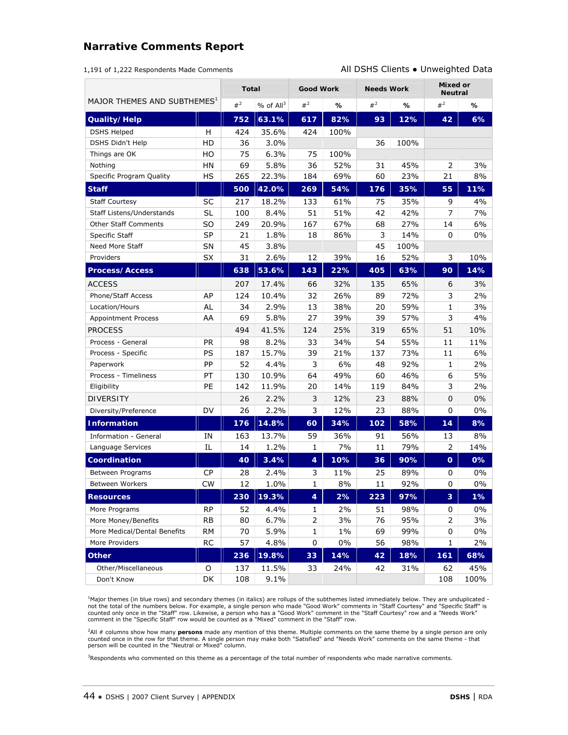## Narrative Comments Report

1,191 of 1,222 Respondents Made Comments

All DSHS Clients ● Unweighted Data

| MAJOR THEMES AND SUBTHEMES[1] | | Total | | Good Work | | Needs Work | | Mixed or Neutral | |
|---|---|---|---|---|---|---|---|---|---|
| | | #[2] | % of All[3] | #[2] | % | #[2] | % | #[2] | % |
| **Quality/ Help** | | **752** | **63.1%** | **617** | **82%** | **93** | **12%** | **42** | **6%** |
| DSHS Helped | H | 424 | 35.6% | 424 | 100% | | | | |
| DSHS Didn't Help | HD | 36 | 3.0% | | | 36 | 100% | | |
| Things are OK | HO | 75 | 6.3% | 75 | 100% | | | | |
| Nothing | HN | 69 | 5.8% | 36 | 52% | 31 | 45% | 2 | 3% |
| Specific Program Quality | HS | 265 | 22.3% | 184 | 69% | 60 | 23% | 21 | 8% |
| **Staff** | | **500** | **42.0%** | **269** | **54%** | **176** | **35%** | **55** | **11%** |
| Staff Courtesy | SC | 217 | 18.2% | 133 | 61% | 75 | 35% | 9 | 4% |
| Staff Listens/Understands | SL | 100 | 8.4% | 51 | 51% | 42 | 42% | 7 | 7% |
| Other Staff Comments | SO | 249 | 20.9% | 167 | 67% | 68 | 27% | 14 | 6% |
| Specific Staff | SP | 21 | 1.8% | 18 | 86% | 3 | 14% | 0 | 0% |
| Need More Staff | SN | 45 | 3.8% | | | 45 | 100% | | |
| Providers | SX | 31 | 2.6% | 12 | 39% | 16 | 52% | 3 | 10% |
| **Process/ Access** | | **638** | **53.6%** | **143** | **22%** | **405** | **63%** | **90** | **14%** |
| ACCESS | | 207 | 17.4% | 66 | 32% | 135 | 65% | 6 | 3% |
| Phone/Staff Access | AP | 124 | 10.4% | 32 | 26% | 89 | 72% | 3 | 2% |
| Location/Hours | AL | 34 | 2.9% | 13 | 38% | 20 | 59% | 1 | 3% |
| Appointment Process | AA | 69 | 5.8% | 27 | 39% | 39 | 57% | 3 | 4% |
| PROCESS | | 494 | 41.5% | 124 | 25% | 319 | 65% | 51 | 10% |
| Process - General | PR | 98 | 8.2% | 33 | 34% | 54 | 55% | 11 | 11% |
| Process - Specific | PS | 187 | 15.7% | 39 | 21% | 137 | 73% | 11 | 6% |
| Paperwork | PP | 52 | 4.4% | 3 | 6% | 48 | 92% | 1 | 2% |
| Process - Timeliness | PT | 130 | 10.9% | 64 | 49% | 60 | 46% | 6 | 5% |
| Eligibility | PE | 142 | 11.9% | 20 | 14% | 119 | 84% | 3 | 2% |
| DIVERSITY | | 26 | 2.2% | 3 | 12% | 23 | 88% | 0 | 0% |
| Diversity/Preference | DV | 26 | 2.2% | 3 | 12% | 23 | 88% | 0 | 0% |
| **Information** | | **176** | **14.8%** | **60** | **34%** | **102** | **58%** | **14** | **8%** |
| Information - General | IN | 163 | 13.7% | 59 | 36% | 91 | 56% | 13 | 8% |
| Language Services | IL | 14 | 1.2% | 1 | 7% | 11 | 79% | 2 | 14% |
| **Coordination** | | **40** | **3.4%** | **4** | **10%** | **36** | **90%** | **0** | **0%** |
| Between Programs | CP | 28 | 2.4% | 3 | 11% | 25 | 89% | 0 | 0% |
| Between Workers | CW | 12 | 1.0% | 1 | 8% | 11 | 92% | 0 | 0% |
| **Resources** | | **230** | **19.3%** | **4** | **2%** | **223** | **97%** | **3** | **1%** |
| More Programs | RP | 52 | 4.4% | 1 | 2% | 51 | 98% | 0 | 0% |
| More Money/Benefits | RB | 80 | 6.7% | 2 | 3% | 76 | 95% | 2 | 3% |
| More Medical/Dental Benefits | RM | 70 | 5.9% | 1 | 1% | 69 | 99% | 0 | 0% |
| More Providers | RC | 57 | 4.8% | 0 | 0% | 56 | 98% | 1 | 2% |
| **Other** | | **236** | **19.8%** | **33** | **14%** | **42** | **18%** | **161** | **68%** |
| Other/Miscellaneous | O | 137 | 11.5% | 33 | 24% | 42 | 31% | 62 | 45% |
| Don't Know | DK | 108 | 9.1% | | | | | 108 | 100% |

[1]Major themes (in blue rows) and secondary themes (in italics) are rollups of the subthemes listed immediately below. They are unduplicated - not the total of the numbers below. For example, a single person who made "Good Work" comments in "Staff Courtesy" and "Specific Staff" is counted only once in the "Staff" row. Likewise, a person who has a "Good Work" comment in the "Staff Courtesy" row and a "Needs Work" comment in the "Specific Staff" row would be counted as a "Mixed" comment in the "Staff" row.

[2]All # columns show how many **persons** made any mention of this theme. Multiple comments on the same theme by a single person are only counted once in the row for that theme. A single person may make both "Satisfied" and "Needs Work" comments on the same theme - that person will be counted in the "Neutral or Mixed" column.

[3]Respondents who commented on this theme as a percentage of the total number of respondents who made narrative comments.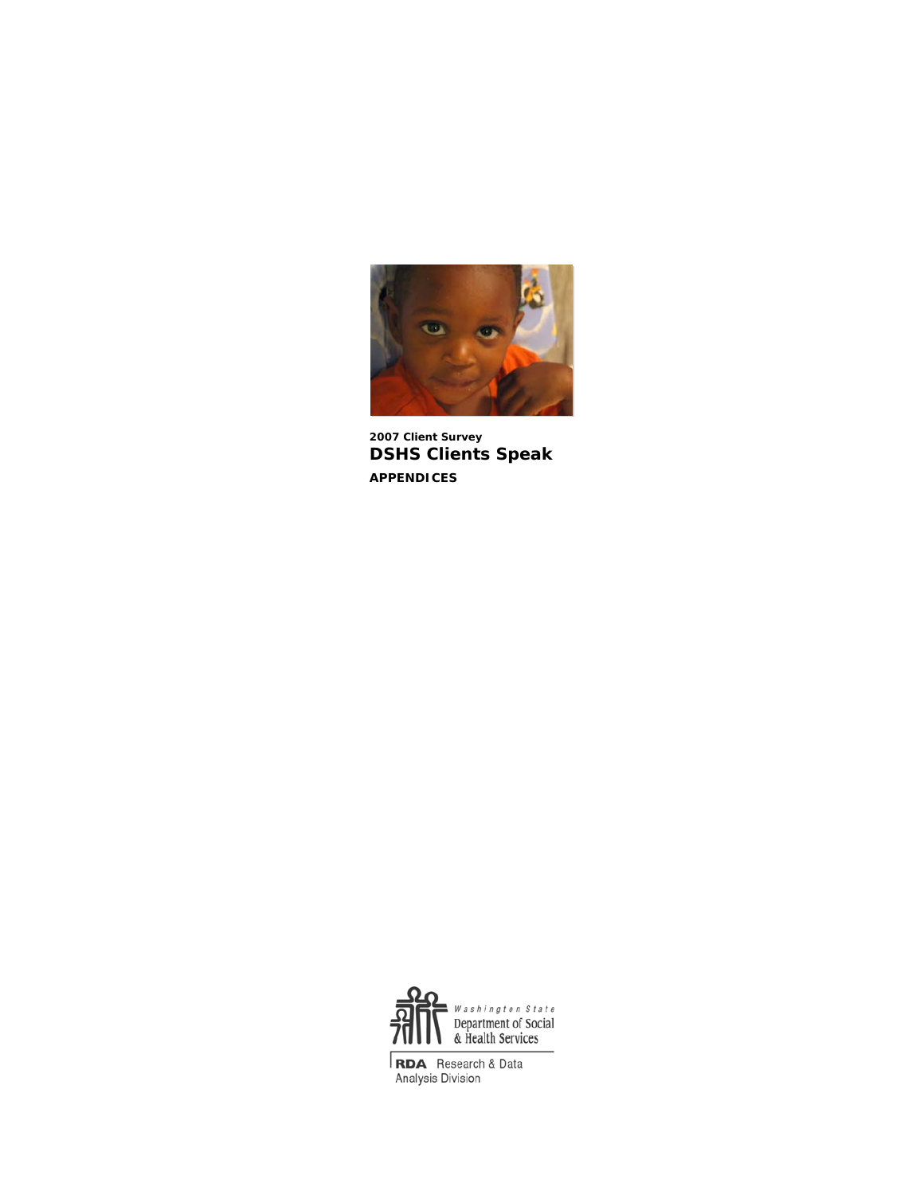2007 Client Survey

**DSHS Clients Speak**

**APPENDICES**

Washington State
Department of Social
& Health Services

RDA Research & Data
Analysis Division